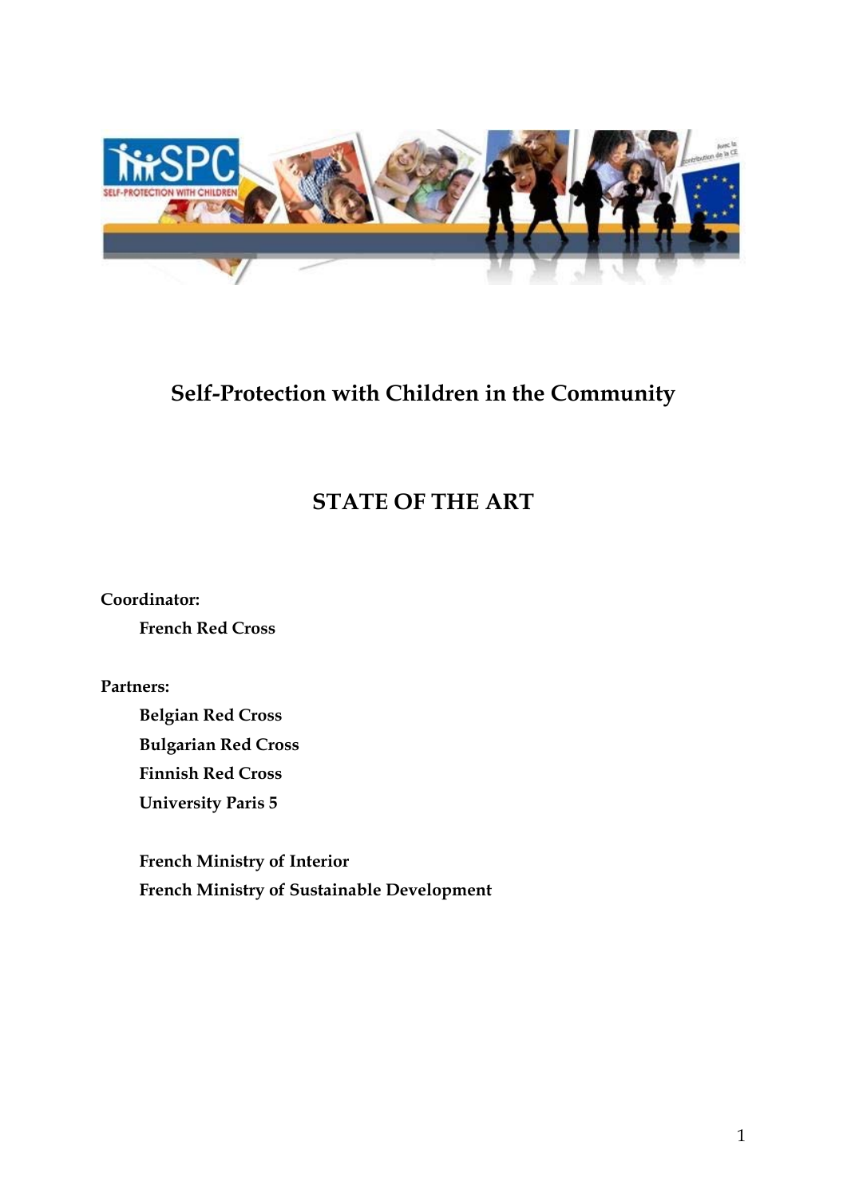# Self-Protection with Children in the Community

## STATE OF THE ART

**Coordinator:**

**French Red Cross**

**Partners:**

**Belgian Red Cross**
**Bulgarian Red Cross**
**Finnish Red Cross**
**University Paris 5**

**French Ministry of Interior**
**French Ministry of Sustainable Development**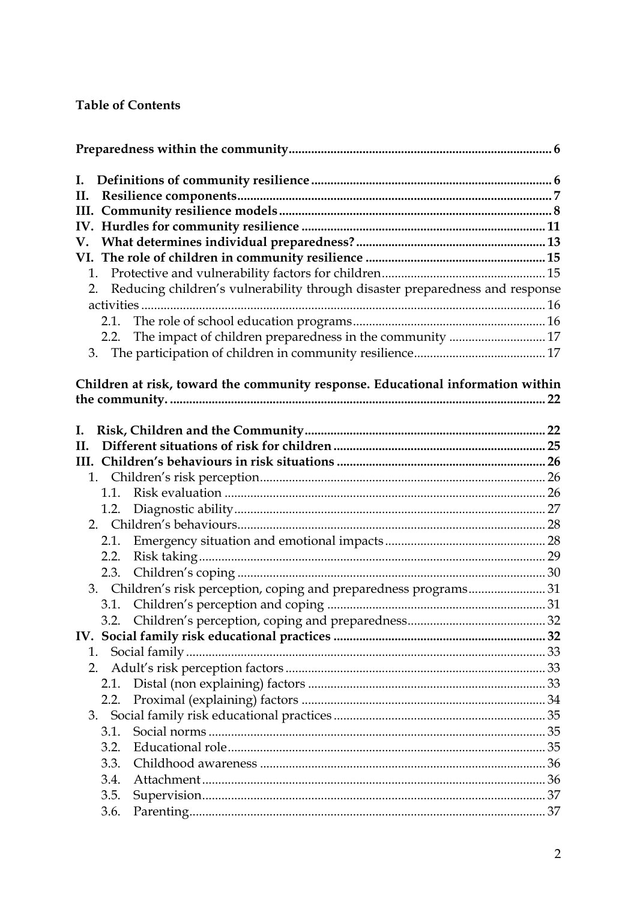**Table of Contents**

**Preparedness within the community** ........ 6

**I. Definitions of community resilience** ........ 6
**II. Resilience components** ........ 7
**III. Community resilience models** ........ 8
**IV. Hurdles for community resilience** ........ 11
**V. What determines individual preparedness?** ........ 13
**VI. The role of children in community resilience** ........ 15
1. Protective and vulnerability factors for children ........ 15
2. Reducing children's vulnerability through disaster preparedness and response activities ........ 16
   2.1. The role of school education programs ........ 16
   2.2. The impact of children preparedness in the community ........ 17
3. The participation of children in community resilience ........ 17

**Children at risk, toward the community response. Educational information within the community.** ........ 22

**I. Risk, Children and the Community** ........ 22
**II. Different situations of risk for children** ........ 25
**III. Children's behaviours in risk situations** ........ 26
1. Children's risk perception ........ 26
   1.1. Risk evaluation ........ 26
   1.2. Diagnostic ability ........ 27
2. Children's behaviours ........ 28
   2.1. Emergency situation and emotional impacts ........ 28
   2.2. Risk taking ........ 29
   2.3. Children's coping ........ 30
3. Children's risk perception, coping and preparedness programs ........ 31
   3.1. Children's perception and coping ........ 31
   3.2. Children's perception, coping and preparedness ........ 32

**IV. Social family risk educational practices** ........ 32
1. Social family ........ 33
2. Adult's risk perception factors ........ 33
   2.1. Distal (non explaining) factors ........ 33
   2.2. Proximal (explaining) factors ........ 34
3. Social family risk educational practices ........ 35
   3.1. Social norms ........ 35
   3.2. Educational role ........ 35
   3.3. Childhood awareness ........ 36
   3.4. Attachment ........ 36
   3.5. Supervision ........ 37
   3.6. Parenting ........ 37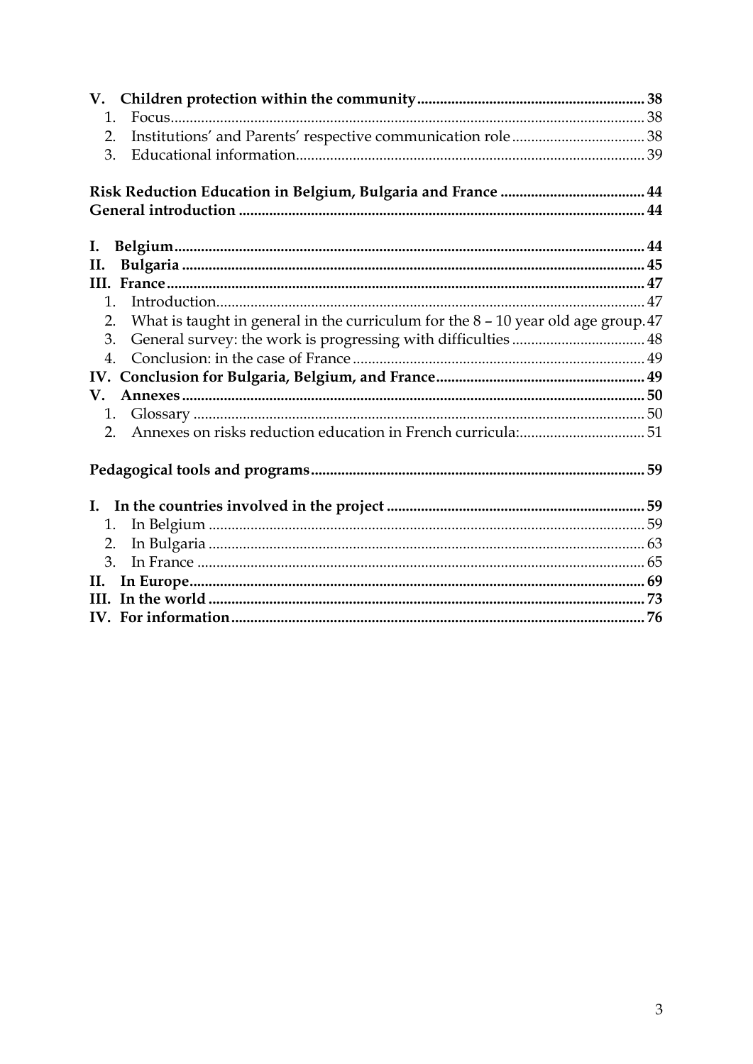**V. Children protection within the community** ........ 38

1. Focus ........ 38
2. Institutions' and Parents' respective communication role ........ 38
3. Educational information ........ 39

**Risk Reduction Education in Belgium, Bulgaria and France** ........ 44

**General introduction** ........ 44

**I. Belgium** ........ 44

**II. Bulgaria** ........ 45

**III. France** ........ 47

1. Introduction ........ 47
2. What is taught in general in the curriculum for the 8 – 10 year old age group ........ 47
3. General survey: the work is progressing with difficulties ........ 48
4. Conclusion: in the case of France ........ 49

**IV. Conclusion for Bulgaria, Belgium, and France** ........ 49

**V. Annexes** ........ 50

1. Glossary ........ 50
2. Annexes on risks reduction education in French curricula: ........ 51

**Pedagogical tools and programs** ........ 59

**I. In the countries involved in the project** ........ 59

1. In Belgium ........ 59
2. In Bulgaria ........ 63
3. In France ........ 65

**II. In Europe** ........ 69

**III. In the world** ........ 73

**IV. For information** ........ 76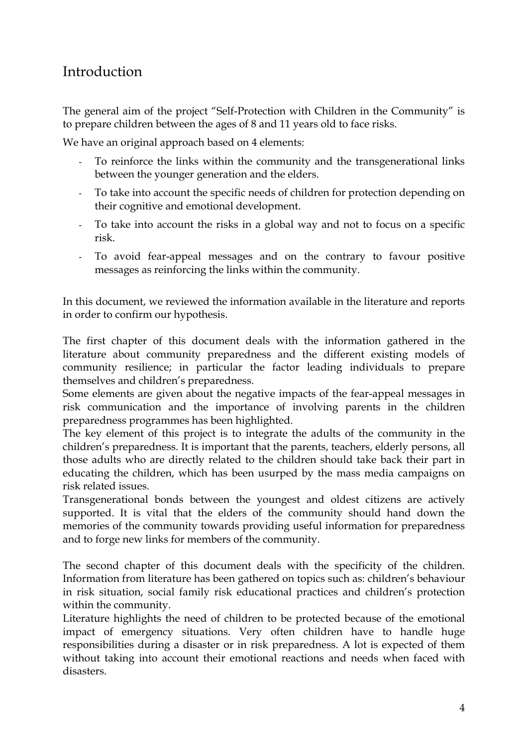# Introduction

The general aim of the project "Self-Protection with Children in the Community" is to prepare children between the ages of 8 and 11 years old to face risks.

We have an original approach based on 4 elements:

- To reinforce the links within the community and the transgenerational links between the younger generation and the elders.
- To take into account the specific needs of children for protection depending on their cognitive and emotional development.
- To take into account the risks in a global way and not to focus on a specific risk.
- To avoid fear-appeal messages and on the contrary to favour positive messages as reinforcing the links within the community.

In this document, we reviewed the information available in the literature and reports in order to confirm our hypothesis.

The first chapter of this document deals with the information gathered in the literature about community preparedness and the different existing models of community resilience; in particular the factor leading individuals to prepare themselves and children's preparedness.
Some elements are given about the negative impacts of the fear-appeal messages in risk communication and the importance of involving parents in the children preparedness programmes has been highlighted.
The key element of this project is to integrate the adults of the community in the children's preparedness. It is important that the parents, teachers, elderly persons, all those adults who are directly related to the children should take back their part in educating the children, which has been usurped by the mass media campaigns on risk related issues.
Transgenerational bonds between the youngest and oldest citizens are actively supported. It is vital that the elders of the community should hand down the memories of the community towards providing useful information for preparedness and to forge new links for members of the community.

The second chapter of this document deals with the specificity of the children. Information from literature has been gathered on topics such as: children's behaviour in risk situation, social family risk educational practices and children's protection within the community.
Literature highlights the need of children to be protected because of the emotional impact of emergency situations. Very often children have to handle huge responsibilities during a disaster or in risk preparedness. A lot is expected of them without taking into account their emotional reactions and needs when faced with disasters.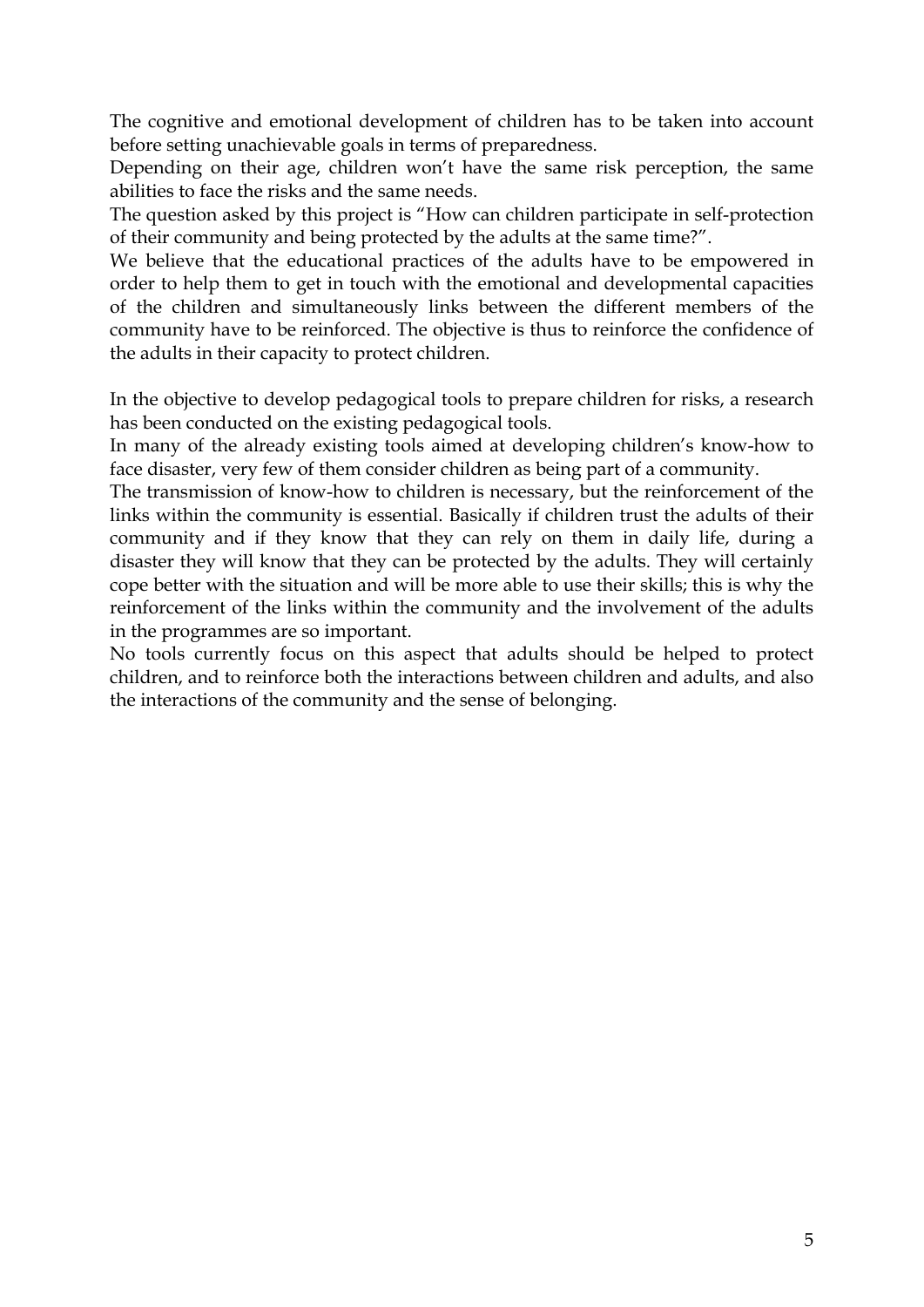The cognitive and emotional development of children has to be taken into account before setting unachievable goals in terms of preparedness.

Depending on their age, children won't have the same risk perception, the same abilities to face the risks and the same needs.

The question asked by this project is "How can children participate in self-protection of their community and being protected by the adults at the same time?".

We believe that the educational practices of the adults have to be empowered in order to help them to get in touch with the emotional and developmental capacities of the children and simultaneously links between the different members of the community have to be reinforced. The objective is thus to reinforce the confidence of the adults in their capacity to protect children.

In the objective to develop pedagogical tools to prepare children for risks, a research has been conducted on the existing pedagogical tools.

In many of the already existing tools aimed at developing children's know-how to face disaster, very few of them consider children as being part of a community.

The transmission of know-how to children is necessary, but the reinforcement of the links within the community is essential. Basically if children trust the adults of their community and if they know that they can rely on them in daily life, during a disaster they will know that they can be protected by the adults. They will certainly cope better with the situation and will be more able to use their skills; this is why the reinforcement of the links within the community and the involvement of the adults in the programmes are so important.

No tools currently focus on this aspect that adults should be helped to protect children, and to reinforce both the interactions between children and adults, and also the interactions of the community and the sense of belonging.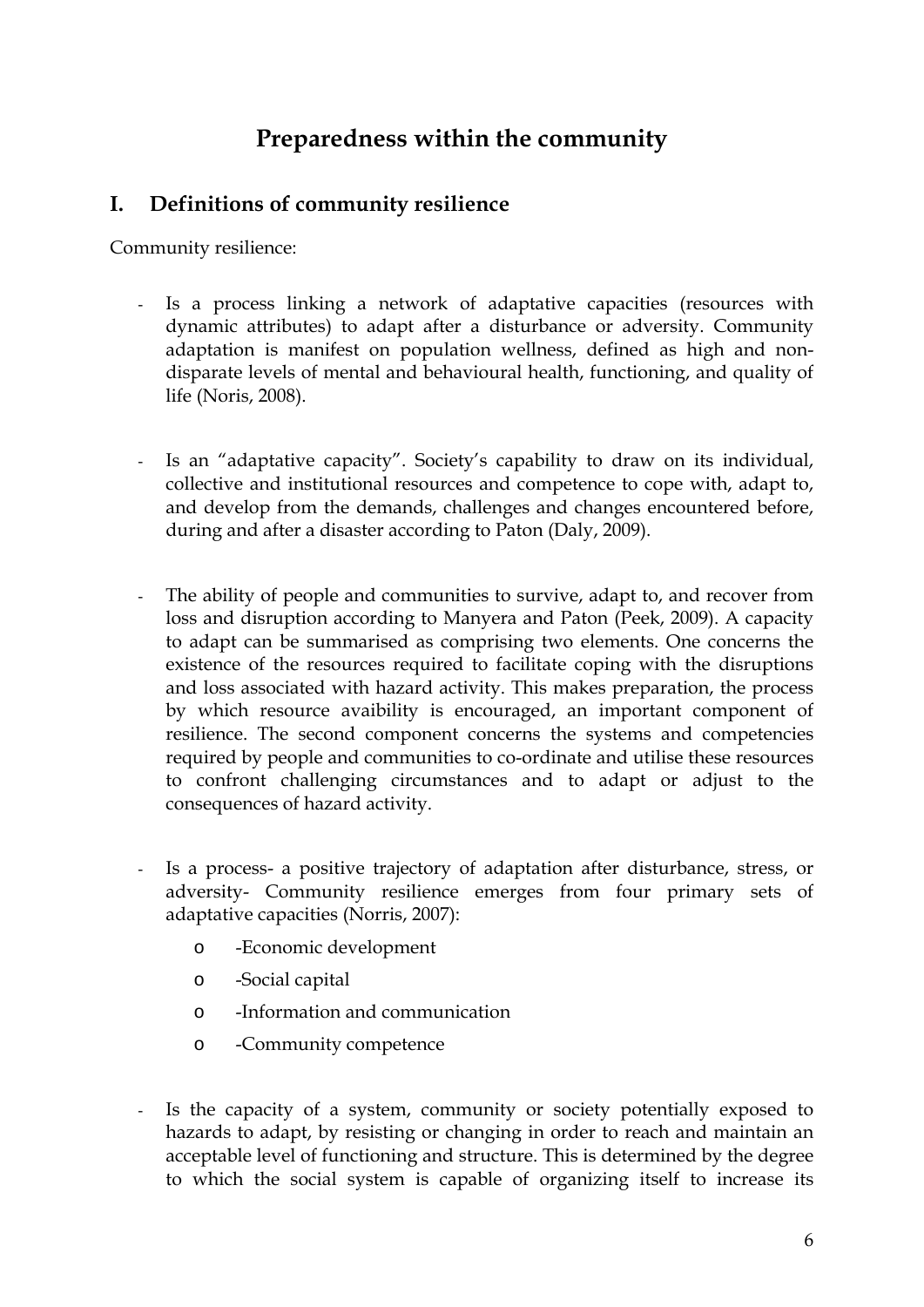# Preparedness within the community

## I. Definitions of community resilience

Community resilience:

- Is a process linking a network of adaptative capacities (resources with dynamic attributes) to adapt after a disturbance or adversity. Community adaptation is manifest on population wellness, defined as high and non-disparate levels of mental and behavioural health, functioning, and quality of life (Noris, 2008).

- Is an "adaptative capacity". Society's capability to draw on its individual, collective and institutional resources and competence to cope with, adapt to, and develop from the demands, challenges and changes encountered before, during and after a disaster according to Paton (Daly, 2009).

- The ability of people and communities to survive, adapt to, and recover from loss and disruption according to Manyera and Paton (Peek, 2009). A capacity to adapt can be summarised as comprising two elements. One concerns the existence of the resources required to facilitate coping with the disruptions and loss associated with hazard activity. This makes preparation, the process by which resource avaibility is encouraged, an important component of resilience. The second component concerns the systems and competencies required by people and communities to co-ordinate and utilise these resources to confront challenging circumstances and to adapt or adjust to the consequences of hazard activity.

- Is a process- a positive trajectory of adaptation after disturbance, stress, or adversity- Community resilience emerges from four primary sets of adaptative capacities (Norris, 2007):
  - -Economic development
  - -Social capital
  - -Information and communication
  - -Community competence

- Is the capacity of a system, community or society potentially exposed to hazards to adapt, by resisting or changing in order to reach and maintain an acceptable level of functioning and structure. This is determined by the degree to which the social system is capable of organizing itself to increase its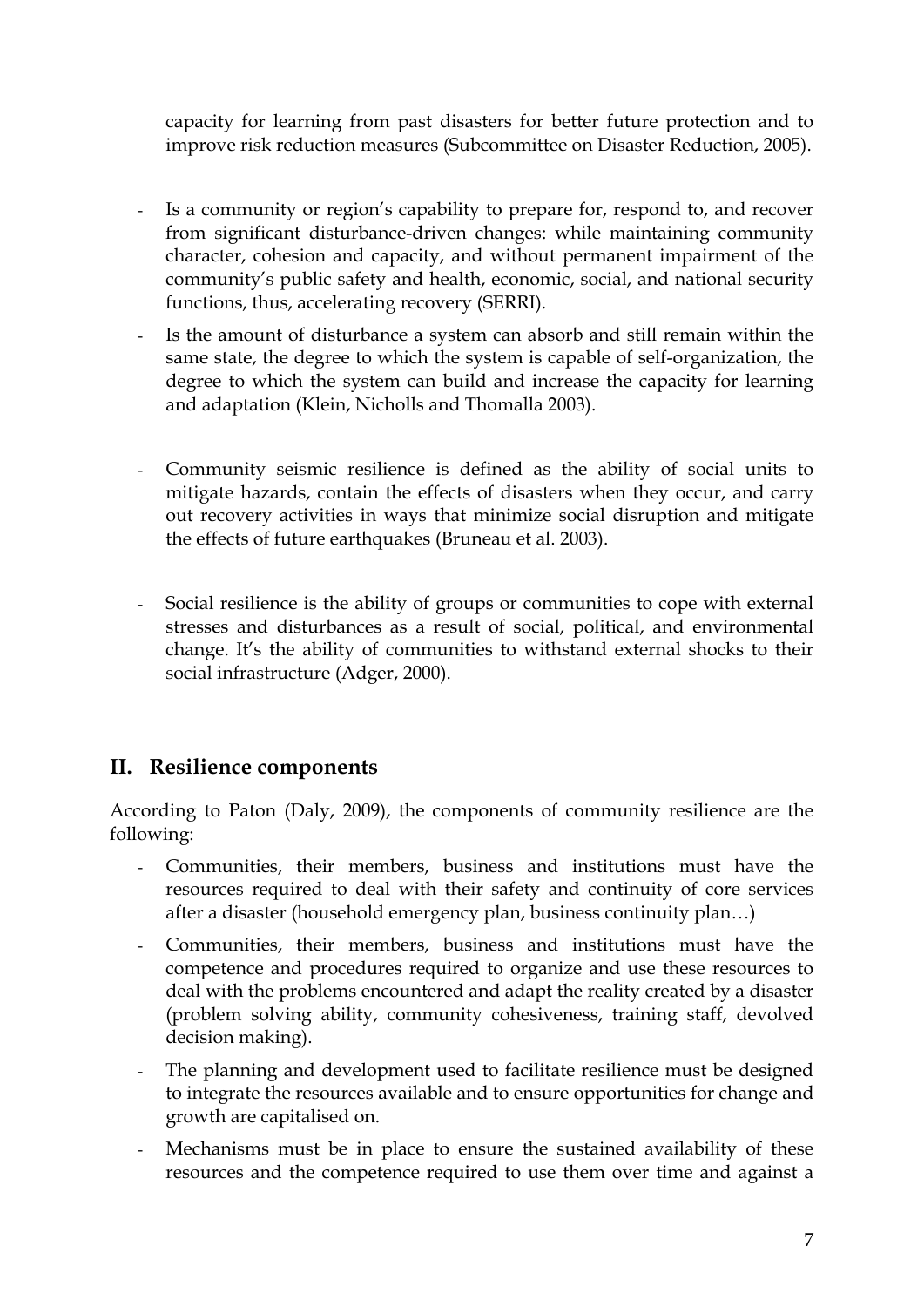capacity for learning from past disasters for better future protection and to improve risk reduction measures (Subcommittee on Disaster Reduction, 2005).

- Is a community or region's capability to prepare for, respond to, and recover from significant disturbance-driven changes: while maintaining community character, cohesion and capacity, and without permanent impairment of the community's public safety and health, economic, social, and national security functions, thus, accelerating recovery (SERRI).
- Is the amount of disturbance a system can absorb and still remain within the same state, the degree to which the system is capable of self-organization, the degree to which the system can build and increase the capacity for learning and adaptation (Klein, Nicholls and Thomalla 2003).
- Community seismic resilience is defined as the ability of social units to mitigate hazards, contain the effects of disasters when they occur, and carry out recovery activities in ways that minimize social disruption and mitigate the effects of future earthquakes (Bruneau et al. 2003).
- Social resilience is the ability of groups or communities to cope with external stresses and disturbances as a result of social, political, and environmental change. It's the ability of communities to withstand external shocks to their social infrastructure (Adger, 2000).

## II. Resilience components

According to Paton (Daly, 2009), the components of community resilience are the following:

- Communities, their members, business and institutions must have the resources required to deal with their safety and continuity of core services after a disaster (household emergency plan, business continuity plan…)
- Communities, their members, business and institutions must have the competence and procedures required to organize and use these resources to deal with the problems encountered and adapt the reality created by a disaster (problem solving ability, community cohesiveness, training staff, devolved decision making).
- The planning and development used to facilitate resilience must be designed to integrate the resources available and to ensure opportunities for change and growth are capitalised on.
- Mechanisms must be in place to ensure the sustained availability of these resources and the competence required to use them over time and against a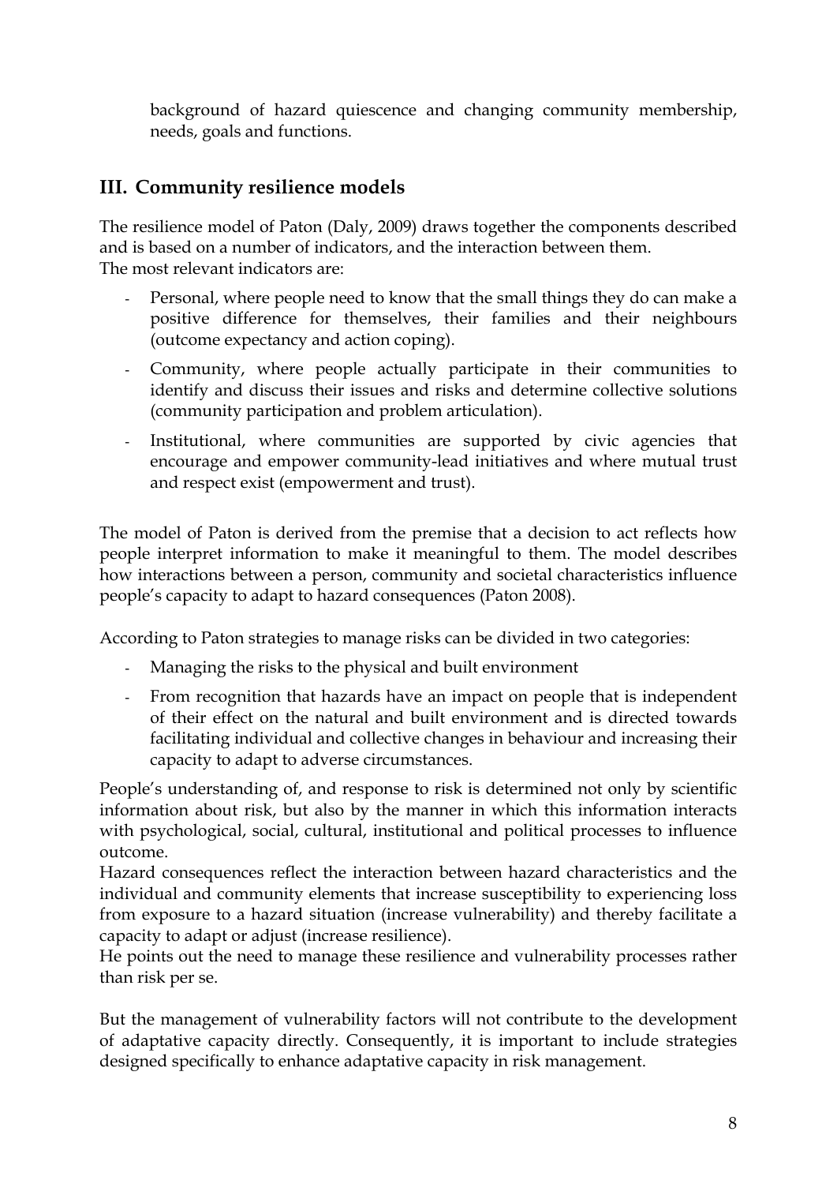background of hazard quiescence and changing community membership, needs, goals and functions.

## III. Community resilience models

The resilience model of Paton (Daly, 2009) draws together the components described and is based on a number of indicators, and the interaction between them.
The most relevant indicators are:

- Personal, where people need to know that the small things they do can make a positive difference for themselves, their families and their neighbours (outcome expectancy and action coping).
- Community, where people actually participate in their communities to identify and discuss their issues and risks and determine collective solutions (community participation and problem articulation).
- Institutional, where communities are supported by civic agencies that encourage and empower community-lead initiatives and where mutual trust and respect exist (empowerment and trust).

The model of Paton is derived from the premise that a decision to act reflects how people interpret information to make it meaningful to them. The model describes how interactions between a person, community and societal characteristics influence people's capacity to adapt to hazard consequences (Paton 2008).

According to Paton strategies to manage risks can be divided in two categories:

- Managing the risks to the physical and built environment
- From recognition that hazards have an impact on people that is independent of their effect on the natural and built environment and is directed towards facilitating individual and collective changes in behaviour and increasing their capacity to adapt to adverse circumstances.

People's understanding of, and response to risk is determined not only by scientific information about risk, but also by the manner in which this information interacts with psychological, social, cultural, institutional and political processes to influence outcome.
Hazard consequences reflect the interaction between hazard characteristics and the individual and community elements that increase susceptibility to experiencing loss from exposure to a hazard situation (increase vulnerability) and thereby facilitate a capacity to adapt or adjust (increase resilience).
He points out the need to manage these resilience and vulnerability processes rather than risk per se.

But the management of vulnerability factors will not contribute to the development of adaptative capacity directly. Consequently, it is important to include strategies designed specifically to enhance adaptative capacity in risk management.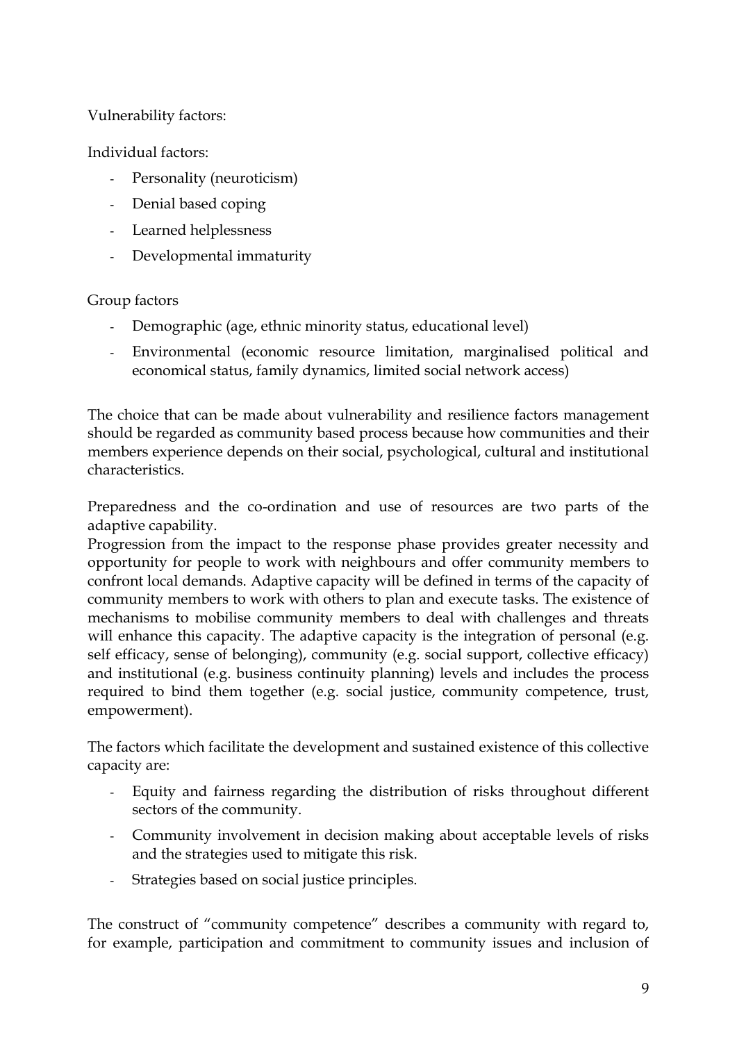Vulnerability factors:

Individual factors:

- Personality (neuroticism)
- Denial based coping
- Learned helplessness
- Developmental immaturity

Group factors

- Demographic (age, ethnic minority status, educational level)
- Environmental (economic resource limitation, marginalised political and economical status, family dynamics, limited social network access)

The choice that can be made about vulnerability and resilience factors management should be regarded as community based process because how communities and their members experience depends on their social, psychological, cultural and institutional characteristics.

Preparedness and the co-ordination and use of resources are two parts of the adaptive capability.
Progression from the impact to the response phase provides greater necessity and opportunity for people to work with neighbours and offer community members to confront local demands. Adaptive capacity will be defined in terms of the capacity of community members to work with others to plan and execute tasks. The existence of mechanisms to mobilise community members to deal with challenges and threats will enhance this capacity. The adaptive capacity is the integration of personal (e.g. self efficacy, sense of belonging), community (e.g. social support, collective efficacy) and institutional (e.g. business continuity planning) levels and includes the process required to bind them together (e.g. social justice, community competence, trust, empowerment).

The factors which facilitate the development and sustained existence of this collective capacity are:

- Equity and fairness regarding the distribution of risks throughout different sectors of the community.
- Community involvement in decision making about acceptable levels of risks and the strategies used to mitigate this risk.
- Strategies based on social justice principles.

The construct of "community competence" describes a community with regard to, for example, participation and commitment to community issues and inclusion of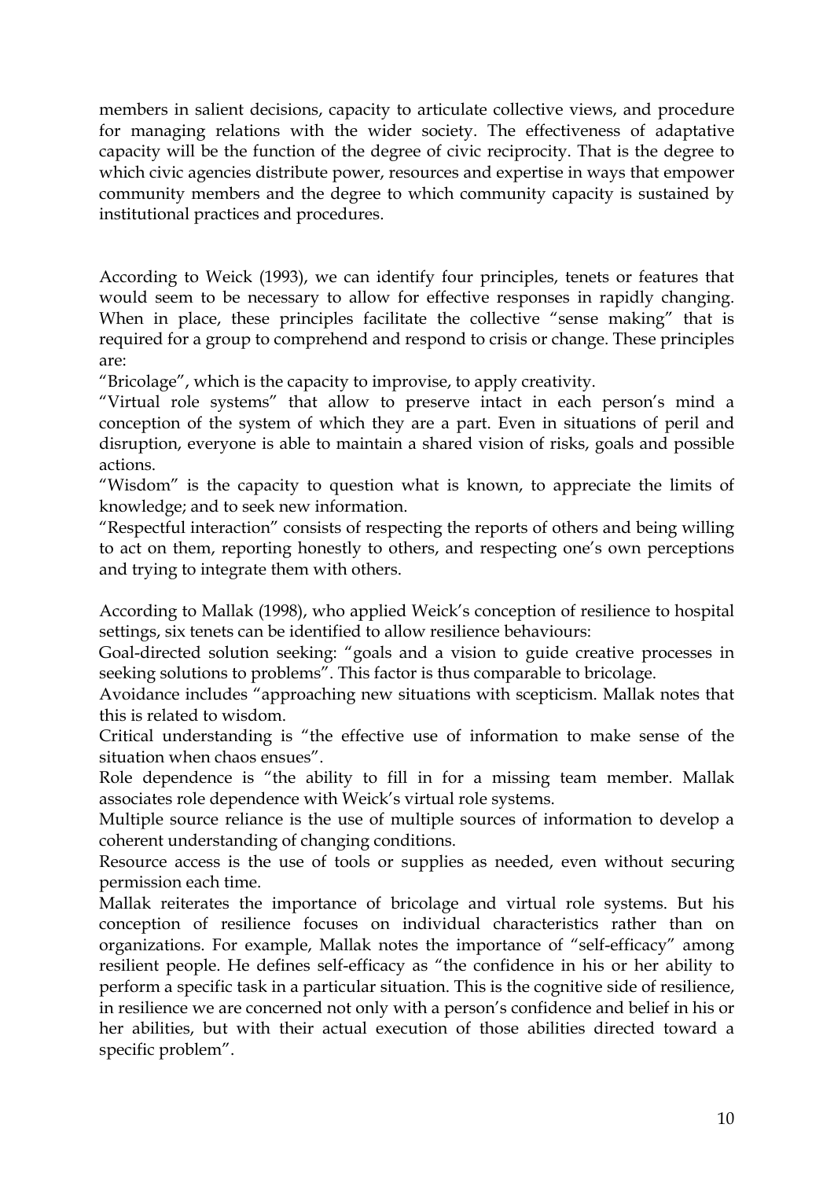members in salient decisions, capacity to articulate collective views, and procedure for managing relations with the wider society. The effectiveness of adaptative capacity will be the function of the degree of civic reciprocity. That is the degree to which civic agencies distribute power, resources and expertise in ways that empower community members and the degree to which community capacity is sustained by institutional practices and procedures.

According to Weick (1993), we can identify four principles, tenets or features that would seem to be necessary to allow for effective responses in rapidly changing. When in place, these principles facilitate the collective "sense making" that is required for a group to comprehend and respond to crisis or change. These principles are:

"Bricolage", which is the capacity to improvise, to apply creativity.

"Virtual role systems" that allow to preserve intact in each person's mind a conception of the system of which they are a part. Even in situations of peril and disruption, everyone is able to maintain a shared vision of risks, goals and possible actions.

"Wisdom" is the capacity to question what is known, to appreciate the limits of knowledge; and to seek new information.

"Respectful interaction" consists of respecting the reports of others and being willing to act on them, reporting honestly to others, and respecting one's own perceptions and trying to integrate them with others.

According to Mallak (1998), who applied Weick's conception of resilience to hospital settings, six tenets can be identified to allow resilience behaviours:

Goal-directed solution seeking: "goals and a vision to guide creative processes in seeking solutions to problems". This factor is thus comparable to bricolage.

Avoidance includes "approaching new situations with scepticism. Mallak notes that this is related to wisdom.

Critical understanding is "the effective use of information to make sense of the situation when chaos ensues".

Role dependence is "the ability to fill in for a missing team member. Mallak associates role dependence with Weick's virtual role systems.

Multiple source reliance is the use of multiple sources of information to develop a coherent understanding of changing conditions.

Resource access is the use of tools or supplies as needed, even without securing permission each time.

Mallak reiterates the importance of bricolage and virtual role systems. But his conception of resilience focuses on individual characteristics rather than on organizations. For example, Mallak notes the importance of "self-efficacy" among resilient people. He defines self-efficacy as "the confidence in his or her ability to perform a specific task in a particular situation. This is the cognitive side of resilience, in resilience we are concerned not only with a person's confidence and belief in his or her abilities, but with their actual execution of those abilities directed toward a specific problem".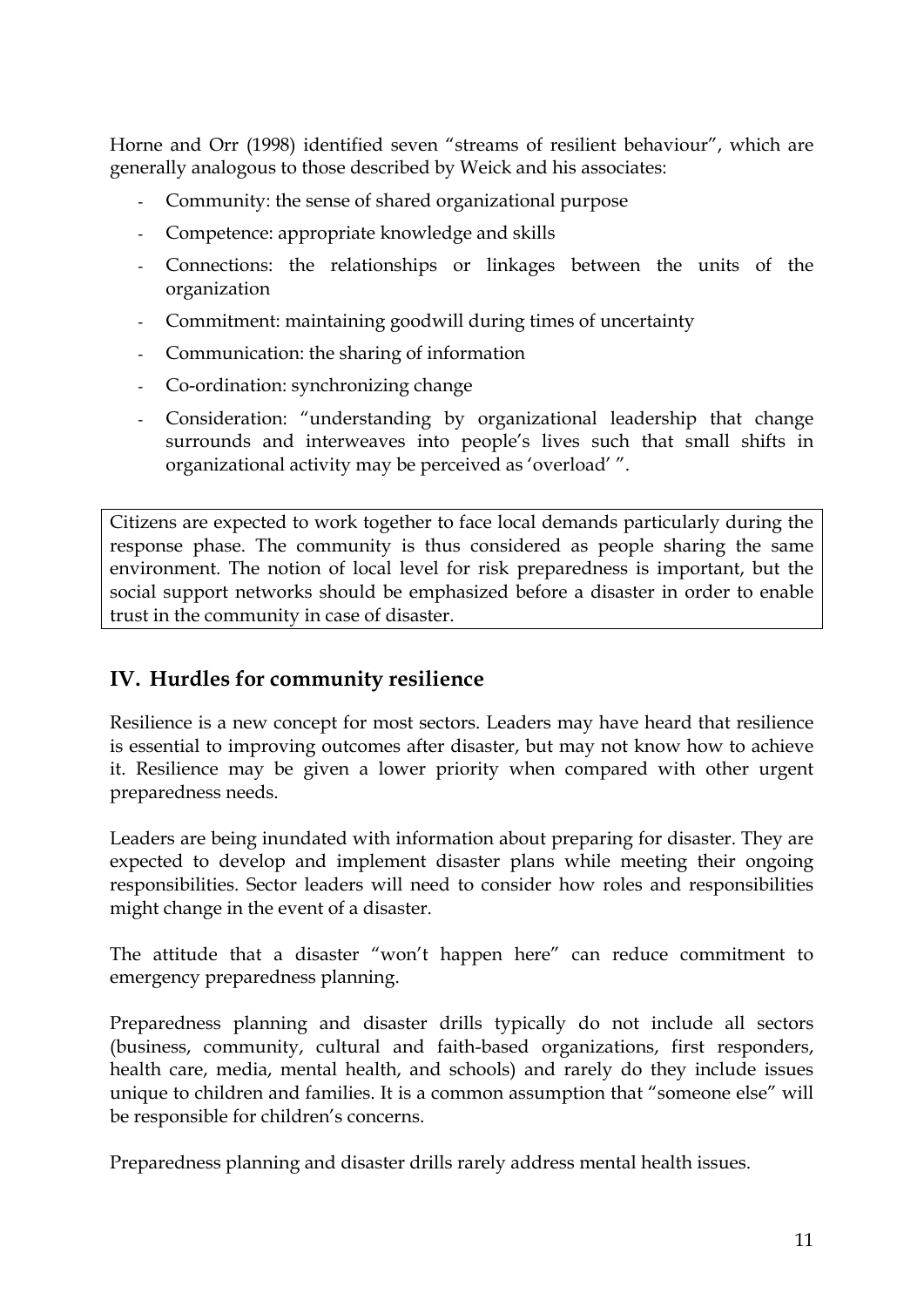Horne and Orr (1998) identified seven "streams of resilient behaviour", which are generally analogous to those described by Weick and his associates:

- Community: the sense of shared organizational purpose
- Competence: appropriate knowledge and skills
- Connections: the relationships or linkages between the units of the organization
- Commitment: maintaining goodwill during times of uncertainty
- Communication: the sharing of information
- Co-ordination: synchronizing change
- Consideration: "understanding by organizational leadership that change surrounds and interweaves into people's lives such that small shifts in organizational activity may be perceived as 'overload' ".

Citizens are expected to work together to face local demands particularly during the response phase. The community is thus considered as people sharing the same environment. The notion of local level for risk preparedness is important, but the social support networks should be emphasized before a disaster in order to enable trust in the community in case of disaster.

## IV. Hurdles for community resilience

Resilience is a new concept for most sectors. Leaders may have heard that resilience is essential to improving outcomes after disaster, but may not know how to achieve it. Resilience may be given a lower priority when compared with other urgent preparedness needs.

Leaders are being inundated with information about preparing for disaster. They are expected to develop and implement disaster plans while meeting their ongoing responsibilities. Sector leaders will need to consider how roles and responsibilities might change in the event of a disaster.

The attitude that a disaster "won't happen here" can reduce commitment to emergency preparedness planning.

Preparedness planning and disaster drills typically do not include all sectors (business, community, cultural and faith-based organizations, first responders, health care, media, mental health, and schools) and rarely do they include issues unique to children and families. It is a common assumption that "someone else" will be responsible for children's concerns.

Preparedness planning and disaster drills rarely address mental health issues.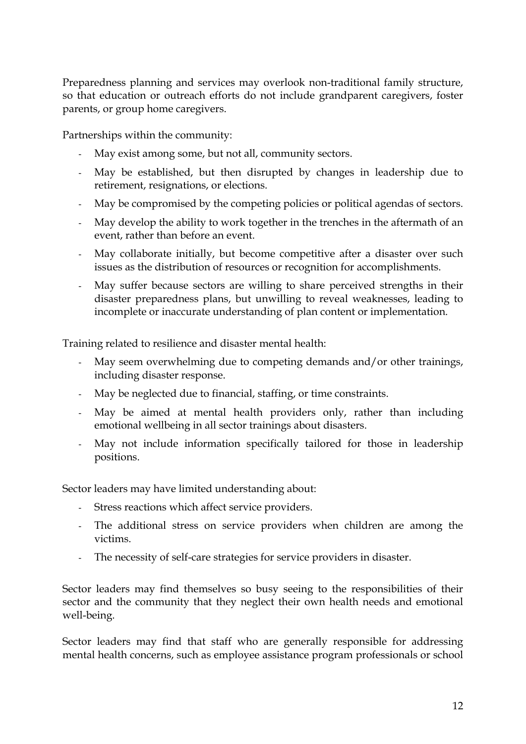Preparedness planning and services may overlook non-traditional family structure, so that education or outreach efforts do not include grandparent caregivers, foster parents, or group home caregivers.

Partnerships within the community:

- May exist among some, but not all, community sectors.
- May be established, but then disrupted by changes in leadership due to retirement, resignations, or elections.
- May be compromised by the competing policies or political agendas of sectors.
- May develop the ability to work together in the trenches in the aftermath of an event, rather than before an event.
- May collaborate initially, but become competitive after a disaster over such issues as the distribution of resources or recognition for accomplishments.
- May suffer because sectors are willing to share perceived strengths in their disaster preparedness plans, but unwilling to reveal weaknesses, leading to incomplete or inaccurate understanding of plan content or implementation.

Training related to resilience and disaster mental health:

- May seem overwhelming due to competing demands and/or other trainings, including disaster response.
- May be neglected due to financial, staffing, or time constraints.
- May be aimed at mental health providers only, rather than including emotional wellbeing in all sector trainings about disasters.
- May not include information specifically tailored for those in leadership positions.

Sector leaders may have limited understanding about:

- Stress reactions which affect service providers.
- The additional stress on service providers when children are among the victims.
- The necessity of self-care strategies for service providers in disaster.

Sector leaders may find themselves so busy seeing to the responsibilities of their sector and the community that they neglect their own health needs and emotional well-being.

Sector leaders may find that staff who are generally responsible for addressing mental health concerns, such as employee assistance program professionals or school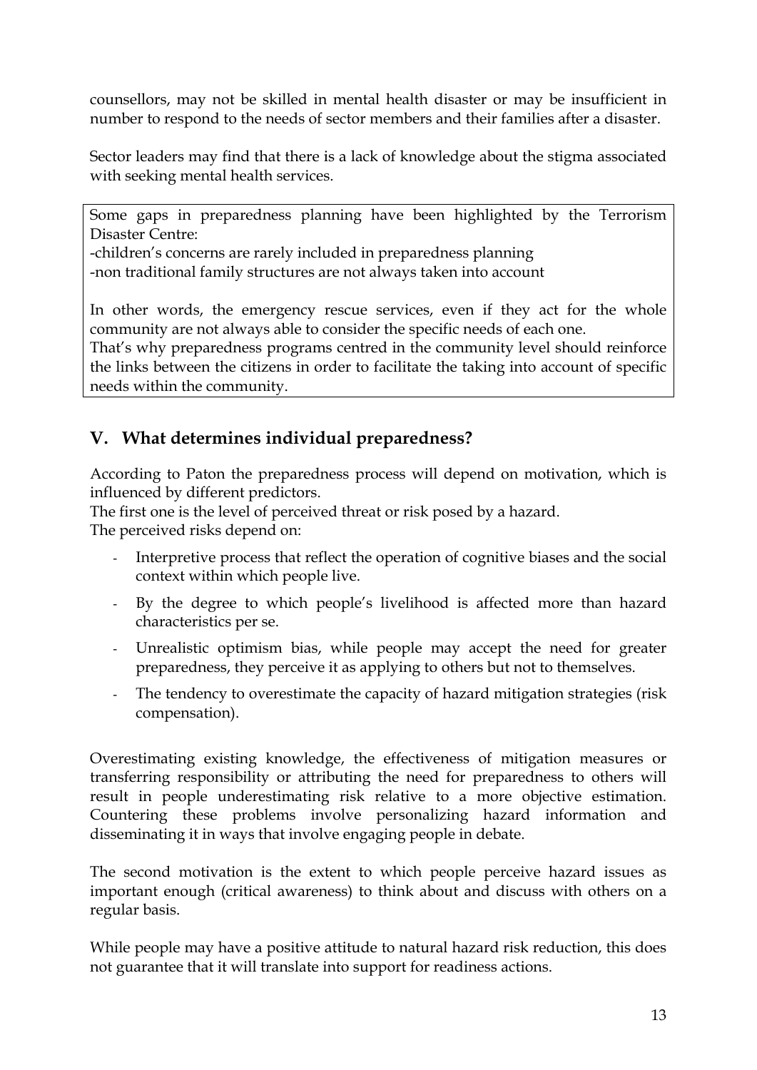counsellors, may not be skilled in mental health disaster or may be insufficient in number to respond to the needs of sector members and their families after a disaster.

Sector leaders may find that there is a lack of knowledge about the stigma associated with seeking mental health services.

Some gaps in preparedness planning have been highlighted by the Terrorism Disaster Centre:
-children's concerns are rarely included in preparedness planning
-non traditional family structures are not always taken into account

In other words, the emergency rescue services, even if they act for the whole community are not always able to consider the specific needs of each one.
That's why preparedness programs centred in the community level should reinforce the links between the citizens in order to facilitate the taking into account of specific needs within the community.

## V. What determines individual preparedness?

According to Paton the preparedness process will depend on motivation, which is influenced by different predictors.
The first one is the level of perceived threat or risk posed by a hazard.
The perceived risks depend on:

- Interpretive process that reflect the operation of cognitive biases and the social context within which people live.
- By the degree to which people's livelihood is affected more than hazard characteristics per se.
- Unrealistic optimism bias, while people may accept the need for greater preparedness, they perceive it as applying to others but not to themselves.
- The tendency to overestimate the capacity of hazard mitigation strategies (risk compensation).

Overestimating existing knowledge, the effectiveness of mitigation measures or transferring responsibility or attributing the need for preparedness to others will result in people underestimating risk relative to a more objective estimation. Countering these problems involve personalizing hazard information and disseminating it in ways that involve engaging people in debate.

The second motivation is the extent to which people perceive hazard issues as important enough (critical awareness) to think about and discuss with others on a regular basis.

While people may have a positive attitude to natural hazard risk reduction, this does not guarantee that it will translate into support for readiness actions.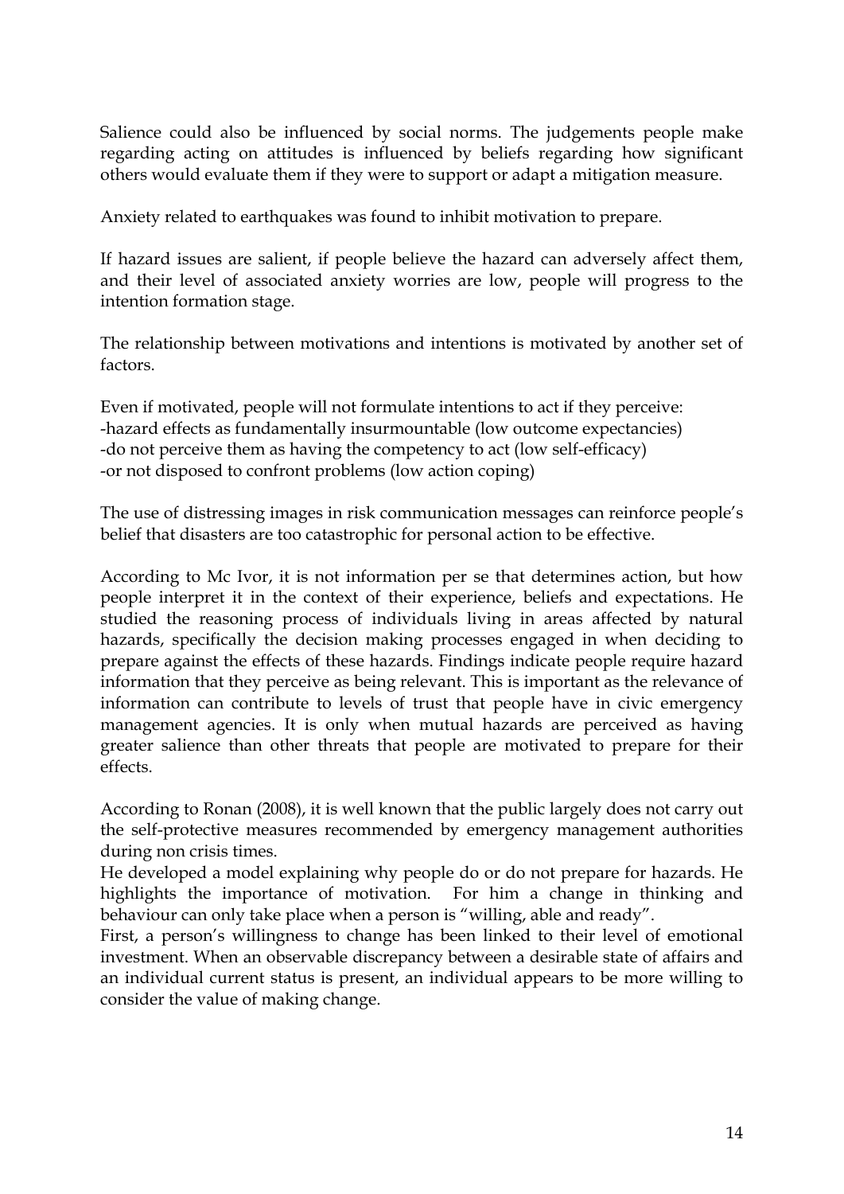Salience could also be influenced by social norms. The judgements people make regarding acting on attitudes is influenced by beliefs regarding how significant others would evaluate them if they were to support or adapt a mitigation measure.

Anxiety related to earthquakes was found to inhibit motivation to prepare.

If hazard issues are salient, if people believe the hazard can adversely affect them, and their level of associated anxiety worries are low, people will progress to the intention formation stage.

The relationship between motivations and intentions is motivated by another set of factors.

Even if motivated, people will not formulate intentions to act if they perceive:
-hazard effects as fundamentally insurmountable (low outcome expectancies)
-do not perceive them as having the competency to act (low self-efficacy)
-or not disposed to confront problems (low action coping)

The use of distressing images in risk communication messages can reinforce people's belief that disasters are too catastrophic for personal action to be effective.

According to Mc Ivor, it is not information per se that determines action, but how people interpret it in the context of their experience, beliefs and expectations. He studied the reasoning process of individuals living in areas affected by natural hazards, specifically the decision making processes engaged in when deciding to prepare against the effects of these hazards. Findings indicate people require hazard information that they perceive as being relevant. This is important as the relevance of information can contribute to levels of trust that people have in civic emergency management agencies. It is only when mutual hazards are perceived as having greater salience than other threats that people are motivated to prepare for their effects.

According to Ronan (2008), it is well known that the public largely does not carry out the self-protective measures recommended by emergency management authorities during non crisis times.
He developed a model explaining why people do or do not prepare for hazards. He highlights the importance of motivation. For him a change in thinking and behaviour can only take place when a person is "willing, able and ready".
First, a person's willingness to change has been linked to their level of emotional investment. When an observable discrepancy between a desirable state of affairs and an individual current status is present, an individual appears to be more willing to consider the value of making change.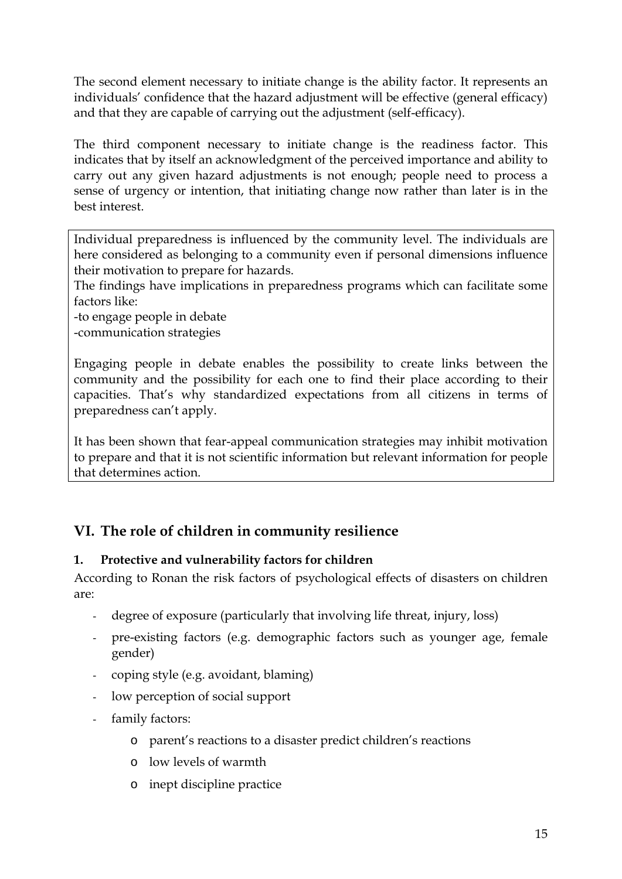The second element necessary to initiate change is the ability factor. It represents an individuals' confidence that the hazard adjustment will be effective (general efficacy) and that they are capable of carrying out the adjustment (self-efficacy).

The third component necessary to initiate change is the readiness factor. This indicates that by itself an acknowledgment of the perceived importance and ability to carry out any given hazard adjustments is not enough; people need to process a sense of urgency or intention, that initiating change now rather than later is in the best interest.

Individual preparedness is influenced by the community level. The individuals are here considered as belonging to a community even if personal dimensions influence their motivation to prepare for hazards.
The findings have implications in preparedness programs which can facilitate some factors like:
-to engage people in debate
-communication strategies

Engaging people in debate enables the possibility to create links between the community and the possibility for each one to find their place according to their capacities. That's why standardized expectations from all citizens in terms of preparedness can't apply.

It has been shown that fear-appeal communication strategies may inhibit motivation to prepare and that it is not scientific information but relevant information for people that determines action.

## VI. The role of children in community resilience

### 1. Protective and vulnerability factors for children

According to Ronan the risk factors of psychological effects of disasters on children are:

- degree of exposure (particularly that involving life threat, injury, loss)
- pre-existing factors (e.g. demographic factors such as younger age, female gender)
- coping style (e.g. avoidant, blaming)
- low perception of social support
- family factors:
  - parent's reactions to a disaster predict children's reactions
  - low levels of warmth
  - inept discipline practice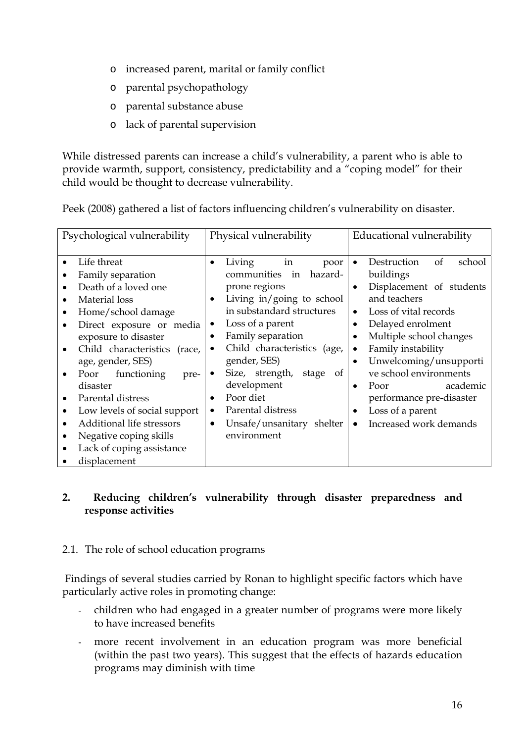- increased parent, marital or family conflict
- parental psychopathology
- parental substance abuse
- lack of parental supervision

While distressed parents can increase a child's vulnerability, a parent who is able to provide warmth, support, consistency, predictability and a "coping model" for their child would be thought to decrease vulnerability.

Peek (2008) gathered a list of factors influencing children's vulnerability on disaster.

| Psychological vulnerability | Physical vulnerability | Educational vulnerability |
|---|---|---|
| • Life threat<br>• Family separation<br>• Death of a loved one<br>• Material loss<br>• Home/school damage<br>• Direct exposure or media exposure to disaster<br>• Child characteristics (race, age, gender, SES)<br>• Poor functioning pre-disaster<br>• Parental distress<br>• Low levels of social support<br>• Additional life stressors<br>• Negative coping skills<br>• Lack of coping assistance<br>• displacement | • Living in poor communities in hazard-prone regions<br>• Living in/going to school in substandard structures<br>• Loss of a parent<br>• Family separation<br>• Child characteristics (age, gender, SES)<br>• Size, strength, stage of development<br>• Poor diet<br>• Parental distress<br>• Unsafe/unsanitary shelter environment | • Destruction of school buildings<br>• Displacement of students and teachers<br>• Loss of vital records<br>• Delayed enrolment<br>• Multiple school changes<br>• Family instability<br>• Unwelcoming/unsupportive school environments<br>• Poor academic performance pre-disaster<br>• Loss of a parent<br>• Increased work demands |

## 2. Reducing children's vulnerability through disaster preparedness and response activities

### 2.1. The role of school education programs

Findings of several studies carried by Ronan to highlight specific factors which have particularly active roles in promoting change:

- children who had engaged in a greater number of programs were more likely to have increased benefits
- more recent involvement in an education program was more beneficial (within the past two years). This suggest that the effects of hazards education programs may diminish with time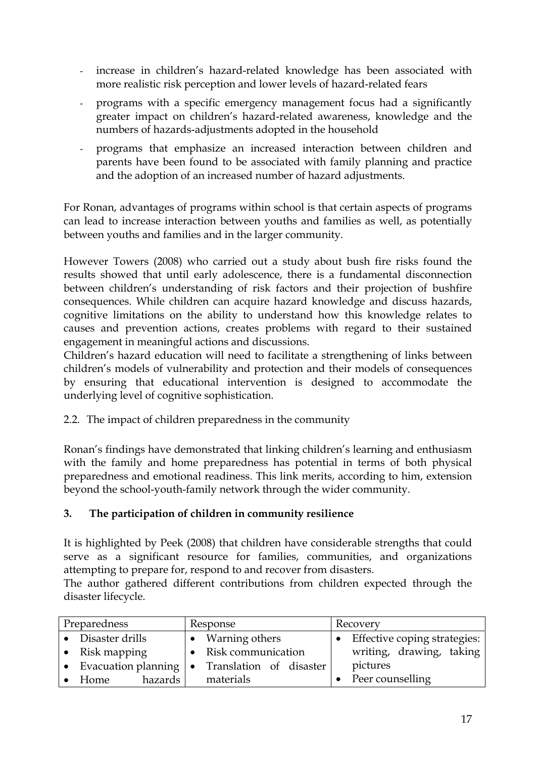- increase in children's hazard-related knowledge has been associated with more realistic risk perception and lower levels of hazard-related fears
- programs with a specific emergency management focus had a significantly greater impact on children's hazard-related awareness, knowledge and the numbers of hazards-adjustments adopted in the household
- programs that emphasize an increased interaction between children and parents have been found to be associated with family planning and practice and the adoption of an increased number of hazard adjustments.

For Ronan, advantages of programs within school is that certain aspects of programs can lead to increase interaction between youths and families as well, as potentially between youths and families and in the larger community.

However Towers (2008) who carried out a study about bush fire risks found the results showed that until early adolescence, there is a fundamental disconnection between children's understanding of risk factors and their projection of bushfire consequences. While children can acquire hazard knowledge and discuss hazards, cognitive limitations on the ability to understand how this knowledge relates to causes and prevention actions, creates problems with regard to their sustained engagement in meaningful actions and discussions.
Children's hazard education will need to facilitate a strengthening of links between children's models of vulnerability and protection and their models of consequences by ensuring that educational intervention is designed to accommodate the underlying level of cognitive sophistication.

2.2. The impact of children preparedness in the community

Ronan's findings have demonstrated that linking children's learning and enthusiasm with the family and home preparedness has potential in terms of both physical preparedness and emotional readiness. This link merits, according to him, extension beyond the school-youth-family network through the wider community.

## 3. The participation of children in community resilience

It is highlighted by Peek (2008) that children have considerable strengths that could serve as a significant resource for families, communities, and organizations attempting to prepare for, respond to and recover from disasters.
The author gathered different contributions from children expected through the disaster lifecycle.

| Preparedness | Response | Recovery |
|---|---|---|
| • Disaster drills<br>• Risk mapping<br>• Evacuation planning<br>• Home hazards | • Warning others<br>• Risk communication<br>• Translation of disaster materials | • Effective coping strategies: writing, drawing, taking pictures<br>• Peer counselling |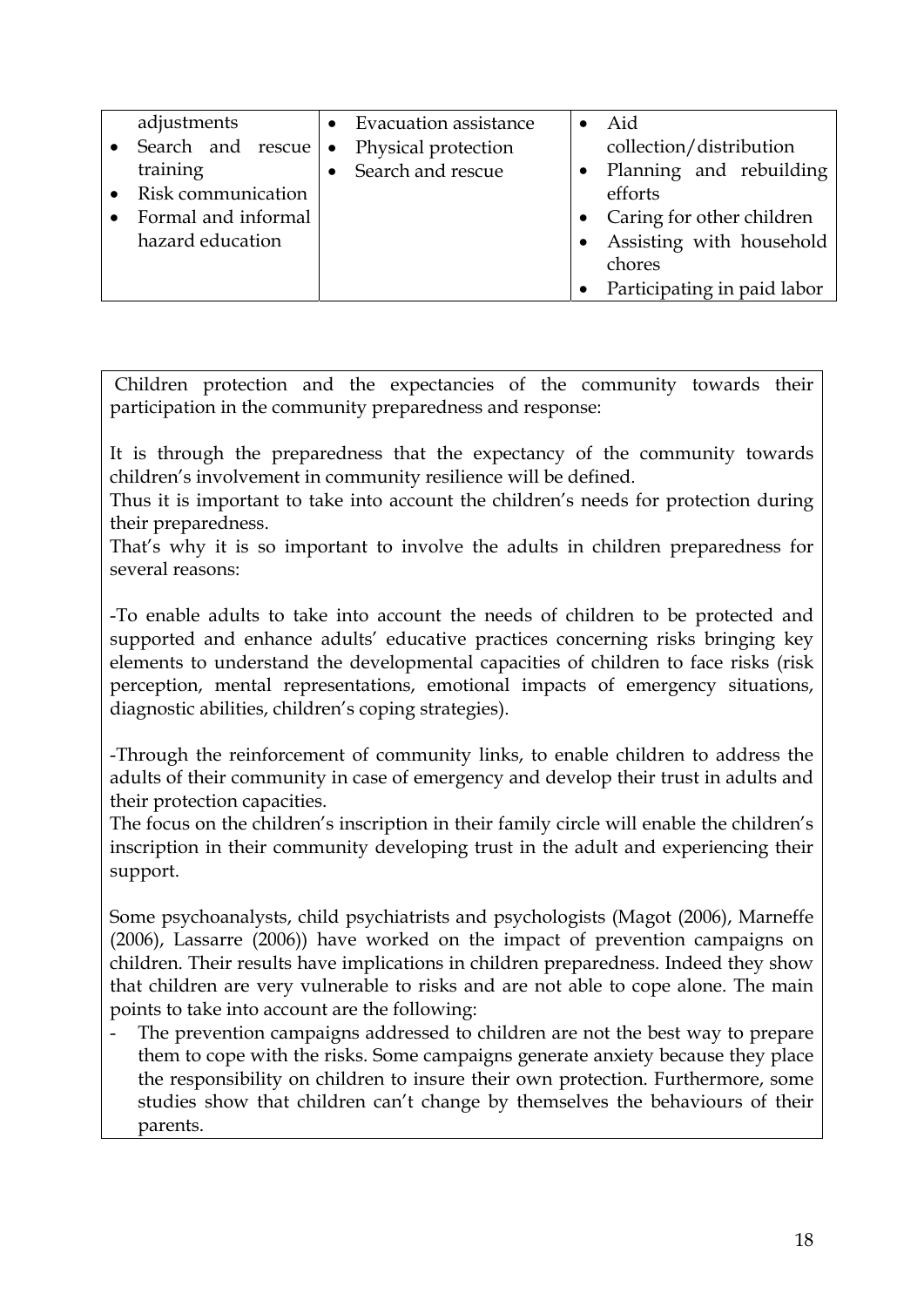| | | |
|---|---|---|
| adjustments<br>• Search and rescue training<br>• Risk communication<br>• Formal and informal hazard education | • Evacuation assistance<br>• Physical protection<br>• Search and rescue | • Aid collection/distribution<br>• Planning and rebuilding efforts<br>• Caring for other children<br>• Assisting with household chores<br>• Participating in paid labor |

Children protection and the expectancies of the community towards their participation in the community preparedness and response:

It is through the preparedness that the expectancy of the community towards children's involvement in community resilience will be defined.
Thus it is important to take into account the children's needs for protection during their preparedness.
That's why it is so important to involve the adults in children preparedness for several reasons:

-To enable adults to take into account the needs of children to be protected and supported and enhance adults' educative practices concerning risks bringing key elements to understand the developmental capacities of children to face risks (risk perception, mental representations, emotional impacts of emergency situations, diagnostic abilities, children's coping strategies).

-Through the reinforcement of community links, to enable children to address the adults of their community in case of emergency and develop their trust in adults and their protection capacities.
The focus on the children's inscription in their family circle will enable the children's inscription in their community developing trust in the adult and experiencing their support.

Some psychoanalysts, child psychiatrists and psychologists (Magot (2006), Marneffe (2006), Lassarre (2006)) have worked on the impact of prevention campaigns on children. Their results have implications in children preparedness. Indeed they show that children are very vulnerable to risks and are not able to cope alone. The main points to take into account are the following:

- The prevention campaigns addressed to children are not the best way to prepare them to cope with the risks. Some campaigns generate anxiety because they place the responsibility on children to insure their own protection. Furthermore, some studies show that children can't change by themselves the behaviours of their parents.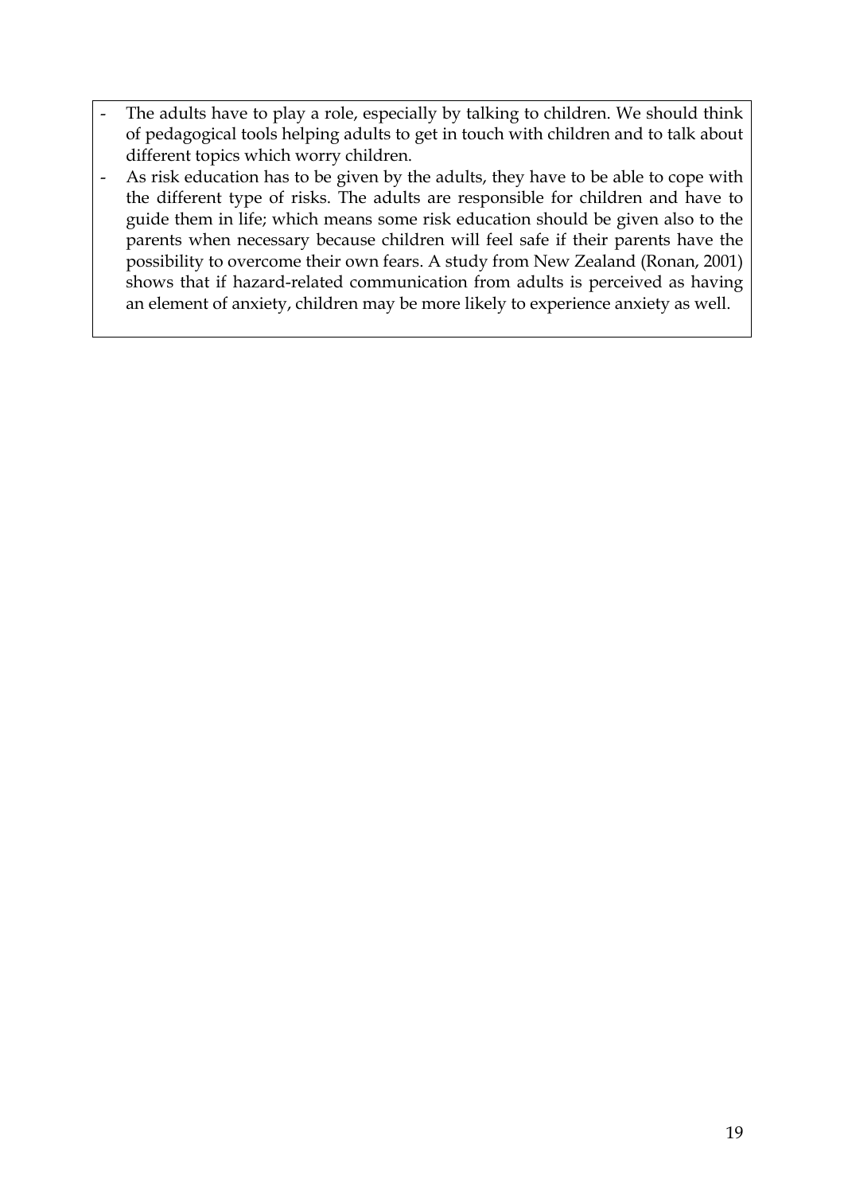- The adults have to play a role, especially by talking to children. We should think of pedagogical tools helping adults to get in touch with children and to talk about different topics which worry children.
- As risk education has to be given by the adults, they have to be able to cope with the different type of risks. The adults are responsible for children and have to guide them in life; which means some risk education should be given also to the parents when necessary because children will feel safe if their parents have the possibility to overcome their own fears. A study from New Zealand (Ronan, 2001) shows that if hazard-related communication from adults is perceived as having an element of anxiety, children may be more likely to experience anxiety as well.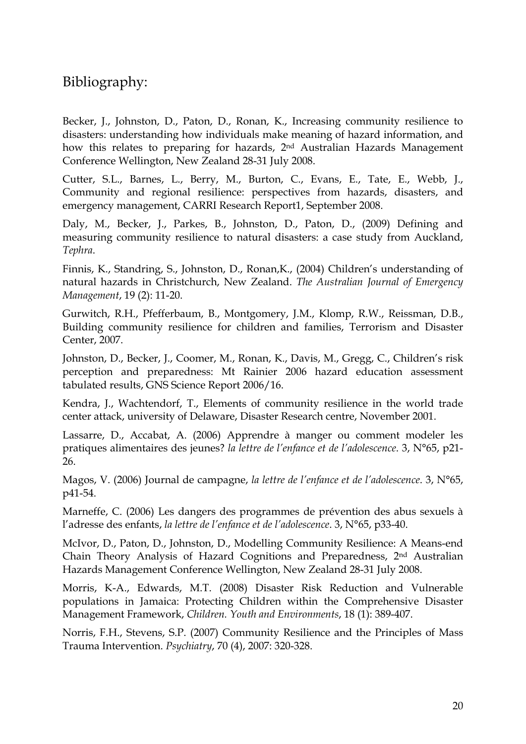## Bibliography:

Becker, J., Johnston, D., Paton, D., Ronan, K., Increasing community resilience to disasters: understanding how individuals make meaning of hazard information, and how this relates to preparing for hazards, 2nd Australian Hazards Management Conference Wellington, New Zealand 28-31 July 2008.

Cutter, S.L., Barnes, L., Berry, M., Burton, C., Evans, E., Tate, E., Webb, J., Community and regional resilience: perspectives from hazards, disasters, and emergency management, CARRI Research Report1, September 2008.

Daly, M., Becker, J., Parkes, B., Johnston, D., Paton, D., (2009) Defining and measuring community resilience to natural disasters: a case study from Auckland, *Tephra*.

Finnis, K., Standring, S., Johnston, D., Ronan,K., (2004) Children's understanding of natural hazards in Christchurch, New Zealand. *The Australian Journal of Emergency Management*, 19 (2): 11-20.

Gurwitch, R.H., Pfefferbaum, B., Montgomery, J.M., Klomp, R.W., Reissman, D.B., Building community resilience for children and families, Terrorism and Disaster Center, 2007.

Johnston, D., Becker, J., Coomer, M., Ronan, K., Davis, M., Gregg, C., Children's risk perception and preparedness: Mt Rainier 2006 hazard education assessment tabulated results, GNS Science Report 2006/16.

Kendra, J., Wachtendorf, T., Elements of community resilience in the world trade center attack, university of Delaware, Disaster Research centre, November 2001.

Lassarre, D., Accabat, A. (2006) Apprendre à manger ou comment modeler les pratiques alimentaires des jeunes? *la lettre de l'enfance et de l'adolescence*. 3, N°65, p21-26.

Magos, V. (2006) Journal de campagne, *la lettre de l'enfance et de l'adolescence*. 3, N°65, p41-54.

Marneffe, C. (2006) Les dangers des programmes de prévention des abus sexuels à l'adresse des enfants, *la lettre de l'enfance et de l'adolescence*. 3, N°65, p33-40.

McIvor, D., Paton, D., Johnston, D., Modelling Community Resilience: A Means-end Chain Theory Analysis of Hazard Cognitions and Preparedness, 2nd Australian Hazards Management Conference Wellington, New Zealand 28-31 July 2008.

Morris, K-A., Edwards, M.T. (2008) Disaster Risk Reduction and Vulnerable populations in Jamaica: Protecting Children within the Comprehensive Disaster Management Framework, *Children. Youth and Environments*, 18 (1): 389-407.

Norris, F.H., Stevens, S.P. (2007) Community Resilience and the Principles of Mass Trauma Intervention. *Psychiatry*, 70 (4), 2007: 320-328.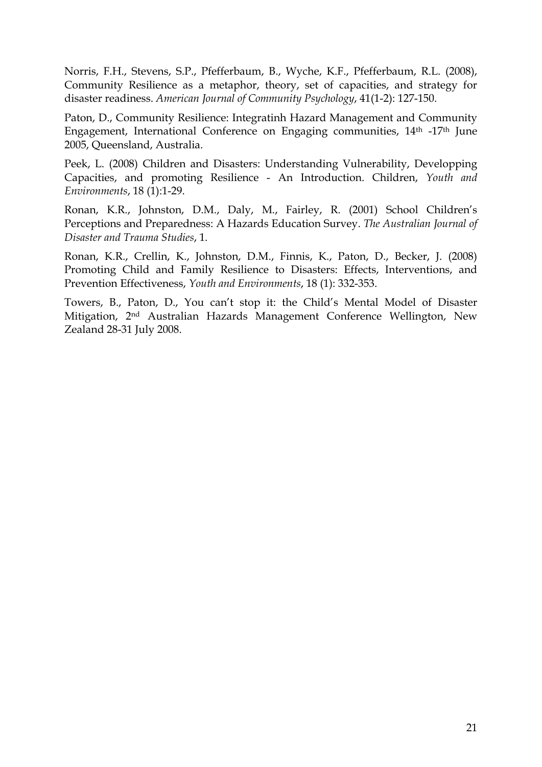Norris, F.H., Stevens, S.P., Pfefferbaum, B., Wyche, K.F., Pfefferbaum, R.L. (2008), Community Resilience as a metaphor, theory, set of capacities, and strategy for disaster readiness. *American Journal of Community Psychology*, 41(1-2): 127-150.

Paton, D., Community Resilience: Integratinh Hazard Management and Community Engagement, International Conference on Engaging communities, 14th -17th June 2005, Queensland, Australia.

Peek, L. (2008) Children and Disasters: Understanding Vulnerability, Developping Capacities, and promoting Resilience - An Introduction. Children, *Youth and Environments*, 18 (1):1-29.

Ronan, K.R., Johnston, D.M., Daly, M., Fairley, R. (2001) School Children's Perceptions and Preparedness: A Hazards Education Survey. *The Australian Journal of Disaster and Trauma Studies*, 1.

Ronan, K.R., Crellin, K., Johnston, D.M., Finnis, K., Paton, D., Becker, J. (2008) Promoting Child and Family Resilience to Disasters: Effects, Interventions, and Prevention Effectiveness, *Youth and Environments*, 18 (1): 332-353.

Towers, B., Paton, D., You can't stop it: the Child's Mental Model of Disaster Mitigation, 2nd Australian Hazards Management Conference Wellington, New Zealand 28-31 July 2008.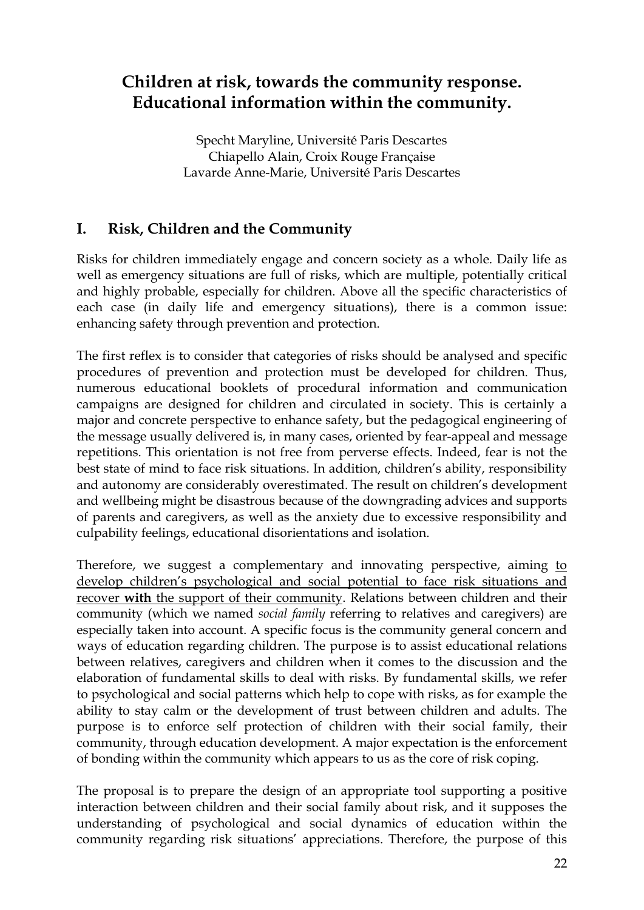# Children at risk, towards the community response. Educational information within the community.

Specht Maryline, Université Paris Descartes
Chiapello Alain, Croix Rouge Française
Lavarde Anne-Marie, Université Paris Descartes

## I. Risk, Children and the Community

Risks for children immediately engage and concern society as a whole. Daily life as well as emergency situations are full of risks, which are multiple, potentially critical and highly probable, especially for children. Above all the specific characteristics of each case (in daily life and emergency situations), there is a common issue: enhancing safety through prevention and protection.

The first reflex is to consider that categories of risks should be analysed and specific procedures of prevention and protection must be developed for children. Thus, numerous educational booklets of procedural information and communication campaigns are designed for children and circulated in society. This is certainly a major and concrete perspective to enhance safety, but the pedagogical engineering of the message usually delivered is, in many cases, oriented by fear-appeal and message repetitions. This orientation is not free from perverse effects. Indeed, fear is not the best state of mind to face risk situations. In addition, children's ability, responsibility and autonomy are considerably overestimated. The result on children's development and wellbeing might be disastrous because of the downgrading advices and supports of parents and caregivers, as well as the anxiety due to excessive responsibility and culpability feelings, educational disorientations and isolation.

Therefore, we suggest a complementary and innovating perspective, aiming <u>to develop children's psychological and social potential to face risk situations and recover **with** the support of their community</u>. Relations between children and their community (which we named *social family* referring to relatives and caregivers) are especially taken into account. A specific focus is the community general concern and ways of education regarding children. The purpose is to assist educational relations between relatives, caregivers and children when it comes to the discussion and the elaboration of fundamental skills to deal with risks. By fundamental skills, we refer to psychological and social patterns which help to cope with risks, as for example the ability to stay calm or the development of trust between children and adults. The purpose is to enforce self protection of children with their social family, their community, through education development. A major expectation is the enforcement of bonding within the community which appears to us as the core of risk coping.

The proposal is to prepare the design of an appropriate tool supporting a positive interaction between children and their social family about risk, and it supposes the understanding of psychological and social dynamics of education within the community regarding risk situations' appreciations. Therefore, the purpose of this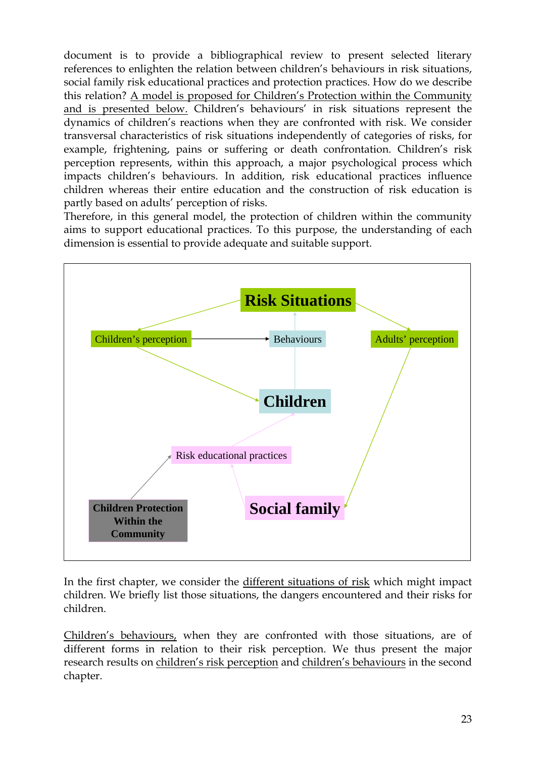document is to provide a bibliographical review to present selected literary references to enlighten the relation between children's behaviours in risk situations, social family risk educational practices and protection practices. How do we describe this relation? A model is proposed for Children's Protection within the Community and is presented below. Children's behaviours' in risk situations represent the dynamics of children's reactions when they are confronted with risk. We consider transversal characteristics of risk situations independently of categories of risks, for example, frightening, pains or suffering or death confrontation. Children's risk perception represents, within this approach, a major psychological process which impacts children's behaviours. In addition, risk educational practices influence children whereas their entire education and the construction of risk education is partly based on adults' perception of risks.

Therefore, in this general model, the protection of children within the community aims to support educational practices. To this purpose, the understanding of each dimension is essential to provide adequate and suitable support.

In the first chapter, we consider the different situations of risk which might impact children. We briefly list those situations, the dangers encountered and their risks for children.

Children's behaviours, when they are confronted with those situations, are of different forms in relation to their risk perception. We thus present the major research results on children's risk perception and children's behaviours in the second chapter.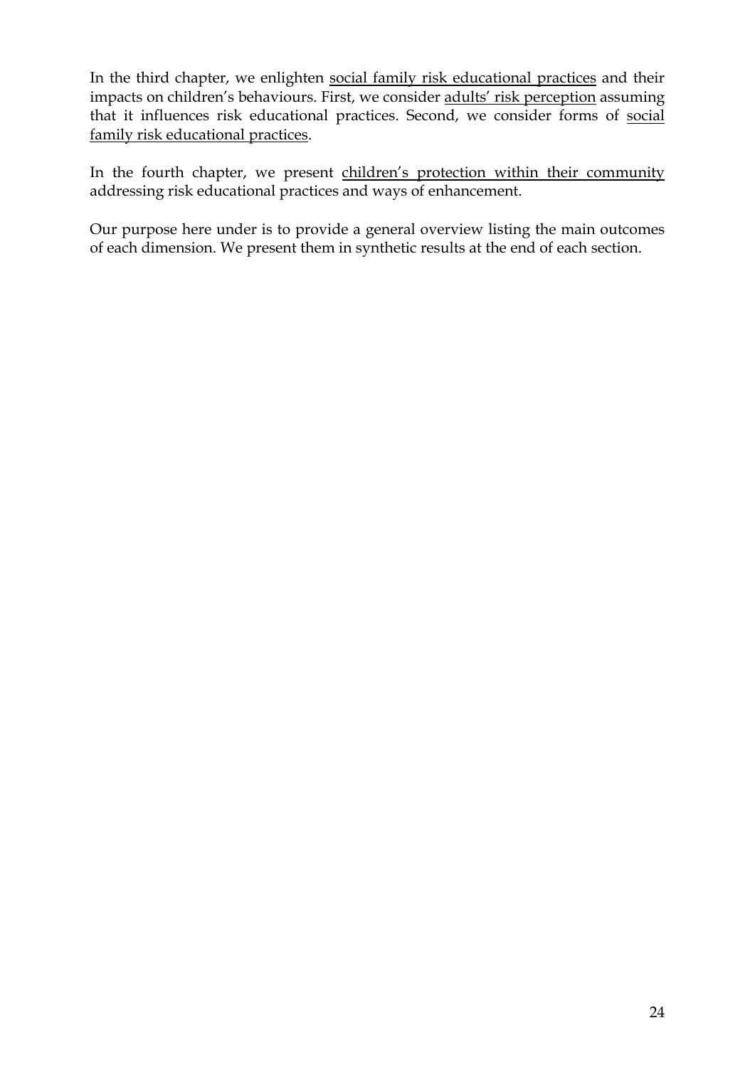In the third chapter, we enlighten <u>social family risk educational practices</u> and their impacts on children's behaviours. First, we consider <u>adults' risk perception</u> assuming that it influences risk educational practices. Second, we consider forms of <u>social family risk educational practices</u>.

In the fourth chapter, we present <u>children's protection within their community</u> addressing risk educational practices and ways of enhancement.

Our purpose here under is to provide a general overview listing the main outcomes of each dimension. We present them in synthetic results at the end of each section.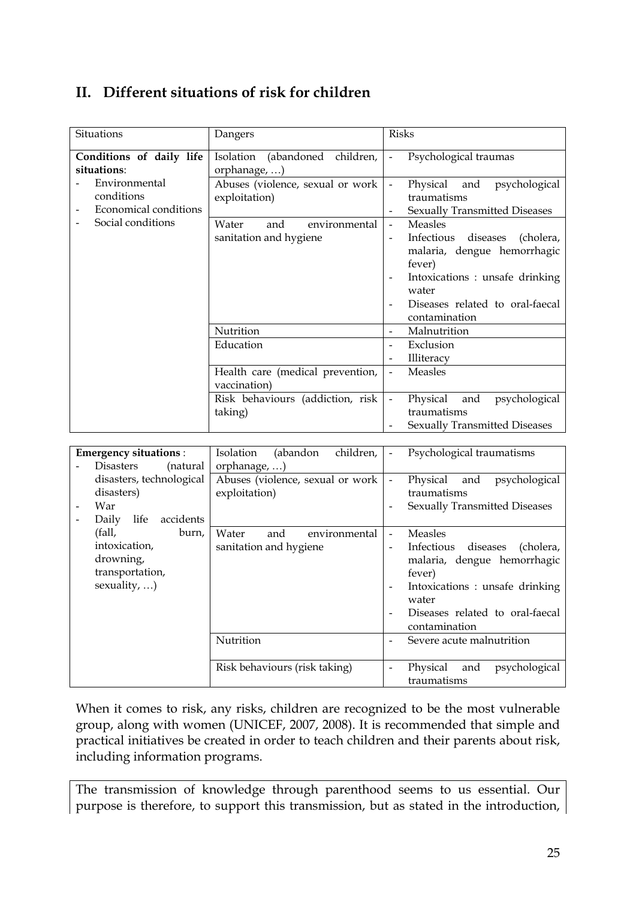## II. Different situations of risk for children

| Situations | Dangers | Risks |
|---|---|---|
| **Conditions of daily life situations**:<br>- Environmental conditions<br>- Economical conditions<br>- Social conditions | Isolation (abandoned children, orphanage, …) | - Psychological traumas |
| | Abuses (violence, sexual or work exploitation) | - Physical and psychological traumatisms<br>- Sexually Transmitted Diseases |
| | Water and environmental sanitation and hygiene | - Measles<br>- Infectious diseases (cholera, malaria, dengue hemorrhagic fever)<br>- Intoxications : unsafe drinking water<br>- Diseases related to oral-faecal contamination |
| | Nutrition | - Malnutrition |
| | Education | - Exclusion<br>- Illiteracy |
| | Health care (medical prevention, vaccination) | - Measles |
| | Risk behaviours (addiction, risk taking) | - Physical and psychological traumatisms<br>- Sexually Transmitted Diseases |
| **Emergency situations** :<br>- Disasters (natural disasters, technological disasters)<br>- War<br>- Daily life accidents (fall, burn, intoxication, drowning, transportation, sexuality, …) | Isolation (abandon children, orphanage, …) | - Psychological traumatisms |
| | Abuses (violence, sexual or work exploitation) | - Physical and psychological traumatisms<br>- Sexually Transmitted Diseases |
| | Water and environmental sanitation and hygiene | - Measles<br>- Infectious diseases (cholera, malaria, dengue hemorrhagic fever)<br>- Intoxications : unsafe drinking water<br>- Diseases related to oral-faecal contamination |
| | Nutrition | - Severe acute malnutrition |
| | Risk behaviours (risk taking) | - Physical and psychological traumatisms |

When it comes to risk, any risks, children are recognized to be the most vulnerable group, along with women (UNICEF, 2007, 2008). It is recommended that simple and practical initiatives be created in order to teach children and their parents about risk, including information programs.

The transmission of knowledge through parenthood seems to us essential. Our purpose is therefore, to support this transmission, but as stated in the introduction,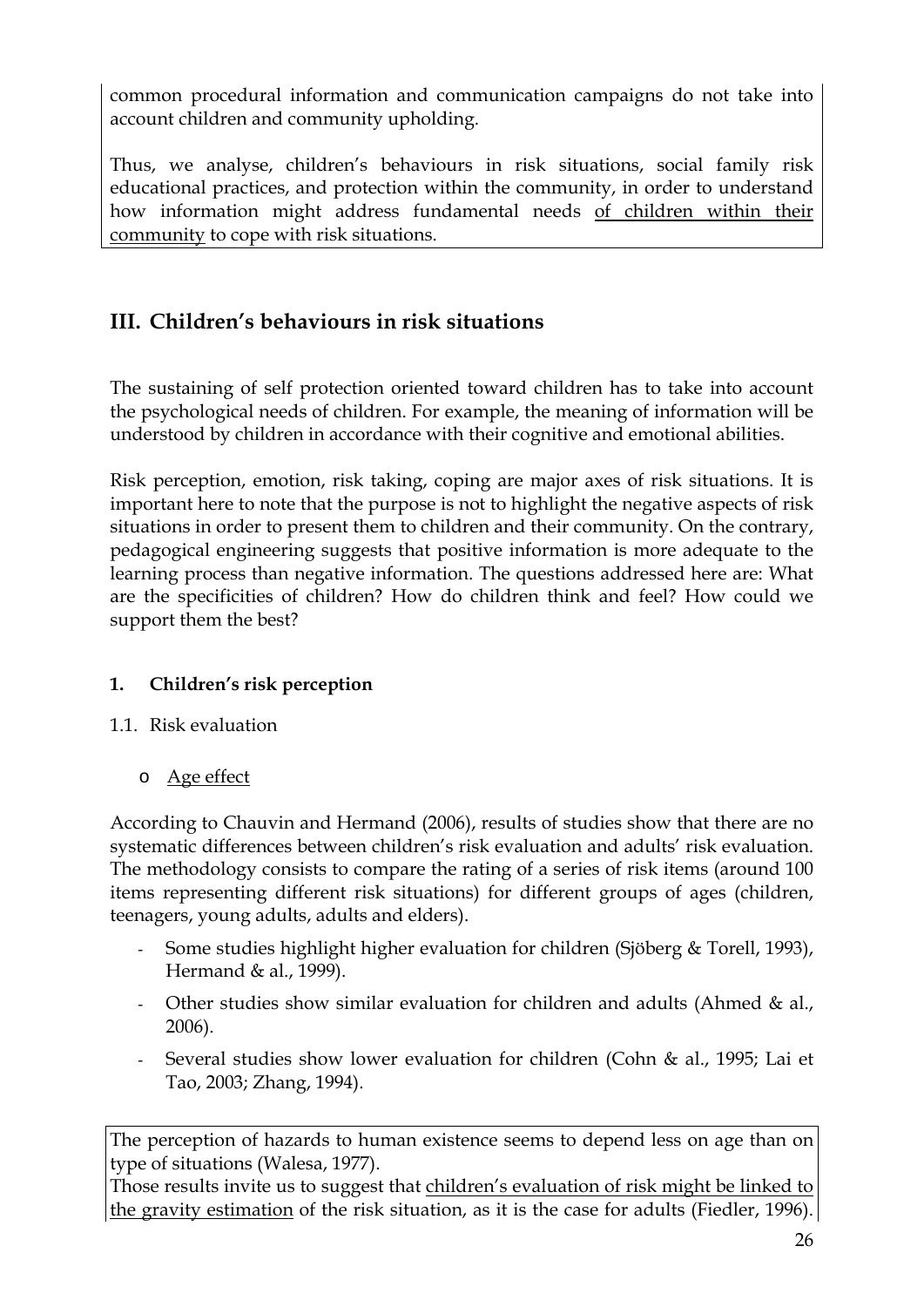common procedural information and communication campaigns do not take into account children and community upholding.

Thus, we analyse, children's behaviours in risk situations, social family risk educational practices, and protection within the community, in order to understand how information might address fundamental needs <u>of children within their community</u> to cope with risk situations.

## III. Children's behaviours in risk situations

The sustaining of self protection oriented toward children has to take into account the psychological needs of children. For example, the meaning of information will be understood by children in accordance with their cognitive and emotional abilities.

Risk perception, emotion, risk taking, coping are major axes of risk situations. It is important here to note that the purpose is not to highlight the negative aspects of risk situations in order to present them to children and their community. On the contrary, pedagogical engineering suggests that positive information is more adequate to the learning process than negative information. The questions addressed here are: What are the specificities of children? How do children think and feel? How could we support them the best?

### 1. Children's risk perception

1.1. Risk evaluation

- <u>Age effect</u>

According to Chauvin and Hermand (2006), results of studies show that there are no systematic differences between children's risk evaluation and adults' risk evaluation. The methodology consists to compare the rating of a series of risk items (around 100 items representing different risk situations) for different groups of ages (children, teenagers, young adults, adults and elders).

- Some studies highlight higher evaluation for children (Sjöberg & Torell, 1993), Hermand & al., 1999).
- Other studies show similar evaluation for children and adults (Ahmed & al., 2006).
- Several studies show lower evaluation for children (Cohn & al., 1995; Lai et Tao, 2003; Zhang, 1994).

The perception of hazards to human existence seems to depend less on age than on type of situations (Walesa, 1977).
Those results invite us to suggest that <u>children's evaluation of risk might be linked to the gravity estimation</u> of the risk situation, as it is the case for adults (Fiedler, 1996).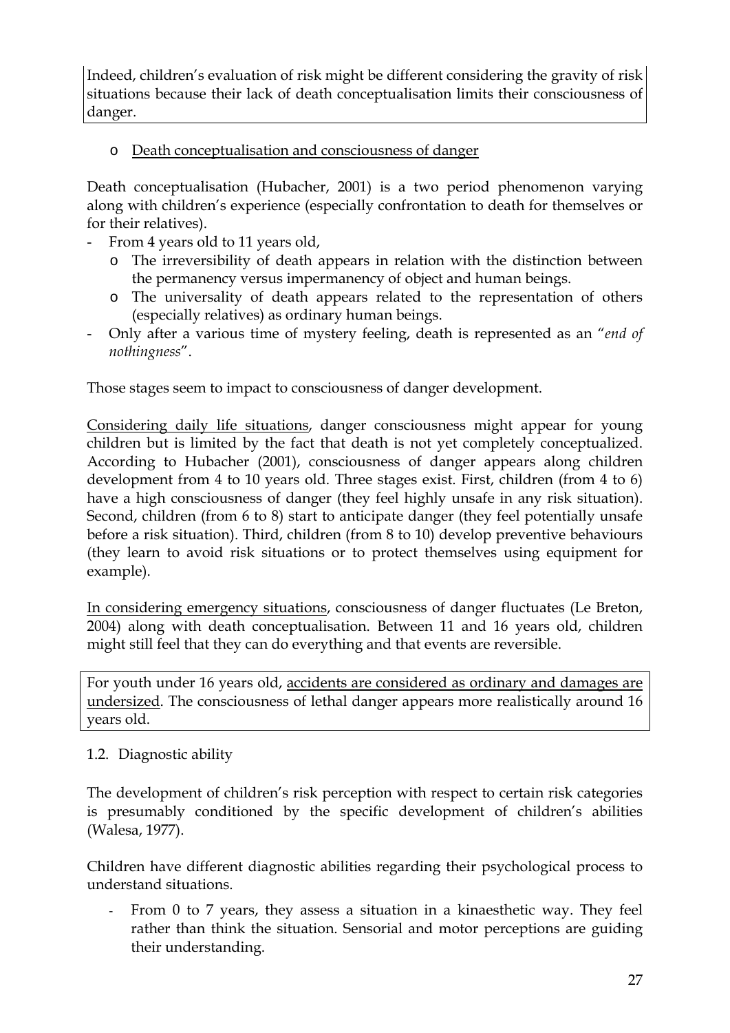Indeed, children's evaluation of risk might be different considering the gravity of risk situations because their lack of death conceptualisation limits their consciousness of danger.

- Death conceptualisation and consciousness of danger

Death conceptualisation (Hubacher, 2001) is a two period phenomenon varying along with children's experience (especially confrontation to death for themselves or for their relatives).

- From 4 years old to 11 years old,
  - The irreversibility of death appears in relation with the distinction between the permanency versus impermanency of object and human beings.
  - The universality of death appears related to the representation of others (especially relatives) as ordinary human beings.
- Only after a various time of mystery feeling, death is represented as an "*end of nothingness*".

Those stages seem to impact to consciousness of danger development.

Considering daily life situations, danger consciousness might appear for young children but is limited by the fact that death is not yet completely conceptualized. According to Hubacher (2001), consciousness of danger appears along children development from 4 to 10 years old. Three stages exist. First, children (from 4 to 6) have a high consciousness of danger (they feel highly unsafe in any risk situation). Second, children (from 6 to 8) start to anticipate danger (they feel potentially unsafe before a risk situation). Third, children (from 8 to 10) develop preventive behaviours (they learn to avoid risk situations or to protect themselves using equipment for example).

In considering emergency situations, consciousness of danger fluctuates (Le Breton, 2004) along with death conceptualisation. Between 11 and 16 years old, children might still feel that they can do everything and that events are reversible.

For youth under 16 years old, accidents are considered as ordinary and damages are undersized. The consciousness of lethal danger appears more realistically around 16 years old.

1.2. Diagnostic ability

The development of children's risk perception with respect to certain risk categories is presumably conditioned by the specific development of children's abilities (Walesa, 1977).

Children have different diagnostic abilities regarding their psychological process to understand situations.

- From 0 to 7 years, they assess a situation in a kinaesthetic way. They feel rather than think the situation. Sensorial and motor perceptions are guiding their understanding.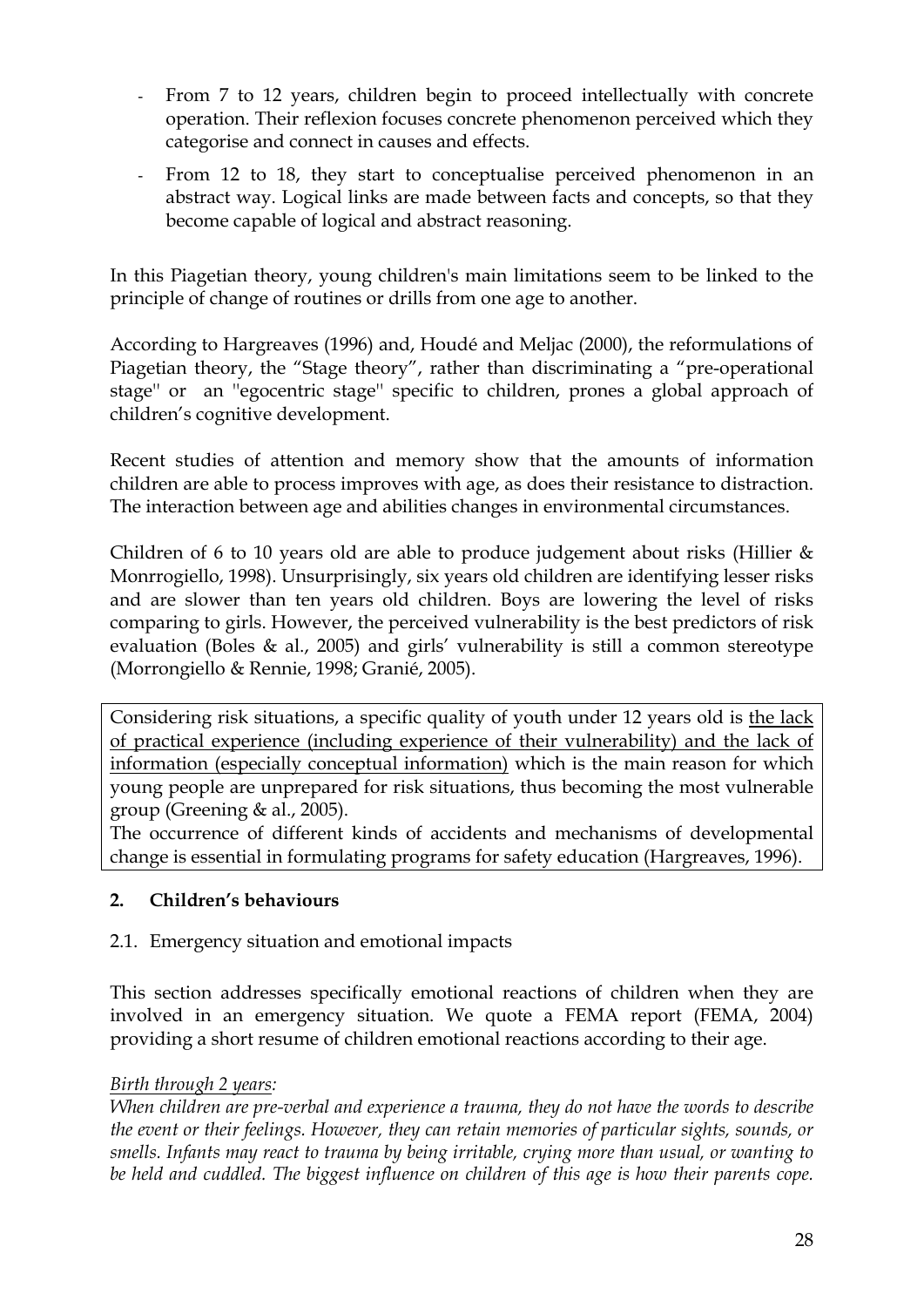- From 7 to 12 years, children begin to proceed intellectually with concrete operation. Their reflexion focuses concrete phenomenon perceived which they categorise and connect in causes and effects.
- From 12 to 18, they start to conceptualise perceived phenomenon in an abstract way. Logical links are made between facts and concepts, so that they become capable of logical and abstract reasoning.

In this Piagetian theory, young children's main limitations seem to be linked to the principle of change of routines or drills from one age to another.

According to Hargreaves (1996) and, Houdé and Meljac (2000), the reformulations of Piagetian theory, the "Stage theory", rather than discriminating a "pre-operational stage" or an "egocentric stage" specific to children, prones a global approach of children's cognitive development.

Recent studies of attention and memory show that the amounts of information children are able to process improves with age, as does their resistance to distraction. The interaction between age and abilities changes in environmental circumstances.

Children of 6 to 10 years old are able to produce judgement about risks (Hillier & Monrrogiello, 1998). Unsurprisingly, six years old children are identifying lesser risks and are slower than ten years old children. Boys are lowering the level of risks comparing to girls. However, the perceived vulnerability is the best predictors of risk evaluation (Boles & al., 2005) and girls' vulnerability is still a common stereotype (Morrongiello & Rennie, 1998; Granié, 2005).

Considering risk situations, a specific quality of youth under 12 years old is the lack of practical experience (including experience of their vulnerability) and the lack of information (especially conceptual information) which is the main reason for which young people are unprepared for risk situations, thus becoming the most vulnerable group (Greening & al., 2005).
The occurrence of different kinds of accidents and mechanisms of developmental change is essential in formulating programs for safety education (Hargreaves, 1996).

## 2. Children's behaviours

### 2.1. Emergency situation and emotional impacts

This section addresses specifically emotional reactions of children when they are involved in an emergency situation. We quote a FEMA report (FEMA, 2004) providing a short resume of children emotional reactions according to their age.

*Birth through 2 years:*
*When children are pre-verbal and experience a trauma, they do not have the words to describe the event or their feelings. However, they can retain memories of particular sights, sounds, or smells. Infants may react to trauma by being irritable, crying more than usual, or wanting to be held and cuddled. The biggest influence on children of this age is how their parents cope.*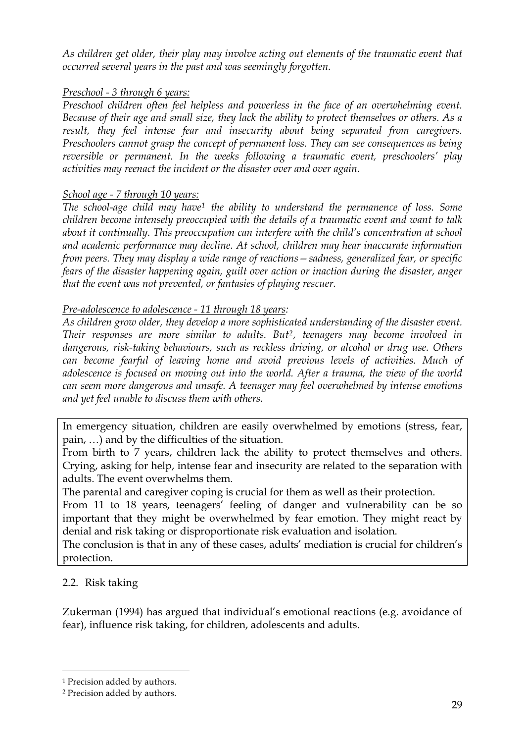*As children get older, their play may involve acting out elements of the traumatic event that occurred several years in the past and was seemingly forgotten.*

*Preschool - 3 through 6 years:*

*Preschool children often feel helpless and powerless in the face of an overwhelming event. Because of their age and small size, they lack the ability to protect themselves or others. As a result, they feel intense fear and insecurity about being separated from caregivers. Preschoolers cannot grasp the concept of permanent loss. They can see consequences as being reversible or permanent. In the weeks following a traumatic event, preschoolers' play activities may reenact the incident or the disaster over and over again.*

*School age - 7 through 10 years:*

*The school-age child may have[1] the ability to understand the permanence of loss. Some children become intensely preoccupied with the details of a traumatic event and want to talk about it continually. This preoccupation can interfere with the child's concentration at school and academic performance may decline. At school, children may hear inaccurate information from peers. They may display a wide range of reactions—sadness, generalized fear, or specific fears of the disaster happening again, guilt over action or inaction during the disaster, anger that the event was not prevented, or fantasies of playing rescuer.*

*Pre-adolescence to adolescence - 11 through 18 years:*

*As children grow older, they develop a more sophisticated understanding of the disaster event. Their responses are more similar to adults. But[2], teenagers may become involved in dangerous, risk-taking behaviours, such as reckless driving, or alcohol or drug use. Others can become fearful of leaving home and avoid previous levels of activities. Much of adolescence is focused on moving out into the world. After a trauma, the view of the world can seem more dangerous and unsafe. A teenager may feel overwhelmed by intense emotions and yet feel unable to discuss them with others.*

In emergency situation, children are easily overwhelmed by emotions (stress, fear, pain, …) and by the difficulties of the situation.

From birth to 7 years, children lack the ability to protect themselves and others. Crying, asking for help, intense fear and insecurity are related to the separation with adults. The event overwhelms them.

The parental and caregiver coping is crucial for them as well as their protection.

From 11 to 18 years, teenagers' feeling of danger and vulnerability can be so important that they might be overwhelmed by fear emotion. They might react by denial and risk taking or disproportionate risk evaluation and isolation.

The conclusion is that in any of these cases, adults' mediation is crucial for children's protection.

## 2.2. Risk taking

Zukerman (1994) has argued that individual's emotional reactions (e.g. avoidance of fear), influence risk taking, for children, adolescents and adults.

[1] Precision added by authors.

[2] Precision added by authors.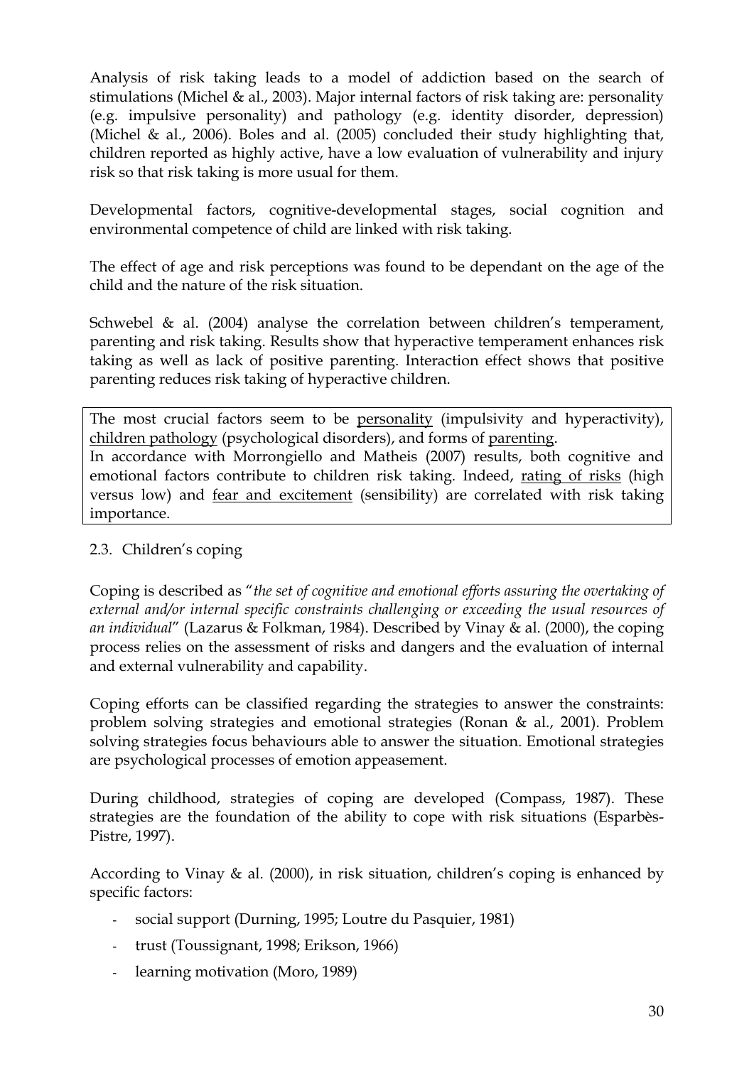Analysis of risk taking leads to a model of addiction based on the search of stimulations (Michel & al., 2003). Major internal factors of risk taking are: personality (e.g. impulsive personality) and pathology (e.g. identity disorder, depression) (Michel & al., 2006). Boles and al. (2005) concluded their study highlighting that, children reported as highly active, have a low evaluation of vulnerability and injury risk so that risk taking is more usual for them.

Developmental factors, cognitive-developmental stages, social cognition and environmental competence of child are linked with risk taking.

The effect of age and risk perceptions was found to be dependant on the age of the child and the nature of the risk situation.

Schwebel & al. (2004) analyse the correlation between children's temperament, parenting and risk taking. Results show that hyperactive temperament enhances risk taking as well as lack of positive parenting. Interaction effect shows that positive parenting reduces risk taking of hyperactive children.

> The most crucial factors seem to be <u>personality</u> (impulsivity and hyperactivity), <u>children pathology</u> (psychological disorders), and forms of <u>parenting</u>.
> In accordance with Morrongiello and Matheis (2007) results, both cognitive and emotional factors contribute to children risk taking. Indeed, <u>rating of risks</u> (high versus low) and <u>fear and excitement</u> (sensibility) are correlated with risk taking importance.

## 2.3. Children's coping

Coping is described as "*the set of cognitive and emotional efforts assuring the overtaking of external and/or internal specific constraints challenging or exceeding the usual resources of an individual*" (Lazarus & Folkman, 1984). Described by Vinay & al. (2000), the coping process relies on the assessment of risks and dangers and the evaluation of internal and external vulnerability and capability.

Coping efforts can be classified regarding the strategies to answer the constraints: problem solving strategies and emotional strategies (Ronan & al., 2001). Problem solving strategies focus behaviours able to answer the situation. Emotional strategies are psychological processes of emotion appeasement.

During childhood, strategies of coping are developed (Compass, 1987). These strategies are the foundation of the ability to cope with risk situations (Esparbès-Pistre, 1997).

According to Vinay & al. (2000), in risk situation, children's coping is enhanced by specific factors:

- social support (Durning, 1995; Loutre du Pasquier, 1981)
- trust (Toussignant, 1998; Erikson, 1966)
- learning motivation (Moro, 1989)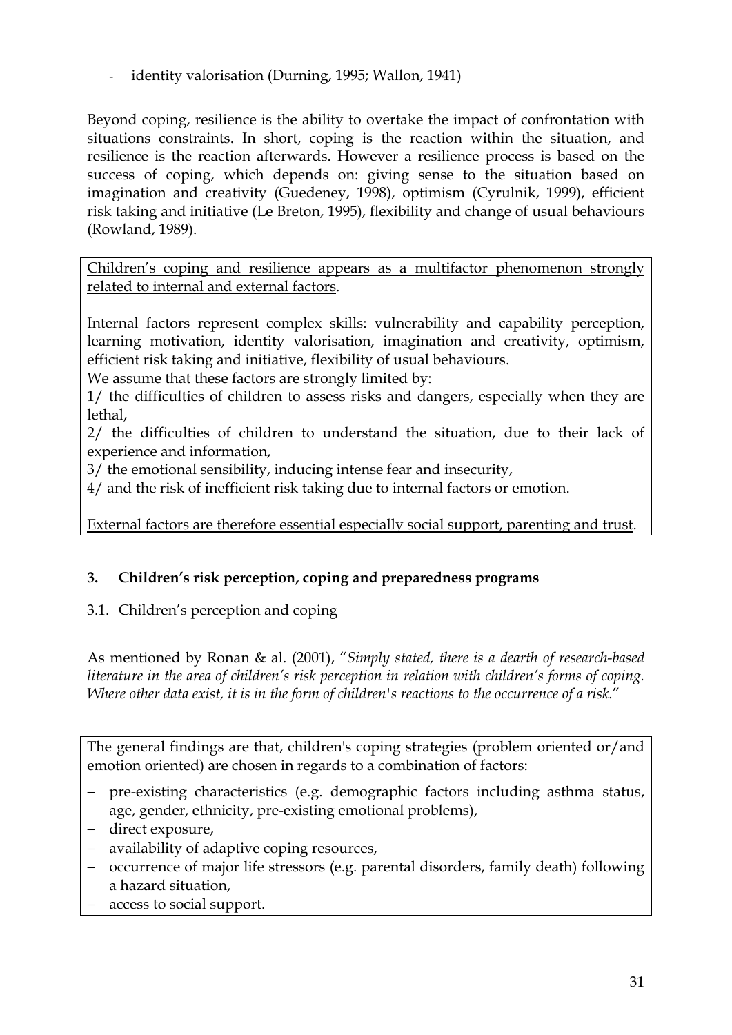- identity valorisation (Durning, 1995; Wallon, 1941)

Beyond coping, resilience is the ability to overtake the impact of confrontation with situations constraints. In short, coping is the reaction within the situation, and resilience is the reaction afterwards. However a resilience process is based on the success of coping, which depends on: giving sense to the situation based on imagination and creativity (Guedeney, 1998), optimism (Cyrulnik, 1999), efficient risk taking and initiative (Le Breton, 1995), flexibility and change of usual behaviours (Rowland, 1989).

<u>Children's coping and resilience appears as a multifactor phenomenon strongly related to internal and external factors</u>.

Internal factors represent complex skills: vulnerability and capability perception, learning motivation, identity valorisation, imagination and creativity, optimism, efficient risk taking and initiative, flexibility of usual behaviours.

We assume that these factors are strongly limited by:

1/ the difficulties of children to assess risks and dangers, especially when they are lethal,

2/ the difficulties of children to understand the situation, due to their lack of experience and information,

3/ the emotional sensibility, inducing intense fear and insecurity,

4/ and the risk of inefficient risk taking due to internal factors or emotion.

<u>External factors are therefore essential especially social support, parenting and trust</u>.

### 3. Children's risk perception, coping and preparedness programs

#### 3.1. Children's perception and coping

As mentioned by Ronan & al. (2001), "*Simply stated, there is a dearth of research-based literature in the area of children's risk perception in relation with children's forms of coping. Where other data exist, it is in the form of children's reactions to the occurrence of a risk*."

The general findings are that, children's coping strategies (problem oriented or/and emotion oriented) are chosen in regards to a combination of factors:

- pre-existing characteristics (e.g. demographic factors including asthma status, age, gender, ethnicity, pre-existing emotional problems),
- direct exposure,
- availability of adaptive coping resources,
- occurrence of major life stressors (e.g. parental disorders, family death) following a hazard situation,
- access to social support.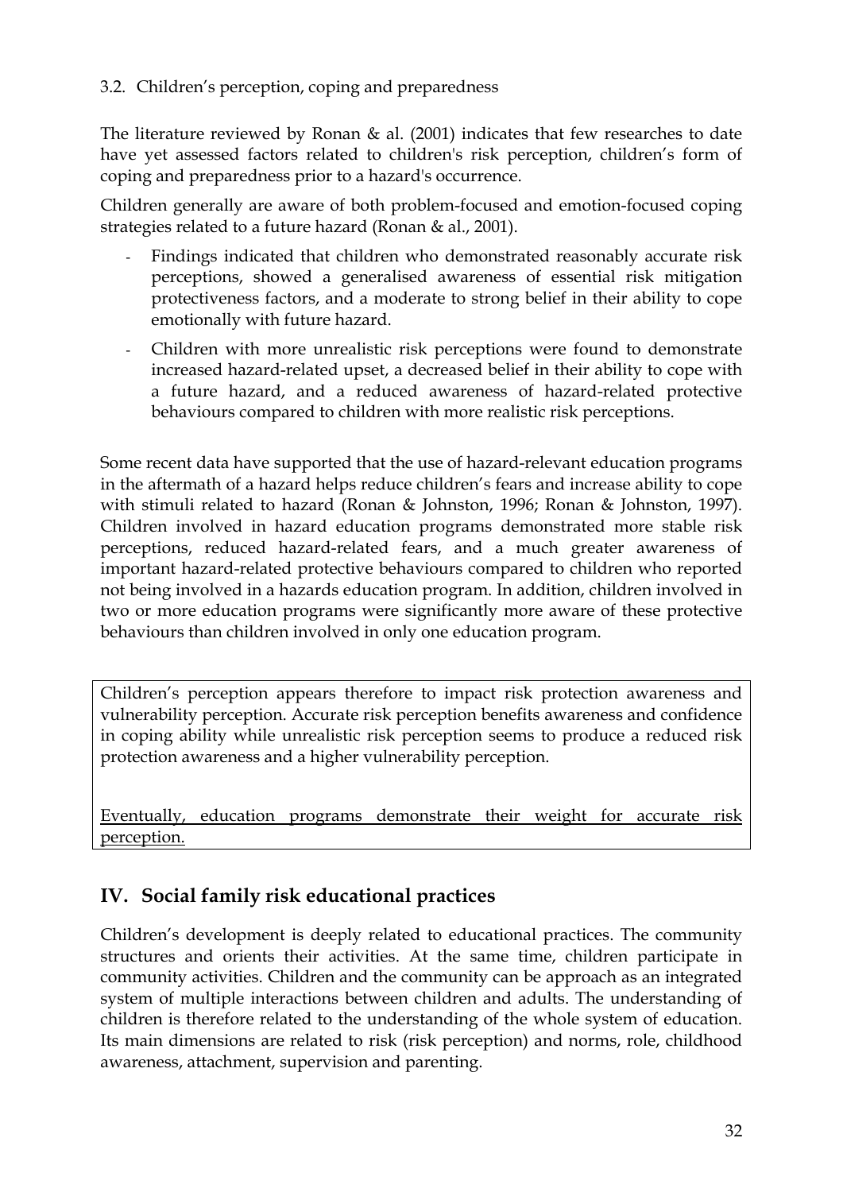### 3.2. Children's perception, coping and preparedness

The literature reviewed by Ronan & al. (2001) indicates that few researches to date have yet assessed factors related to children's risk perception, children's form of coping and preparedness prior to a hazard's occurrence.

Children generally are aware of both problem-focused and emotion-focused coping strategies related to a future hazard (Ronan & al., 2001).

- Findings indicated that children who demonstrated reasonably accurate risk perceptions, showed a generalised awareness of essential risk mitigation protectiveness factors, and a moderate to strong belief in their ability to cope emotionally with future hazard.
- Children with more unrealistic risk perceptions were found to demonstrate increased hazard-related upset, a decreased belief in their ability to cope with a future hazard, and a reduced awareness of hazard-related protective behaviours compared to children with more realistic risk perceptions.

Some recent data have supported that the use of hazard-relevant education programs in the aftermath of a hazard helps reduce children's fears and increase ability to cope with stimuli related to hazard (Ronan & Johnston, 1996; Ronan & Johnston, 1997). Children involved in hazard education programs demonstrated more stable risk perceptions, reduced hazard-related fears, and a much greater awareness of important hazard-related protective behaviours compared to children who reported not being involved in a hazards education program. In addition, children involved in two or more education programs were significantly more aware of these protective behaviours than children involved in only one education program.

> Children's perception appears therefore to impact risk protection awareness and vulnerability perception. Accurate risk perception benefits awareness and confidence in coping ability while unrealistic risk perception seems to produce a reduced risk protection awareness and a higher vulnerability perception.
>
> <u>Eventually, education programs demonstrate their weight for accurate risk perception.</u>

## IV. Social family risk educational practices

Children's development is deeply related to educational practices. The community structures and orients their activities. At the same time, children participate in community activities. Children and the community can be approach as an integrated system of multiple interactions between children and adults. The understanding of children is therefore related to the understanding of the whole system of education. Its main dimensions are related to risk (risk perception) and norms, role, childhood awareness, attachment, supervision and parenting.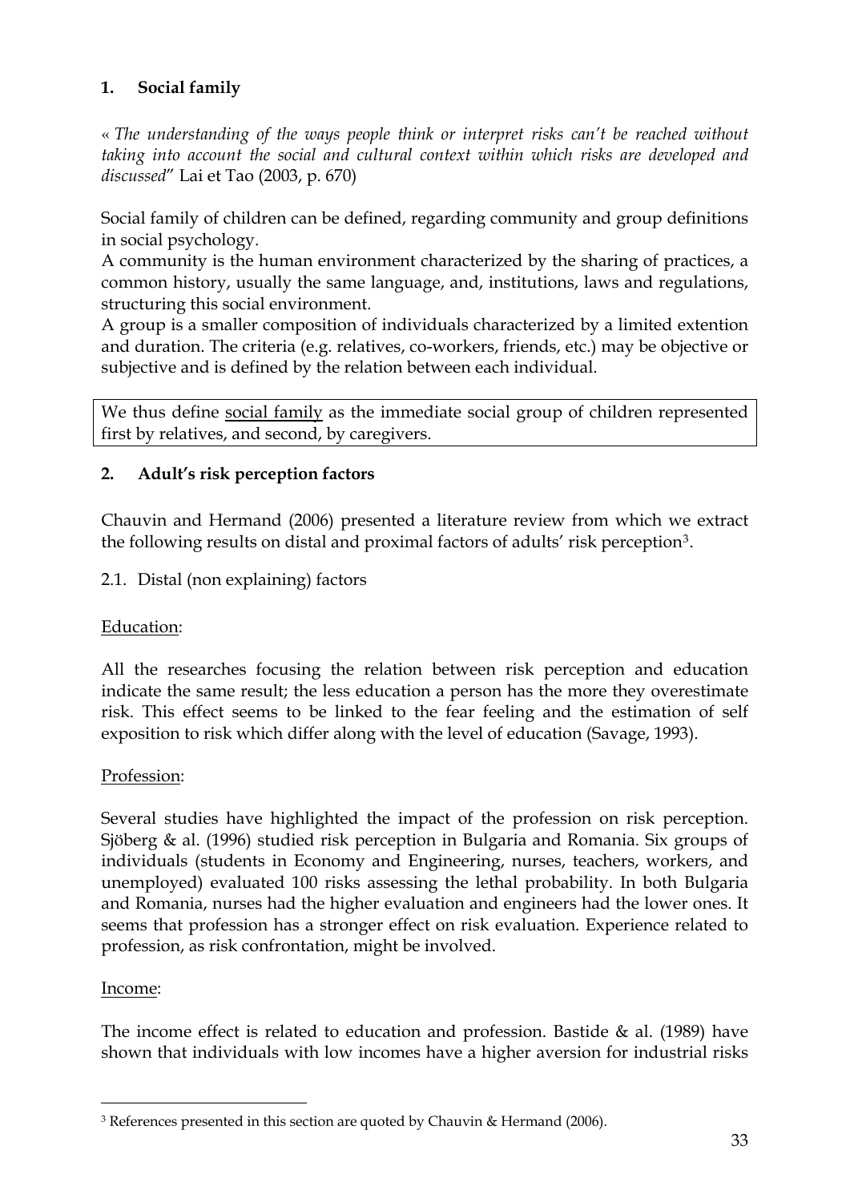## 1. Social family

« *The understanding of the ways people think or interpret risks can't be reached without taking into account the social and cultural context within which risks are developed and discussed*" Lai et Tao (2003, p. 670)

Social family of children can be defined, regarding community and group definitions in social psychology.
A community is the human environment characterized by the sharing of practices, a common history, usually the same language, and, institutions, laws and regulations, structuring this social environment.
A group is a smaller composition of individuals characterized by a limited extention and duration. The criteria (e.g. relatives, co-workers, friends, etc.) may be objective or subjective and is defined by the relation between each individual.

We thus define social family as the immediate social group of children represented first by relatives, and second, by caregivers.

## 2. Adult's risk perception factors

Chauvin and Hermand (2006) presented a literature review from which we extract the following results on distal and proximal factors of adults' risk perception[3].

### 2.1. Distal (non explaining) factors

Education:

All the researches focusing the relation between risk perception and education indicate the same result; the less education a person has the more they overestimate risk. This effect seems to be linked to the fear feeling and the estimation of self exposition to risk which differ along with the level of education (Savage, 1993).

Profession:

Several studies have highlighted the impact of the profession on risk perception. Sjöberg & al. (1996) studied risk perception in Bulgaria and Romania. Six groups of individuals (students in Economy and Engineering, nurses, teachers, workers, and unemployed) evaluated 100 risks assessing the lethal probability. In both Bulgaria and Romania, nurses had the higher evaluation and engineers had the lower ones. It seems that profession has a stronger effect on risk evaluation. Experience related to profession, as risk confrontation, might be involved.

Income:

The income effect is related to education and profession. Bastide & al. (1989) have shown that individuals with low incomes have a higher aversion for industrial risks

[3] References presented in this section are quoted by Chauvin & Hermand (2006).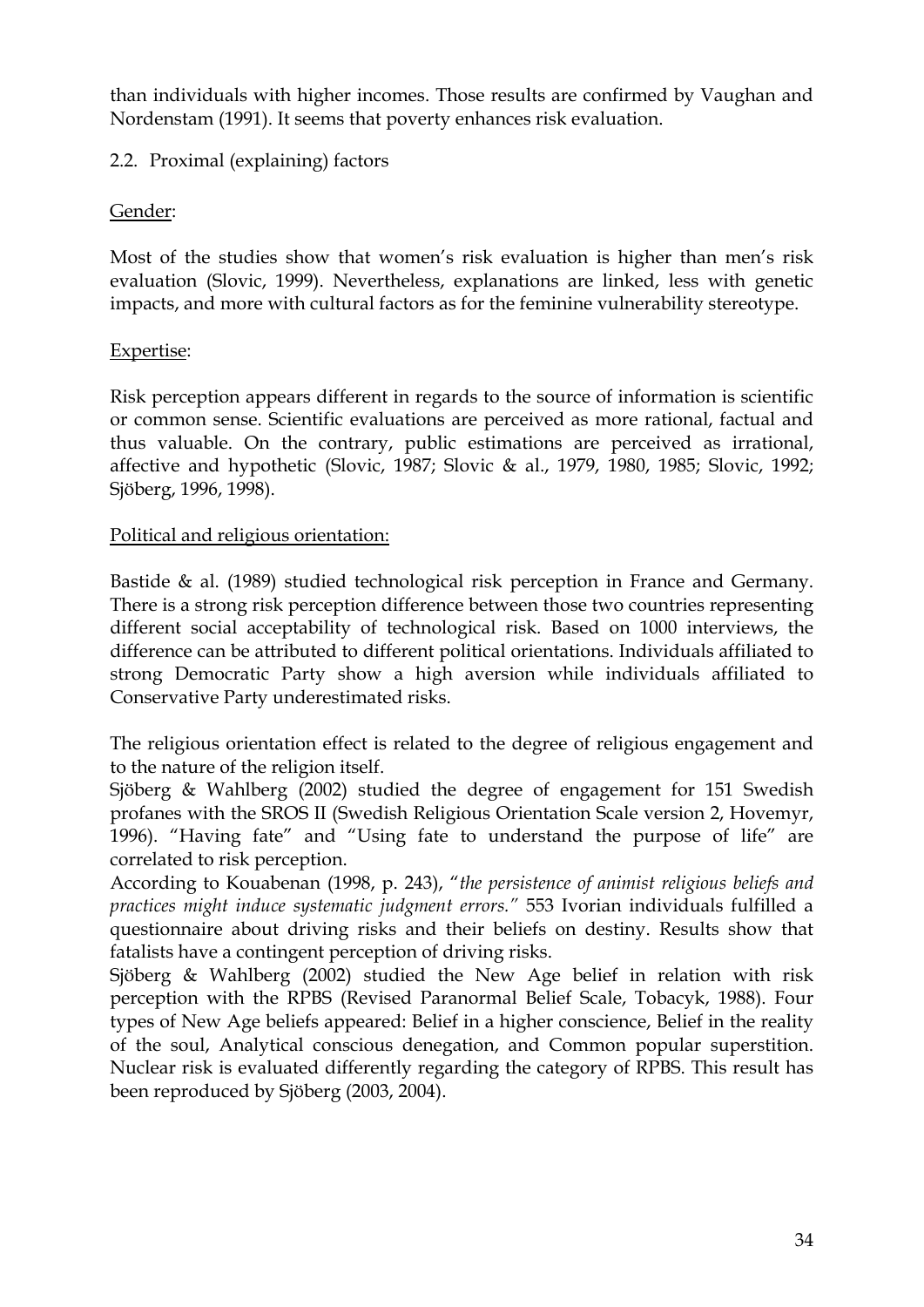than individuals with higher incomes. Those results are confirmed by Vaughan and Nordenstam (1991). It seems that poverty enhances risk evaluation.

### 2.2. Proximal (explaining) factors

Gender:

Most of the studies show that women's risk evaluation is higher than men's risk evaluation (Slovic, 1999). Nevertheless, explanations are linked, less with genetic impacts, and more with cultural factors as for the feminine vulnerability stereotype.

Expertise:

Risk perception appears different in regards to the source of information is scientific or common sense. Scientific evaluations are perceived as more rational, factual and thus valuable. On the contrary, public estimations are perceived as irrational, affective and hypothetic (Slovic, 1987; Slovic & al., 1979, 1980, 1985; Slovic, 1992; Sjöberg, 1996, 1998).

Political and religious orientation:

Bastide & al. (1989) studied technological risk perception in France and Germany. There is a strong risk perception difference between those two countries representing different social acceptability of technological risk. Based on 1000 interviews, the difference can be attributed to different political orientations. Individuals affiliated to strong Democratic Party show a high aversion while individuals affiliated to Conservative Party underestimated risks.

The religious orientation effect is related to the degree of religious engagement and to the nature of the religion itself.

Sjöberg & Wahlberg (2002) studied the degree of engagement for 151 Swedish profanes with the SROS II (Swedish Religious Orientation Scale version 2, Hovemyr, 1996). "Having fate" and "Using fate to understand the purpose of life" are correlated to risk perception.

According to Kouabenan (1998, p. 243), "*the persistence of animist religious beliefs and practices might induce systematic judgment errors.*" 553 Ivorian individuals fulfilled a questionnaire about driving risks and their beliefs on destiny. Results show that fatalists have a contingent perception of driving risks.

Sjöberg & Wahlberg (2002) studied the New Age belief in relation with risk perception with the RPBS (Revised Paranormal Belief Scale, Tobacyk, 1988). Four types of New Age beliefs appeared: Belief in a higher conscience, Belief in the reality of the soul, Analytical conscious denegation, and Common popular superstition. Nuclear risk is evaluated differently regarding the category of RPBS. This result has been reproduced by Sjöberg (2003, 2004).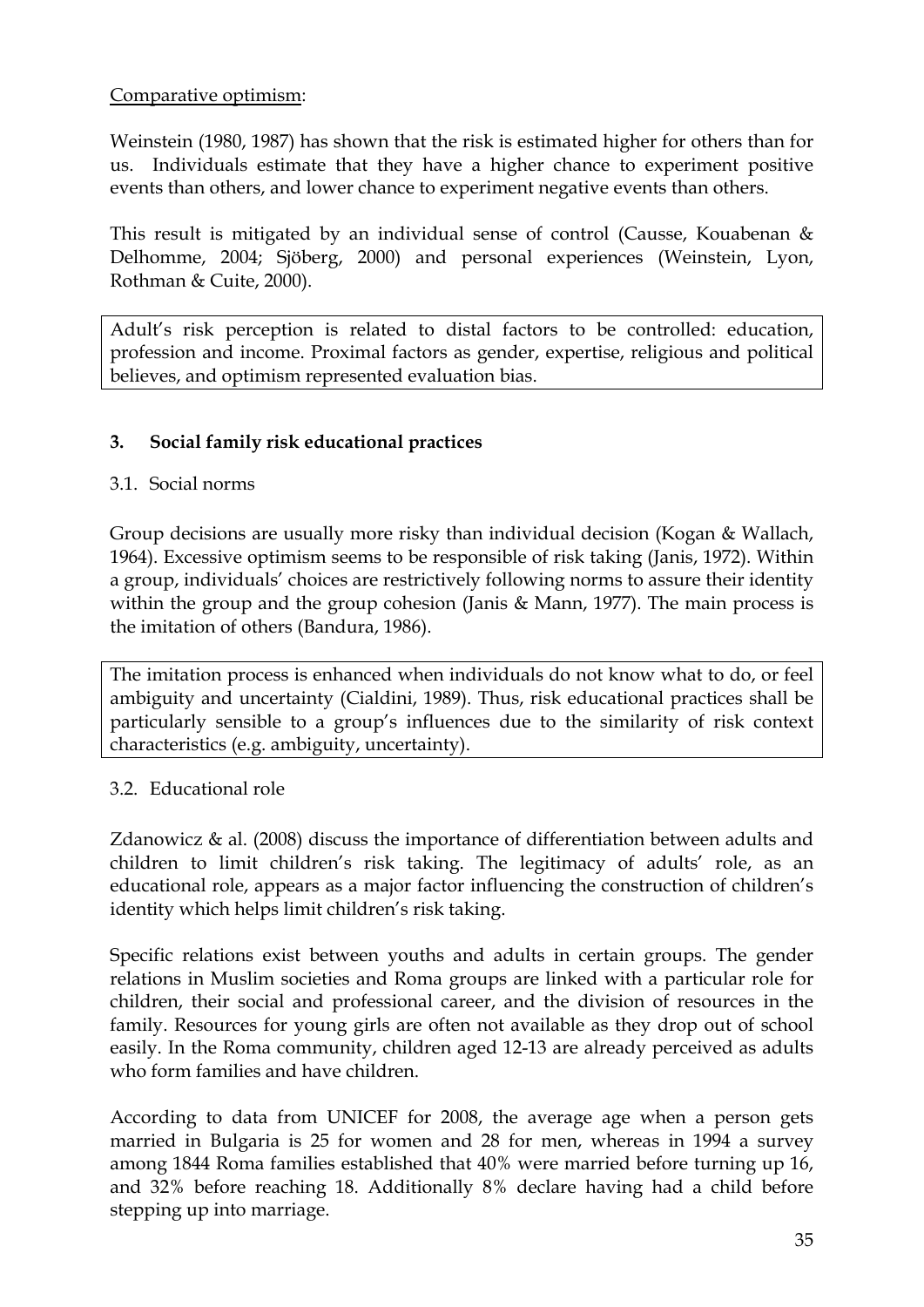Comparative optimism:

Weinstein (1980, 1987) has shown that the risk is estimated higher for others than for us. Individuals estimate that they have a higher chance to experiment positive events than others, and lower chance to experiment negative events than others.

This result is mitigated by an individual sense of control (Causse, Kouabenan & Delhomme, 2004; Sjöberg, 2000) and personal experiences (Weinstein, Lyon, Rothman & Cuite, 2000).

Adult's risk perception is related to distal factors to be controlled: education, profession and income. Proximal factors as gender, expertise, religious and political believes, and optimism represented evaluation bias.

## 3. Social family risk educational practices

### 3.1. Social norms

Group decisions are usually more risky than individual decision (Kogan & Wallach, 1964). Excessive optimism seems to be responsible of risk taking (Janis, 1972). Within a group, individuals' choices are restrictively following norms to assure their identity within the group and the group cohesion (Janis & Mann, 1977). The main process is the imitation of others (Bandura, 1986).

The imitation process is enhanced when individuals do not know what to do, or feel ambiguity and uncertainty (Cialdini, 1989). Thus, risk educational practices shall be particularly sensible to a group's influences due to the similarity of risk context characteristics (e.g. ambiguity, uncertainty).

### 3.2. Educational role

Zdanowicz & al. (2008) discuss the importance of differentiation between adults and children to limit children's risk taking. The legitimacy of adults' role, as an educational role, appears as a major factor influencing the construction of children's identity which helps limit children's risk taking.

Specific relations exist between youths and adults in certain groups. The gender relations in Muslim societies and Roma groups are linked with a particular role for children, their social and professional career, and the division of resources in the family. Resources for young girls are often not available as they drop out of school easily. In the Roma community, children aged 12-13 are already perceived as adults who form families and have children.

According to data from UNICEF for 2008, the average age when a person gets married in Bulgaria is 25 for women and 28 for men, whereas in 1994 a survey among 1844 Roma families established that 40% were married before turning up 16, and 32% before reaching 18. Additionally 8% declare having had a child before stepping up into marriage.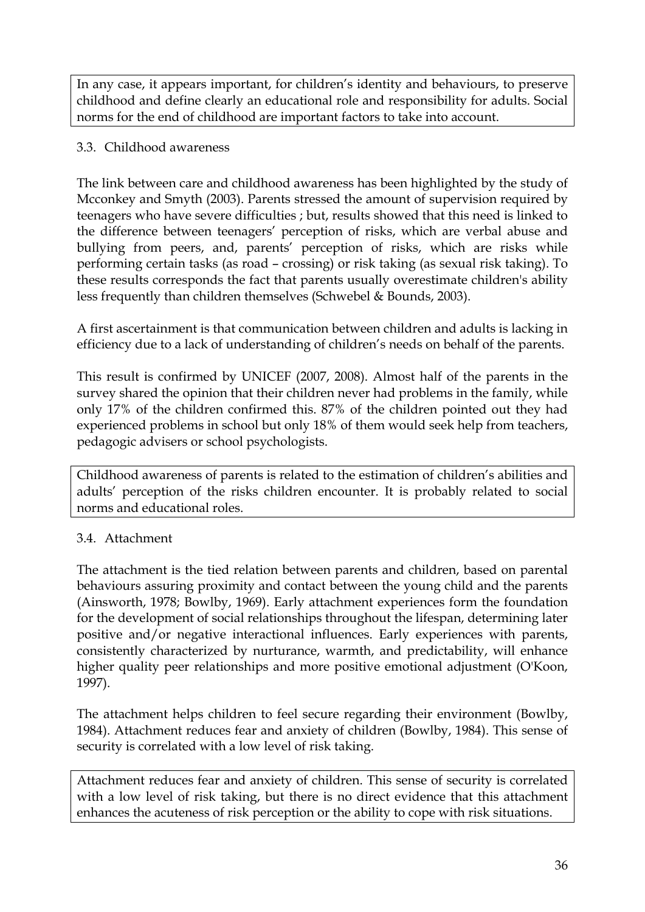In any case, it appears important, for children's identity and behaviours, to preserve childhood and define clearly an educational role and responsibility for adults. Social norms for the end of childhood are important factors to take into account.

### 3.3. Childhood awareness

The link between care and childhood awareness has been highlighted by the study of Mcconkey and Smyth (2003). Parents stressed the amount of supervision required by teenagers who have severe difficulties ; but, results showed that this need is linked to the difference between teenagers' perception of risks, which are verbal abuse and bullying from peers, and, parents' perception of risks, which are risks while performing certain tasks (as road – crossing) or risk taking (as sexual risk taking). To these results corresponds the fact that parents usually overestimate children's ability less frequently than children themselves (Schwebel & Bounds, 2003).

A first ascertainment is that communication between children and adults is lacking in efficiency due to a lack of understanding of children's needs on behalf of the parents.

This result is confirmed by UNICEF (2007, 2008). Almost half of the parents in the survey shared the opinion that their children never had problems in the family, while only 17% of the children confirmed this. 87% of the children pointed out they had experienced problems in school but only 18% of them would seek help from teachers, pedagogic advisers or school psychologists.

Childhood awareness of parents is related to the estimation of children's abilities and adults' perception of the risks children encounter. It is probably related to social norms and educational roles.

### 3.4. Attachment

The attachment is the tied relation between parents and children, based on parental behaviours assuring proximity and contact between the young child and the parents (Ainsworth, 1978; Bowlby, 1969). Early attachment experiences form the foundation for the development of social relationships throughout the lifespan, determining later positive and/or negative interactional influences. Early experiences with parents, consistently characterized by nurturance, warmth, and predictability, will enhance higher quality peer relationships and more positive emotional adjustment (O'Koon, 1997).

The attachment helps children to feel secure regarding their environment (Bowlby, 1984). Attachment reduces fear and anxiety of children (Bowlby, 1984). This sense of security is correlated with a low level of risk taking.

Attachment reduces fear and anxiety of children. This sense of security is correlated with a low level of risk taking, but there is no direct evidence that this attachment enhances the acuteness of risk perception or the ability to cope with risk situations.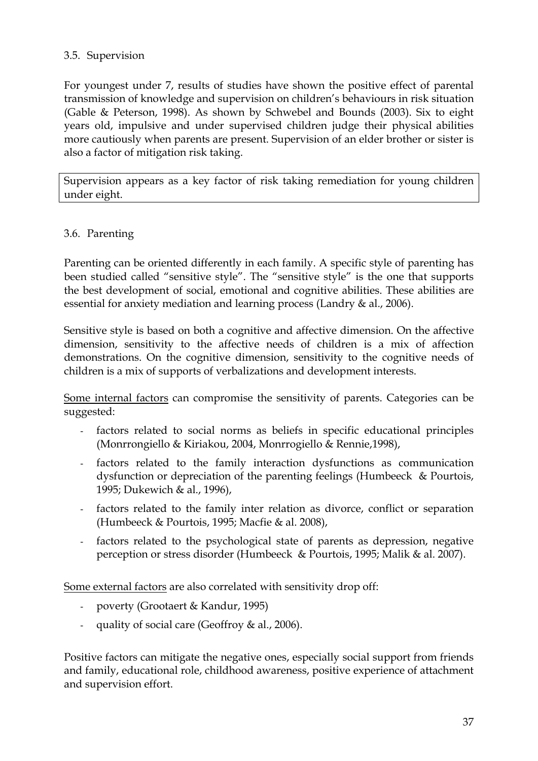### 3.5. Supervision

For youngest under 7, results of studies have shown the positive effect of parental transmission of knowledge and supervision on children's behaviours in risk situation (Gable & Peterson, 1998). As shown by Schwebel and Bounds (2003). Six to eight years old, impulsive and under supervised children judge their physical abilities more cautiously when parents are present. Supervision of an elder brother or sister is also a factor of mitigation risk taking.

Supervision appears as a key factor of risk taking remediation for young children under eight.

### 3.6. Parenting

Parenting can be oriented differently in each family. A specific style of parenting has been studied called "sensitive style". The "sensitive style" is the one that supports the best development of social, emotional and cognitive abilities. These abilities are essential for anxiety mediation and learning process (Landry & al., 2006).

Sensitive style is based on both a cognitive and affective dimension. On the affective dimension, sensitivity to the affective needs of children is a mix of affection demonstrations. On the cognitive dimension, sensitivity to the cognitive needs of children is a mix of supports of verbalizations and development interests.

Some internal factors can compromise the sensitivity of parents. Categories can be suggested:

- factors related to social norms as beliefs in specific educational principles (Monrrongiello & Kiriakou, 2004, Monrrogiello & Rennie,1998),
- factors related to the family interaction dysfunctions as communication dysfunction or depreciation of the parenting feelings (Humbeeck & Pourtois, 1995; Dukewich & al., 1996),
- factors related to the family inter relation as divorce, conflict or separation (Humbeeck & Pourtois, 1995; Macfie & al. 2008),
- factors related to the psychological state of parents as depression, negative perception or stress disorder (Humbeeck & Pourtois, 1995; Malik & al. 2007).

Some external factors are also correlated with sensitivity drop off:

- poverty (Grootaert & Kandur, 1995)
- quality of social care (Geoffroy & al., 2006).

Positive factors can mitigate the negative ones, especially social support from friends and family, educational role, childhood awareness, positive experience of attachment and supervision effort.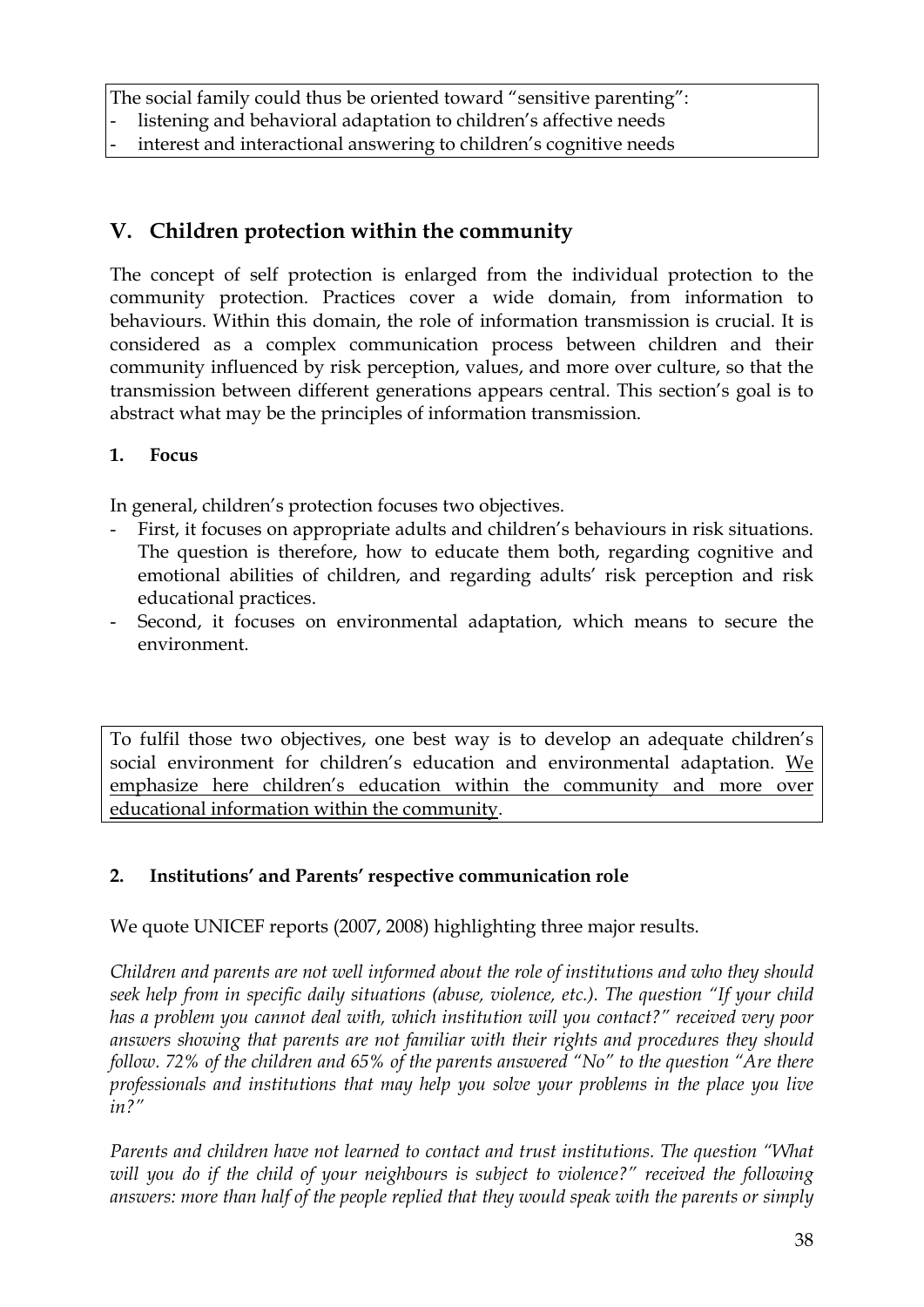The social family could thus be oriented toward "sensitive parenting":

- listening and behavioral adaptation to children's affective needs
- interest and interactional answering to children's cognitive needs

## V. Children protection within the community

The concept of self protection is enlarged from the individual protection to the community protection. Practices cover a wide domain, from information to behaviours. Within this domain, the role of information transmission is crucial. It is considered as a complex communication process between children and their community influenced by risk perception, values, and more over culture, so that the transmission between different generations appears central. This section's goal is to abstract what may be the principles of information transmission.

### 1. Focus

In general, children's protection focuses two objectives.

- First, it focuses on appropriate adults and children's behaviours in risk situations. The question is therefore, how to educate them both, regarding cognitive and emotional abilities of children, and regarding adults' risk perception and risk educational practices.
- Second, it focuses on environmental adaptation, which means to secure the environment.

To fulfil those two objectives, one best way is to develop an adequate children's social environment for children's education and environmental adaptation. <u>We emphasize here children's education within the community and more over educational information within the community</u>.

### 2. Institutions' and Parents' respective communication role

We quote UNICEF reports (2007, 2008) highlighting three major results.

*Children and parents are not well informed about the role of institutions and who they should seek help from in specific daily situations (abuse, violence, etc.). The question "If your child has a problem you cannot deal with, which institution will you contact?" received very poor answers showing that parents are not familiar with their rights and procedures they should follow. 72% of the children and 65% of the parents answered "No" to the question "Are there professionals and institutions that may help you solve your problems in the place you live in?"*

*Parents and children have not learned to contact and trust institutions. The question "What will you do if the child of your neighbours is subject to violence?" received the following answers: more than half of the people replied that they would speak with the parents or simply*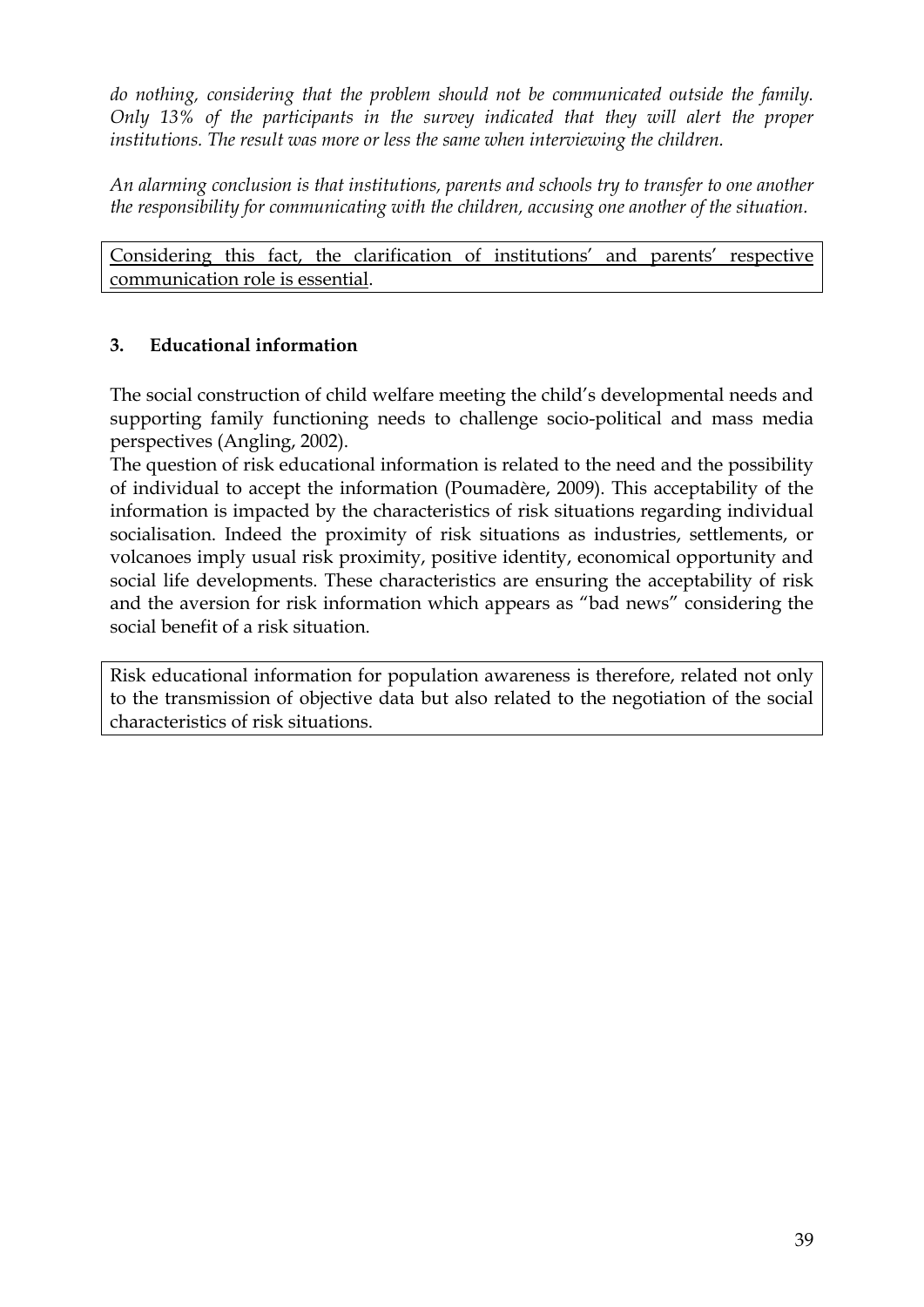*do nothing, considering that the problem should not be communicated outside the family. Only 13% of the participants in the survey indicated that they will alert the proper institutions. The result was more or less the same when interviewing the children.*

*An alarming conclusion is that institutions, parents and schools try to transfer to one another the responsibility for communicating with the children, accusing one another of the situation.*

Considering this fact, the clarification of institutions' and parents' respective communication role is essential.

### 3. Educational information

The social construction of child welfare meeting the child's developmental needs and supporting family functioning needs to challenge socio-political and mass media perspectives (Angling, 2002).

The question of risk educational information is related to the need and the possibility of individual to accept the information (Poumadère, 2009). This acceptability of the information is impacted by the characteristics of risk situations regarding individual socialisation. Indeed the proximity of risk situations as industries, settlements, or volcanoes imply usual risk proximity, positive identity, economical opportunity and social life developments. These characteristics are ensuring the acceptability of risk and the aversion for risk information which appears as "bad news" considering the social benefit of a risk situation.

Risk educational information for population awareness is therefore, related not only to the transmission of objective data but also related to the negotiation of the social characteristics of risk situations.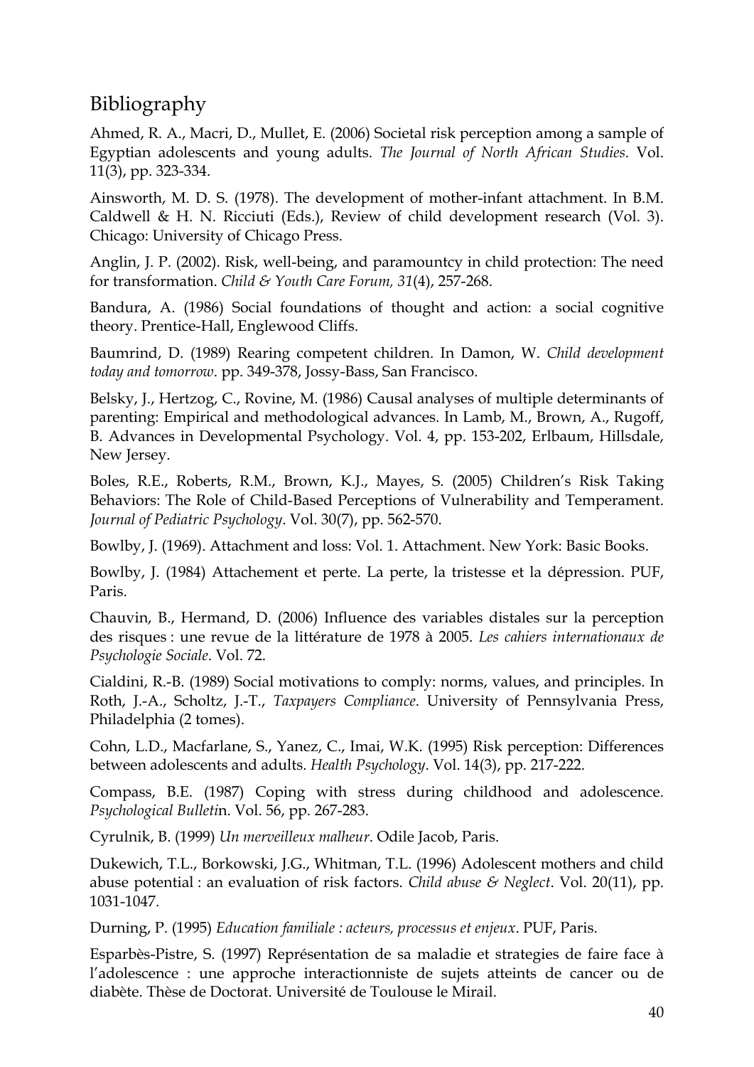## Bibliography

Ahmed, R. A., Macri, D., Mullet, E. (2006) Societal risk perception among a sample of Egyptian adolescents and young adults. *The Journal of North African Studies*. Vol. 11(3), pp. 323-334.

Ainsworth, M. D. S. (1978). The development of mother-infant attachment. In B.M. Caldwell & H. N. Ricciuti (Eds.), Review of child development research (Vol. 3). Chicago: University of Chicago Press.

Anglin, J. P. (2002). Risk, well-being, and paramountcy in child protection: The need for transformation. *Child & Youth Care Forum, 31*(4), 257-268.

Bandura, A. (1986) Social foundations of thought and action: a social cognitive theory. Prentice-Hall, Englewood Cliffs.

Baumrind, D. (1989) Rearing competent children. In Damon, W. *Child development today and tomorrow*. pp. 349-378, Jossy-Bass, San Francisco.

Belsky, J., Hertzog, C., Rovine, M. (1986) Causal analyses of multiple determinants of parenting: Empirical and methodological advances. In Lamb, M., Brown, A., Rugoff, B. Advances in Developmental Psychology. Vol. 4, pp. 153-202, Erlbaum, Hillsdale, New Jersey.

Boles, R.E., Roberts, R.M., Brown, K.J., Mayes, S. (2005) Children's Risk Taking Behaviors: The Role of Child-Based Perceptions of Vulnerability and Temperament. *Journal of Pediatric Psychology*. Vol. 30(7), pp. 562-570.

Bowlby, J. (1969). Attachment and loss: Vol. 1. Attachment. New York: Basic Books.

Bowlby, J. (1984) Attachement et perte. La perte, la tristesse et la dépression. PUF, Paris.

Chauvin, B., Hermand, D. (2006) Influence des variables distales sur la perception des risques : une revue de la littérature de 1978 à 2005. *Les cahiers internationaux de Psychologie Sociale*. Vol. 72.

Cialdini, R.-B. (1989) Social motivations to comply: norms, values, and principles. In Roth, J.-A., Scholtz, J.-T., *Taxpayers Compliance*. University of Pennsylvania Press, Philadelphia (2 tomes).

Cohn, L.D., Macfarlane, S., Yanez, C., Imai, W.K. (1995) Risk perception: Differences between adolescents and adults. *Health Psychology*. Vol. 14(3), pp. 217-222.

Compass, B.E. (1987) Coping with stress during childhood and adolescence. *Psychological Bulleti*n. Vol. 56, pp. 267-283.

Cyrulnik, B. (1999) *Un merveilleux malheur*. Odile Jacob, Paris.

Dukewich, T.L., Borkowski, J.G., Whitman, T.L. (1996) Adolescent mothers and child abuse potential : an evaluation of risk factors. *Child abuse & Neglect*. Vol. 20(11), pp. 1031-1047.

Durning, P. (1995) *Education familiale : acteurs, processus et enjeux*. PUF, Paris.

Esparbès-Pistre, S. (1997) Représentation de sa maladie et strategies de faire face à l'adolescence : une approche interactionniste de sujets atteints de cancer ou de diabète. Thèse de Doctorat. Université de Toulouse le Mirail.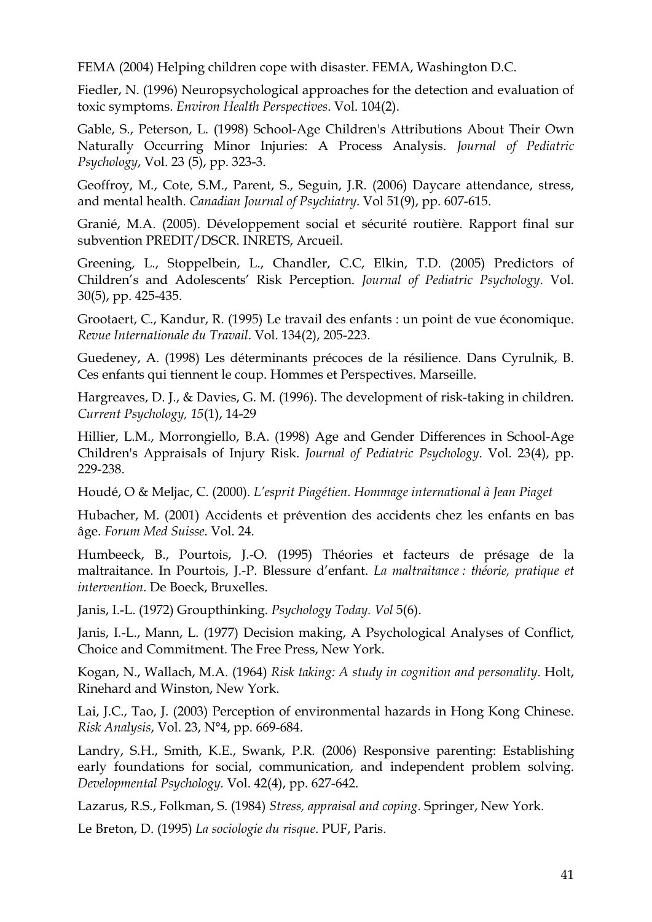FEMA (2004) Helping children cope with disaster. FEMA, Washington D.C.

Fiedler, N. (1996) Neuropsychological approaches for the detection and evaluation of toxic symptoms. *Environ Health Perspectives*. Vol. 104(2).

Gable, S., Peterson, L. (1998) School-Age Children's Attributions About Their Own Naturally Occurring Minor Injuries: A Process Analysis. *Journal of Pediatric Psychology*, Vol. 23 (5), pp. 323-3.

Geoffroy, M., Cote, S.M., Parent, S., Seguin, J.R. (2006) Daycare attendance, stress, and mental health. *Canadian Journal of Psychiatry*. Vol 51(9), pp. 607-615.

Granié, M.A. (2005). Développement social et sécurité routière. Rapport final sur subvention PREDIT/DSCR. INRETS, Arcueil.

Greening, L., Stoppelbein, L., Chandler, C.C, Elkin, T.D. (2005) Predictors of Children's and Adolescents' Risk Perception. *Journal of Pediatric Psychology*. Vol. 30(5), pp. 425-435.

Grootaert, C., Kandur, R. (1995) Le travail des enfants : un point de vue économique. *Revue Internationale du Travail*. Vol. 134(2), 205-223.

Guedeney, A. (1998) Les déterminants précoces de la résilience. Dans Cyrulnik, B. Ces enfants qui tiennent le coup. Hommes et Perspectives. Marseille.

Hargreaves, D. J., & Davies, G. M. (1996). The development of risk-taking in children. *Current Psychology, 15*(1), 14-29

Hillier, L.M., Morrongiello, B.A. (1998) Age and Gender Differences in School-Age Children's Appraisals of Injury Risk. *Journal of Pediatric Psychology*. Vol. 23(4), pp. 229-238.

Houdé, O & Meljac, C. (2000). *L'esprit Piagétien. Hommage international à Jean Piaget*

Hubacher, M. (2001) Accidents et prévention des accidents chez les enfants en bas âge. *Forum Med Suisse*. Vol. 24.

Humbeeck, B., Pourtois, J.-O. (1995) Théories et facteurs de présage de la maltraitance. In Pourtois, J.-P. Blessure d'enfant. *La maltraitance : théorie, pratique et intervention*. De Boeck, Bruxelles.

Janis, I.-L. (1972) Groupthinking. *Psychology Today. Vol* 5(6).

Janis, I.-L., Mann, L. (1977) Decision making, A Psychological Analyses of Conflict, Choice and Commitment. The Free Press, New York.

Kogan, N., Wallach, M.A. (1964) *Risk taking: A study in cognition and personality*. Holt, Rinehard and Winston, New York.

Lai, J.C., Tao, J. (2003) Perception of environmental hazards in Hong Kong Chinese. *Risk Analysis*, Vol. 23, N°4, pp. 669-684.

Landry, S.H., Smith, K.E., Swank, P.R. (2006) Responsive parenting: Establishing early foundations for social, communication, and independent problem solving. *Developmental Psychology*. Vol. 42(4), pp. 627-642.

Lazarus, R.S., Folkman, S. (1984) *Stress, appraisal and coping*. Springer, New York.

Le Breton, D. (1995) *La sociologie du risque*. PUF, Paris.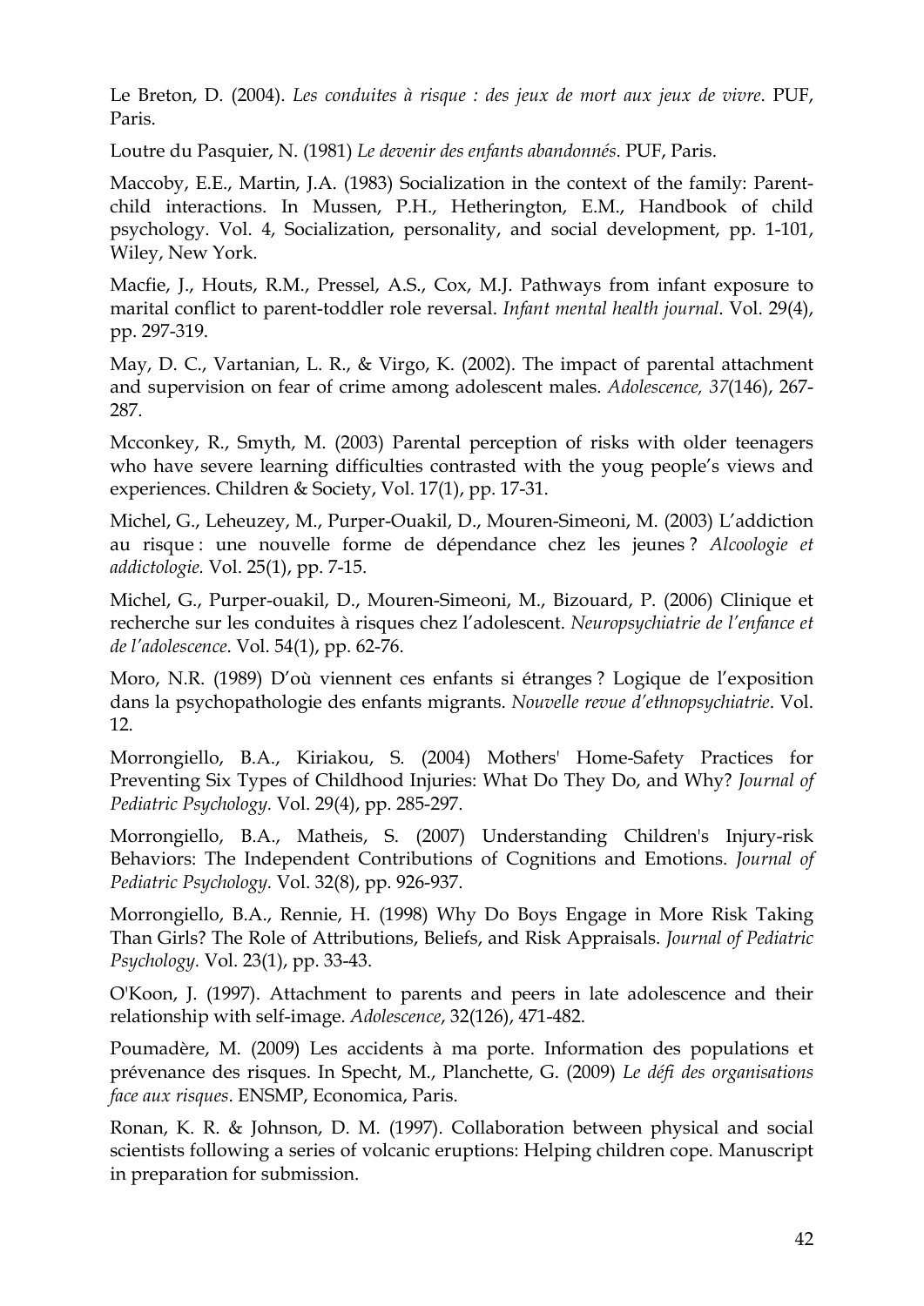Le Breton, D. (2004). *Les conduites à risque : des jeux de mort aux jeux de vivre*. PUF, Paris.

Loutre du Pasquier, N. (1981) *Le devenir des enfants abandonnés*. PUF, Paris.

Maccoby, E.E., Martin, J.A. (1983) Socialization in the context of the family: Parent-child interactions. In Mussen, P.H., Hetherington, E.M., Handbook of child psychology. Vol. 4, Socialization, personality, and social development, pp. 1-101, Wiley, New York.

Macfie, J., Houts, R.M., Pressel, A.S., Cox, M.J. Pathways from infant exposure to marital conflict to parent-toddler role reversal. *Infant mental health journal*. Vol. 29(4), pp. 297-319.

May, D. C., Vartanian, L. R., & Virgo, K. (2002). The impact of parental attachment and supervision on fear of crime among adolescent males. *Adolescence, 37*(146), 267-287.

Mcconkey, R., Smyth, M. (2003) Parental perception of risks with older teenagers who have severe learning difficulties contrasted with the youg people's views and experiences. Children & Society, Vol. 17(1), pp. 17-31.

Michel, G., Leheuzey, M., Purper-Ouakil, D., Mouren-Simeoni, M. (2003) L'addiction au risque : une nouvelle forme de dépendance chez les jeunes ? *Alcoologie et addictologie.* Vol. 25(1), pp. 7-15.

Michel, G., Purper-ouakil, D., Mouren-Simeoni, M., Bizouard, P. (2006) Clinique et recherche sur les conduites à risques chez l'adolescent. *Neuropsychiatrie de l'enfance et de l'adolescence*. Vol. 54(1), pp. 62-76.

Moro, N.R. (1989) D'où viennent ces enfants si étranges ? Logique de l'exposition dans la psychopathologie des enfants migrants. *Nouvelle revue d'ethnopsychiatrie*. Vol. 12.

Morrongiello, B.A., Kiriakou, S. (2004) Mothers' Home-Safety Practices for Preventing Six Types of Childhood Injuries: What Do They Do, and Why? *Journal of Pediatric Psychology.* Vol. 29(4), pp. 285-297.

Morrongiello, B.A., Matheis, S. (2007) Understanding Children's Injury-risk Behaviors: The Independent Contributions of Cognitions and Emotions. *Journal of Pediatric Psychology.* Vol. 32(8), pp. 926-937.

Morrongiello, B.A., Rennie, H. (1998) Why Do Boys Engage in More Risk Taking Than Girls? The Role of Attributions, Beliefs, and Risk Appraisals. *Journal of Pediatric Psychology.* Vol. 23(1), pp. 33-43.

O'Koon, J. (1997). Attachment to parents and peers in late adolescence and their relationship with self-image. *Adolescence*, 32(126), 471-482.

Poumadère, M. (2009) Les accidents à ma porte. Information des populations et prévenance des risques. In Specht, M., Planchette, G. (2009) *Le défi des organisations face aux risques*. ENSMP, Economica, Paris.

Ronan, K. R. & Johnson, D. M. (1997). Collaboration between physical and social scientists following a series of volcanic eruptions: Helping children cope. Manuscript in preparation for submission.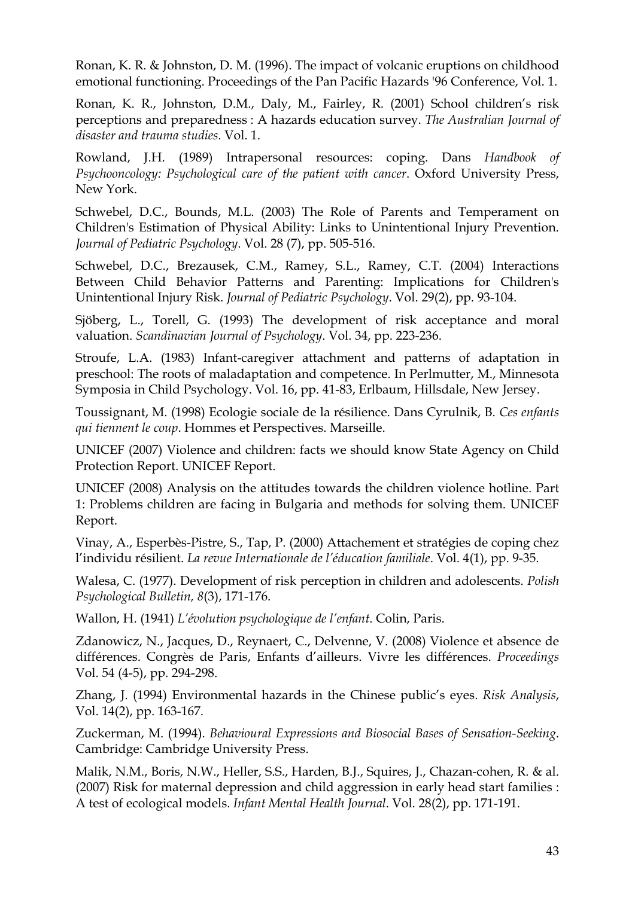Ronan, K. R. & Johnston, D. M. (1996). The impact of volcanic eruptions on childhood emotional functioning. Proceedings of the Pan Pacific Hazards '96 Conference, Vol. 1.

Ronan, K. R., Johnston, D.M., Daly, M., Fairley, R. (2001) School children's risk perceptions and preparedness : A hazards education survey. *The Australian Journal of disaster and trauma studies*. Vol. 1.

Rowland, J.H. (1989) Intrapersonal resources: coping. Dans *Handbook of Psychooncology: Psychological care of the patient with cancer*. Oxford University Press, New York.

Schwebel, D.C., Bounds, M.L. (2003) The Role of Parents and Temperament on Children's Estimation of Physical Ability: Links to Unintentional Injury Prevention. *Journal of Pediatric Psychology*. Vol. 28 (7), pp. 505-516.

Schwebel, D.C., Brezausek, C.M., Ramey, S.L., Ramey, C.T. (2004) Interactions Between Child Behavior Patterns and Parenting: Implications for Children's Unintentional Injury Risk. *Journal of Pediatric Psychology*. Vol. 29(2), pp. 93-104.

Sjöberg, L., Torell, G. (1993) The development of risk acceptance and moral valuation. *Scandinavian Journal of Psychology*. Vol. 34, pp. 223-236.

Stroufe, L.A. (1983) Infant-caregiver attachment and patterns of adaptation in preschool: The roots of maladaptation and competence. In Perlmutter, M., Minnesota Symposia in Child Psychology. Vol. 16, pp. 41-83, Erlbaum, Hillsdale, New Jersey.

Toussignant, M. (1998) Ecologie sociale de la résilience. Dans Cyrulnik, B. *Ces enfants qui tiennent le coup*. Hommes et Perspectives. Marseille.

UNICEF (2007) Violence and children: facts we should know State Agency on Child Protection Report. UNICEF Report.

UNICEF (2008) Analysis on the attitudes towards the children violence hotline. Part 1: Problems children are facing in Bulgaria and methods for solving them. UNICEF Report.

Vinay, A., Esperbès-Pistre, S., Tap, P. (2000) Attachement et stratégies de coping chez l'individu résilient. *La revue Internationale de l'éducation familiale*. Vol. 4(1), pp. 9-35.

Walesa, C. (1977). Development of risk perception in children and adolescents. *Polish Psychological Bulletin, 8*(3), 171-176.

Wallon, H. (1941) *L'évolution psychologique de l'enfant*. Colin, Paris.

Zdanowicz, N., Jacques, D., Reynaert, C., Delvenne, V. (2008) Violence et absence de différences. Congrès de Paris, Enfants d'ailleurs. Vivre les différences. *Proceedings* Vol. 54 (4-5), pp. 294-298.

Zhang, J. (1994) Environmental hazards in the Chinese public's eyes. *Risk Analysis*, Vol. 14(2), pp. 163-167.

Zuckerman, M. (1994). *Behavioural Expressions and Biosocial Bases of Sensation-Seeking*. Cambridge: Cambridge University Press.

Malik, N.M., Boris, N.W., Heller, S.S., Harden, B.J., Squires, J., Chazan-cohen, R. & al. (2007) Risk for maternal depression and child aggression in early head start families : A test of ecological models. *Infant Mental Health Journal*. Vol. 28(2), pp. 171-191.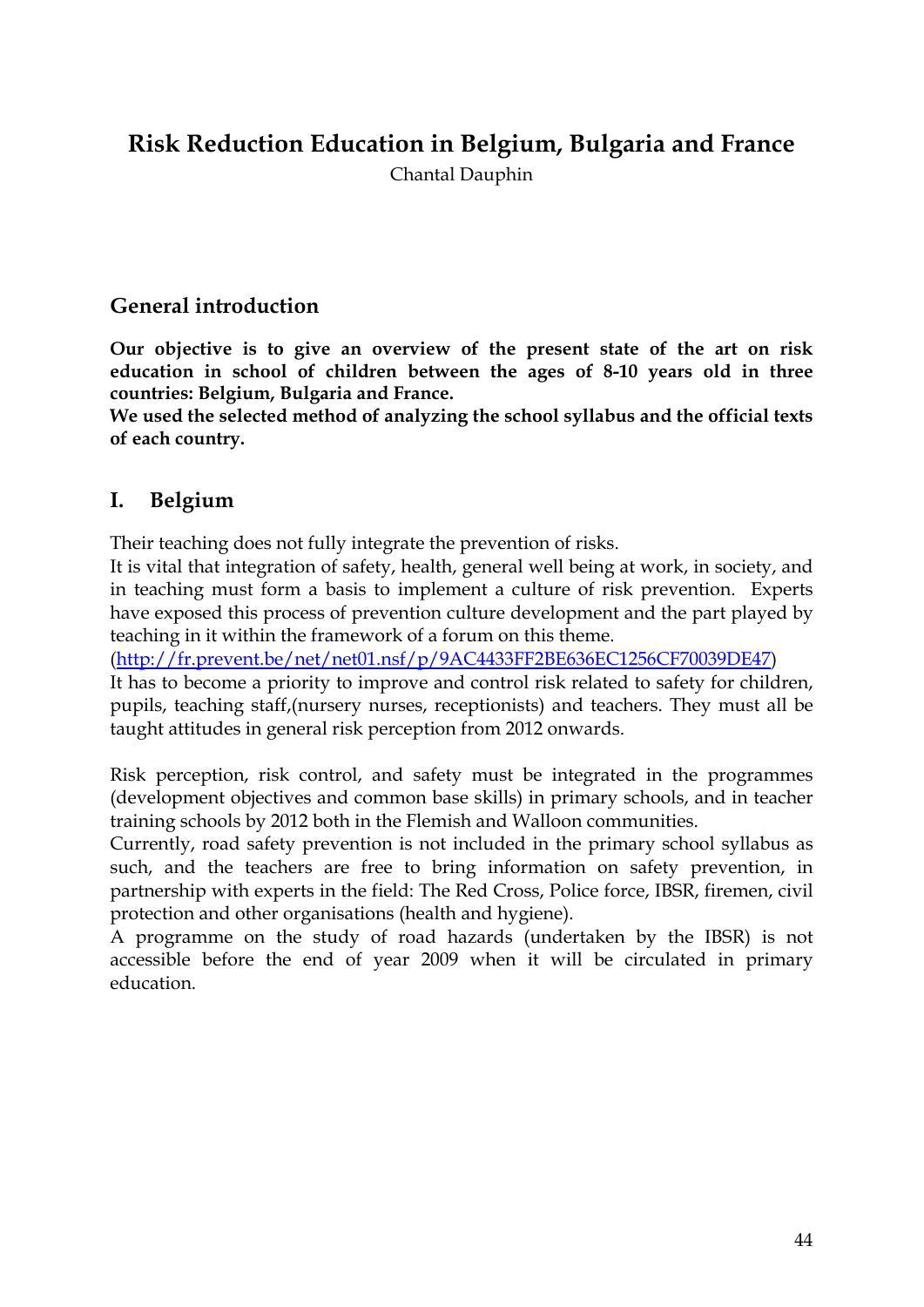# Risk Reduction Education in Belgium, Bulgaria and France

Chantal Dauphin

## General introduction

**Our objective is to give an overview of the present state of the art on risk education in school of children between the ages of 8-10 years old in three countries: Belgium, Bulgaria and France.**
**We used the selected method of analyzing the school syllabus and the official texts of each country.**

## I. Belgium

Their teaching does not fully integrate the prevention of risks.
It is vital that integration of safety, health, general well being at work, in society, and in teaching must form a basis to implement a culture of risk prevention. Experts have exposed this process of prevention culture development and the part played by teaching in it within the framework of a forum on this theme.
(http://fr.prevent.be/net/net01.nsf/p/9AC4433FF2BE636EC1256CF70039DE47)
It has to become a priority to improve and control risk related to safety for children, pupils, teaching staff,(nursery nurses, receptionists) and teachers. They must all be taught attitudes in general risk perception from 2012 onwards.

Risk perception, risk control, and safety must be integrated in the programmes (development objectives and common base skills) in primary schools, and in teacher training schools by 2012 both in the Flemish and Walloon communities.
Currently, road safety prevention is not included in the primary school syllabus as such, and the teachers are free to bring information on safety prevention, in partnership with experts in the field: The Red Cross, Police force, IBSR, firemen, civil protection and other organisations (health and hygiene).
A programme on the study of road hazards (undertaken by the IBSR) is not accessible before the end of year 2009 when it will be circulated in primary education.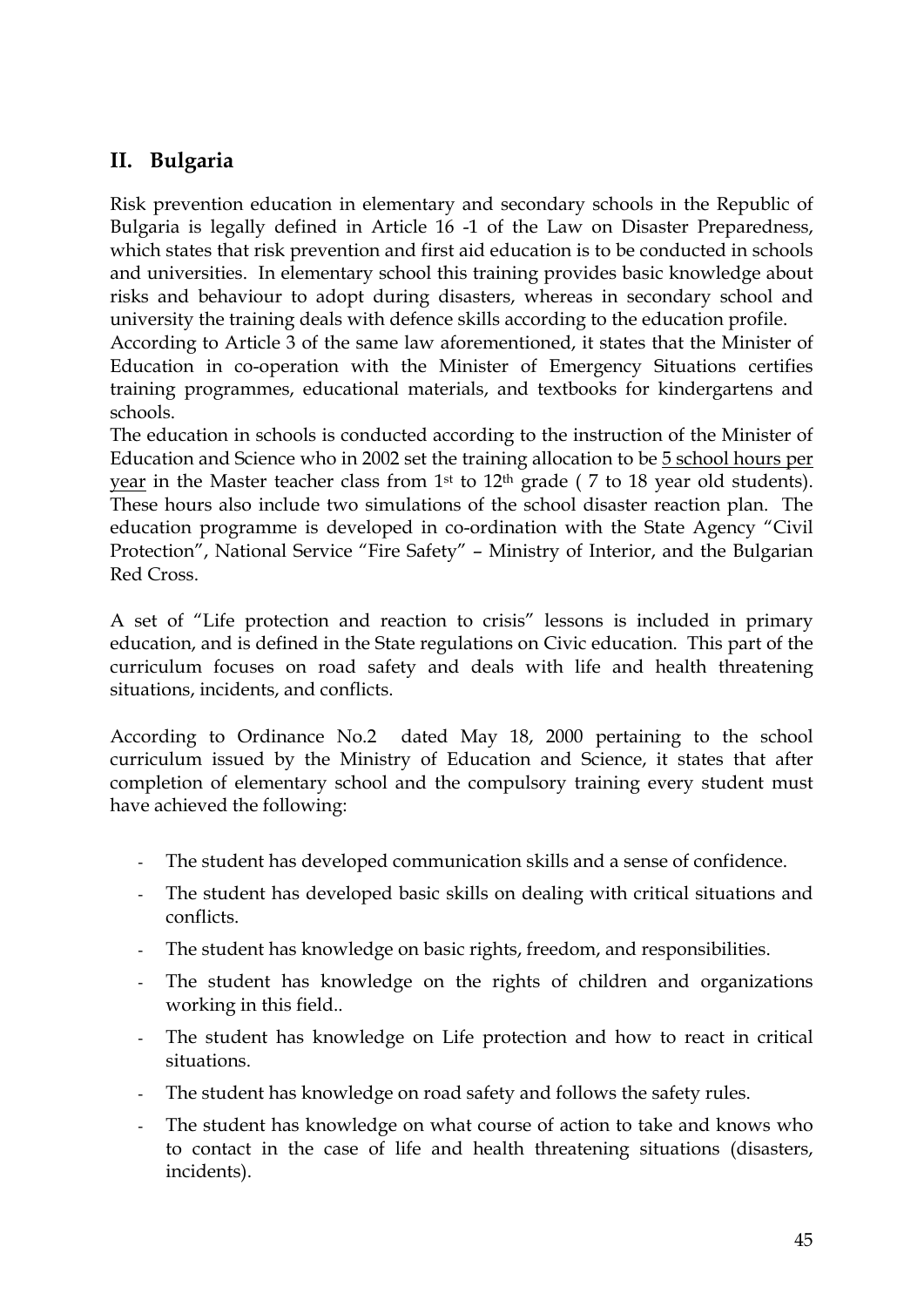## II. Bulgaria

Risk prevention education in elementary and secondary schools in the Republic of Bulgaria is legally defined in Article 16 -1 of the Law on Disaster Preparedness, which states that risk prevention and first aid education is to be conducted in schools and universities. In elementary school this training provides basic knowledge about risks and behaviour to adopt during disasters, whereas in secondary school and university the training deals with defence skills according to the education profile.

According to Article 3 of the same law aforementioned, it states that the Minister of Education in co-operation with the Minister of Emergency Situations certifies training programmes, educational materials, and textbooks for kindergartens and schools.

The education in schools is conducted according to the instruction of the Minister of Education and Science who in 2002 set the training allocation to be 5 school hours per year in the Master teacher class from 1st to 12th grade ( 7 to 18 year old students). These hours also include two simulations of the school disaster reaction plan. The education programme is developed in co-ordination with the State Agency "Civil Protection", National Service "Fire Safety" – Ministry of Interior, and the Bulgarian Red Cross.

A set of "Life protection and reaction to crisis" lessons is included in primary education, and is defined in the State regulations on Civic education. This part of the curriculum focuses on road safety and deals with life and health threatening situations, incidents, and conflicts.

According to Ordinance No.2 dated May 18, 2000 pertaining to the school curriculum issued by the Ministry of Education and Science, it states that after completion of elementary school and the compulsory training every student must have achieved the following:

- The student has developed communication skills and a sense of confidence.
- The student has developed basic skills on dealing with critical situations and conflicts.
- The student has knowledge on basic rights, freedom, and responsibilities.
- The student has knowledge on the rights of children and organizations working in this field..
- The student has knowledge on Life protection and how to react in critical situations.
- The student has knowledge on road safety and follows the safety rules.
- The student has knowledge on what course of action to take and knows who to contact in the case of life and health threatening situations (disasters, incidents).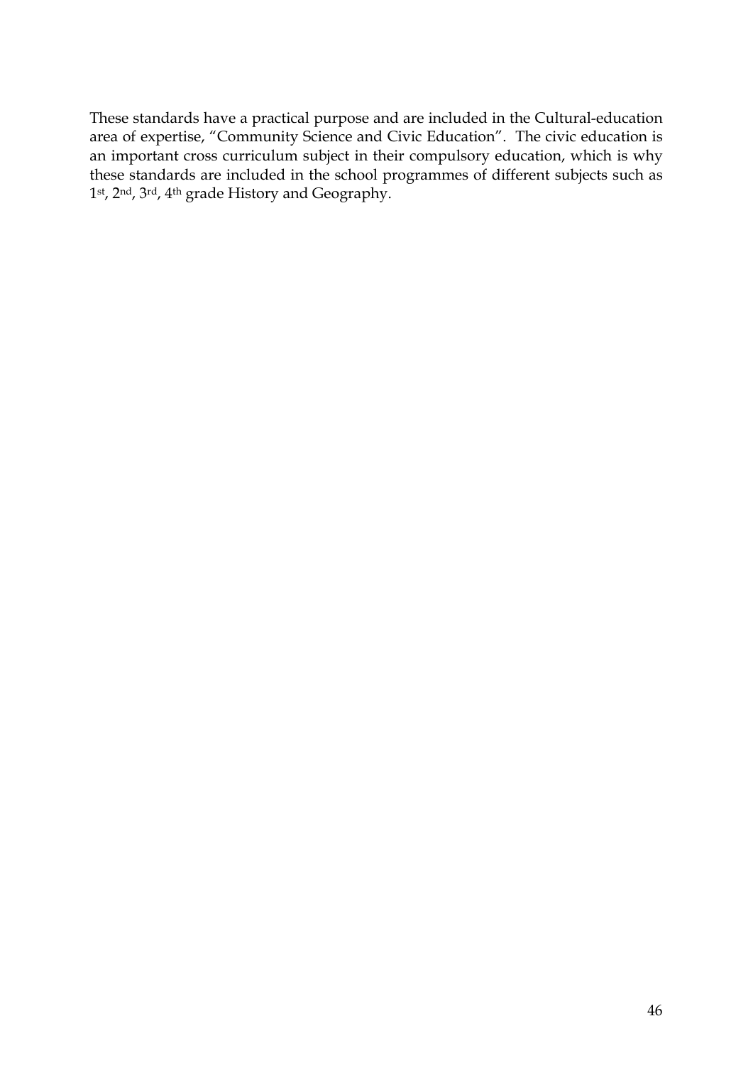These standards have a practical purpose and are included in the Cultural-education area of expertise, "Community Science and Civic Education". The civic education is an important cross curriculum subject in their compulsory education, which is why these standards are included in the school programmes of different subjects such as 1st, 2nd, 3rd, 4th grade History and Geography.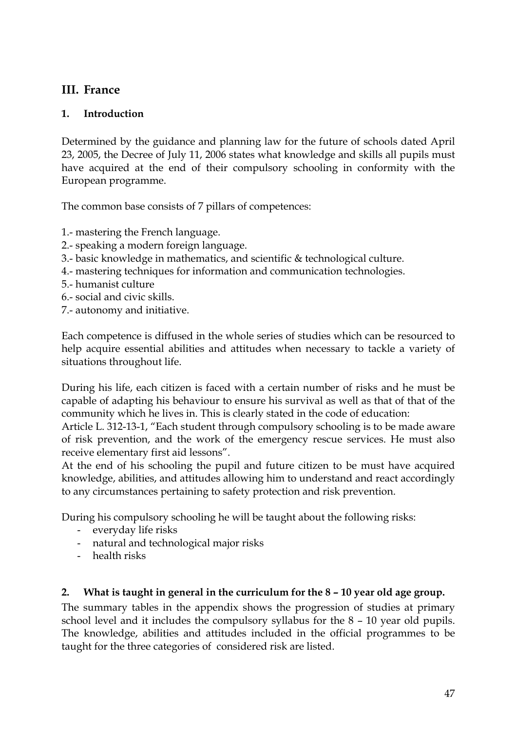## III. France

### 1. Introduction

Determined by the guidance and planning law for the future of schools dated April 23, 2005, the Decree of July 11, 2006 states what knowledge and skills all pupils must have acquired at the end of their compulsory schooling in conformity with the European programme.

The common base consists of 7 pillars of competences:

1.- mastering the French language.
2.- speaking a modern foreign language.
3.- basic knowledge in mathematics, and scientific & technological culture.
4.- mastering techniques for information and communication technologies.
5.- humanist culture
6.- social and civic skills.
7.- autonomy and initiative.

Each competence is diffused in the whole series of studies which can be resourced to help acquire essential abilities and attitudes when necessary to tackle a variety of situations throughout life.

During his life, each citizen is faced with a certain number of risks and he must be capable of adapting his behaviour to ensure his survival as well as that of that of the community which he lives in. This is clearly stated in the code of education:
Article L. 312-13-1, "Each student through compulsory schooling is to be made aware of risk prevention, and the work of the emergency rescue services. He must also receive elementary first aid lessons".
At the end of his schooling the pupil and future citizen to be must have acquired knowledge, abilities, and attitudes allowing him to understand and react accordingly to any circumstances pertaining to safety protection and risk prevention.

During his compulsory schooling he will be taught about the following risks:

- everyday life risks
- natural and technological major risks
- health risks

### 2. What is taught in general in the curriculum for the 8 – 10 year old age group.

The summary tables in the appendix shows the progression of studies at primary school level and it includes the compulsory syllabus for the 8 – 10 year old pupils. The knowledge, abilities and attitudes included in the official programmes to be taught for the three categories of considered risk are listed.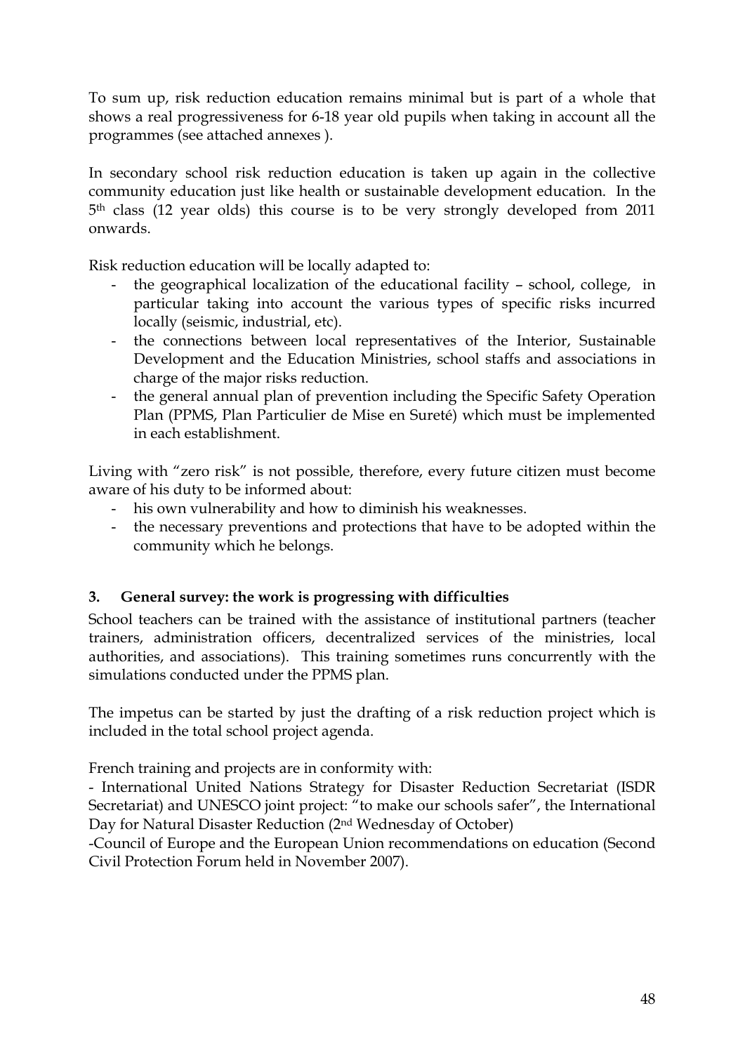To sum up, risk reduction education remains minimal but is part of a whole that shows a real progressiveness for 6-18 year old pupils when taking in account all the programmes (see attached annexes ).

In secondary school risk reduction education is taken up again in the collective community education just like health or sustainable development education. In the 5th class (12 year olds) this course is to be very strongly developed from 2011 onwards.

Risk reduction education will be locally adapted to:

- the geographical localization of the educational facility – school, college, in particular taking into account the various types of specific risks incurred locally (seismic, industrial, etc).
- the connections between local representatives of the Interior, Sustainable Development and the Education Ministries, school staffs and associations in charge of the major risks reduction.
- the general annual plan of prevention including the Specific Safety Operation Plan (PPMS, Plan Particulier de Mise en Sureté) which must be implemented in each establishment.

Living with "zero risk" is not possible, therefore, every future citizen must become aware of his duty to be informed about:

- his own vulnerability and how to diminish his weaknesses.
- the necessary preventions and protections that have to be adopted within the community which he belongs.

### 3. General survey: the work is progressing with difficulties

School teachers can be trained with the assistance of institutional partners (teacher trainers, administration officers, decentralized services of the ministries, local authorities, and associations). This training sometimes runs concurrently with the simulations conducted under the PPMS plan.

The impetus can be started by just the drafting of a risk reduction project which is included in the total school project agenda.

French training and projects are in conformity with:

- International United Nations Strategy for Disaster Reduction Secretariat (ISDR Secretariat) and UNESCO joint project: "to make our schools safer", the International Day for Natural Disaster Reduction (2nd Wednesday of October)

-Council of Europe and the European Union recommendations on education (Second Civil Protection Forum held in November 2007).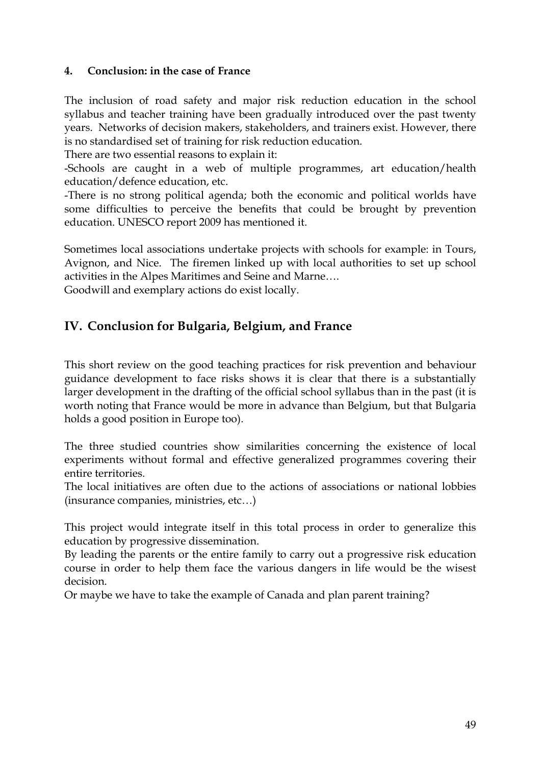#### 4. Conclusion: in the case of France

The inclusion of road safety and major risk reduction education in the school syllabus and teacher training have been gradually introduced over the past twenty years. Networks of decision makers, stakeholders, and trainers exist. However, there is no standardised set of training for risk reduction education.

There are two essential reasons to explain it:

-Schools are caught in a web of multiple programmes, art education/health education/defence education, etc.

-There is no strong political agenda; both the economic and political worlds have some difficulties to perceive the benefits that could be brought by prevention education. UNESCO report 2009 has mentioned it.

Sometimes local associations undertake projects with schools for example: in Tours, Avignon, and Nice. The firemen linked up with local authorities to set up school activities in the Alpes Maritimes and Seine and Marne….

Goodwill and exemplary actions do exist locally.

## IV. Conclusion for Bulgaria, Belgium, and France

This short review on the good teaching practices for risk prevention and behaviour guidance development to face risks shows it is clear that there is a substantially larger development in the drafting of the official school syllabus than in the past (it is worth noting that France would be more in advance than Belgium, but that Bulgaria holds a good position in Europe too).

The three studied countries show similarities concerning the existence of local experiments without formal and effective generalized programmes covering their entire territories.

The local initiatives are often due to the actions of associations or national lobbies (insurance companies, ministries, etc…)

This project would integrate itself in this total process in order to generalize this education by progressive dissemination.

By leading the parents or the entire family to carry out a progressive risk education course in order to help them face the various dangers in life would be the wisest decision.

Or maybe we have to take the example of Canada and plan parent training?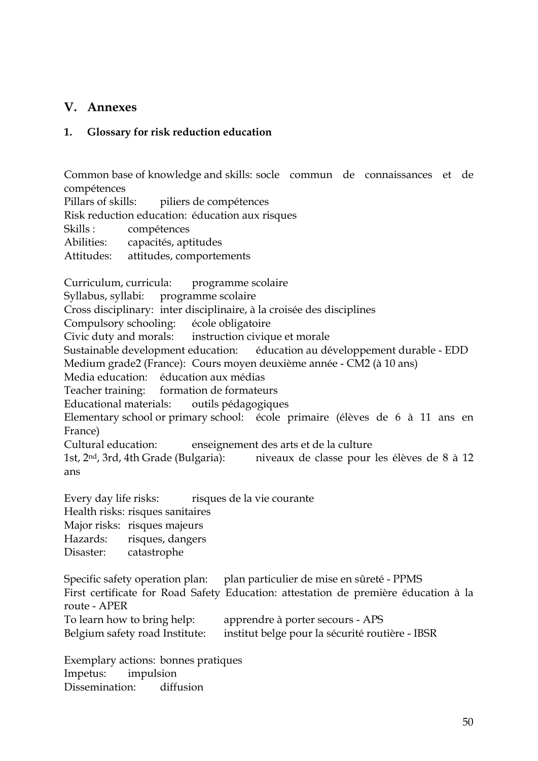## V. Annexes

### 1. Glossary for risk reduction education

Common base of knowledge and skills: socle commun de connaissances et de compétences
Pillars of skills: piliers de compétences
Risk reduction education: éducation aux risques
Skills : compétences
Abilities: capacités, aptitudes
Attitudes: attitudes, comportements

Curriculum, curricula: programme scolaire
Syllabus, syllabi: programme scolaire
Cross disciplinary: inter disciplinaire, à la croisée des disciplines
Compulsory schooling: école obligatoire
Civic duty and morals: instruction civique et morale
Sustainable development education: éducation au développement durable - EDD
Medium grade2 (France): Cours moyen deuxième année - CM2 (à 10 ans)
Media education: éducation aux médias
Teacher training: formation de formateurs
Educational materials: outils pédagogiques
Elementary school or primary school: école primaire (élèves de 6 à 11 ans en France)
Cultural education: enseignement des arts et de la culture
1st, 2nd, 3rd, 4th Grade (Bulgaria): niveaux de classe pour les élèves de 8 à 12 ans

Every day life risks: risques de la vie courante
Health risks: risques sanitaires
Major risks: risques majeurs
Hazards: risques, dangers
Disaster: catastrophe

Specific safety operation plan: plan particulier de mise en sûreté - PPMS
First certificate for Road Safety Education: attestation de première éducation à la route - APER
To learn how to bring help: apprendre à porter secours - APS
Belgium safety road Institute: institut belge pour la sécurité routière - IBSR

Exemplary actions: bonnes pratiques
Impetus: impulsion
Dissemination: diffusion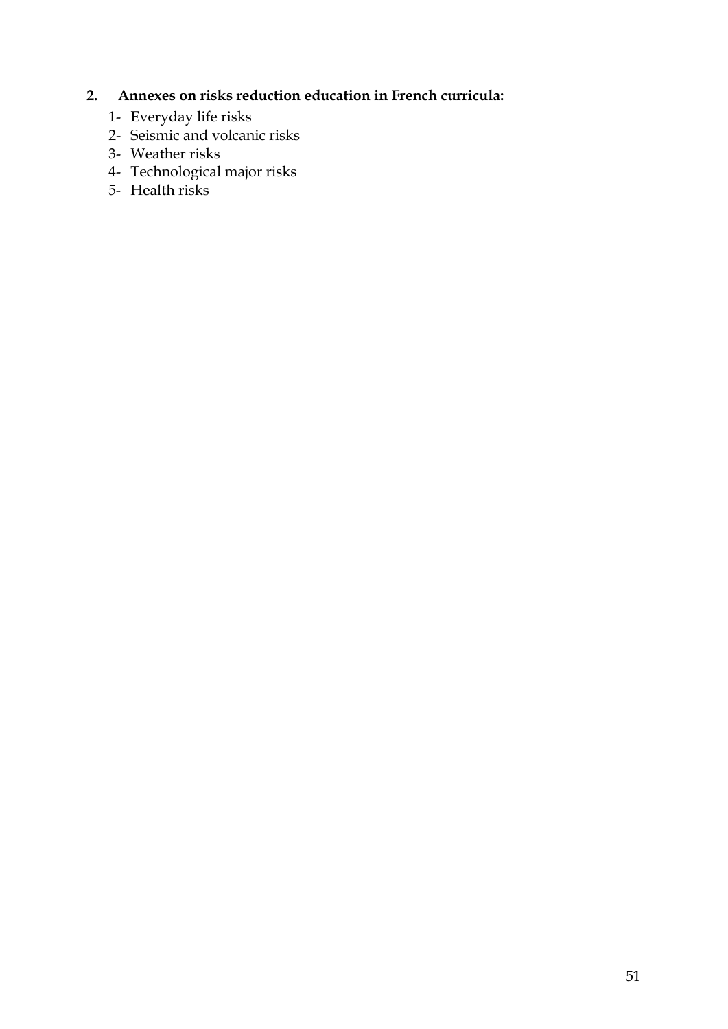## 2. Annexes on risks reduction education in French curricula:

1- Everyday life risks
2- Seismic and volcanic risks
3- Weather risks
4- Technological major risks
5- Health risks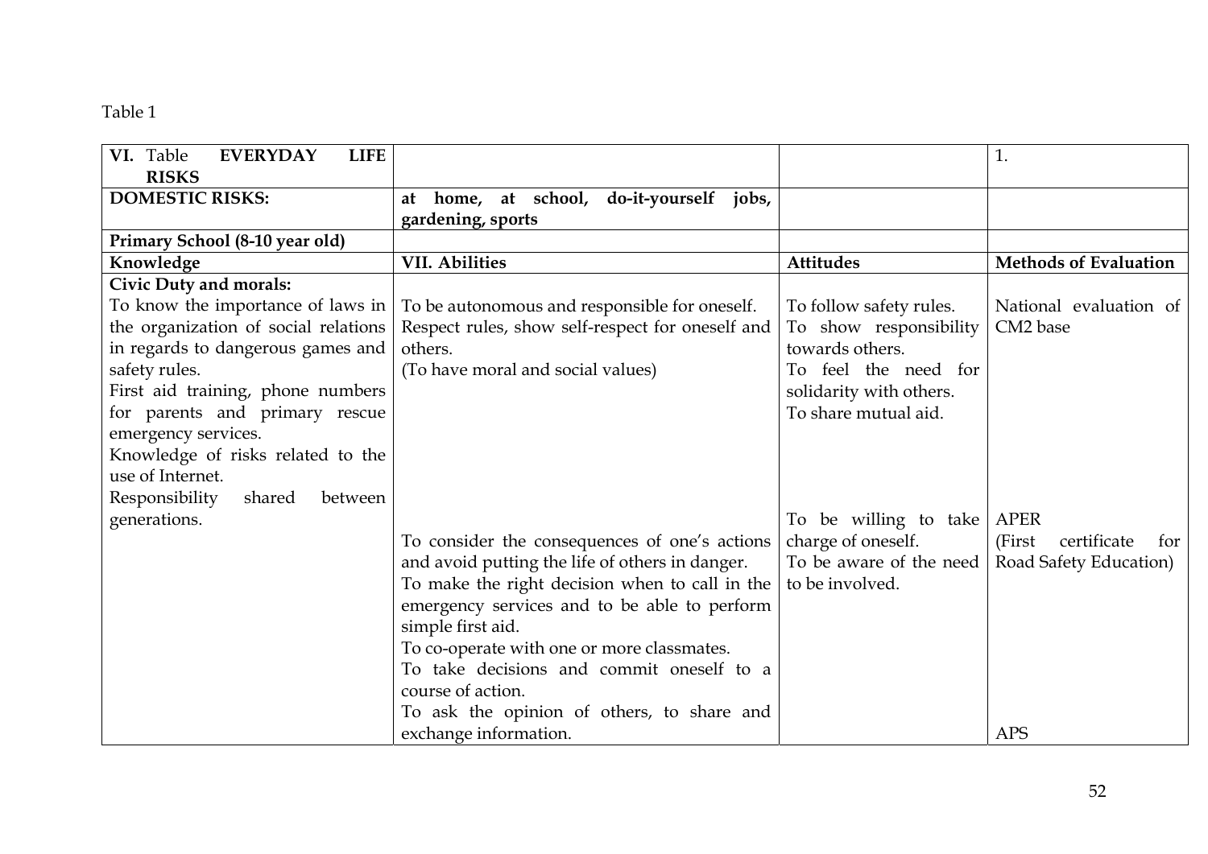Table 1

| **VI.** Table **EVERYDAY LIFE RISKS** | | | 1. |
|---|---|---|---|
| **DOMESTIC RISKS:** | **at home, at school, do-it-yourself jobs, gardening, sports** | | |
| **Primary School (8-10 year old)** | | | |
| **Knowledge** | **VII. Abilities** | **Attitudes** | **Methods of Evaluation** |
| **Civic Duty and morals:**<br>To know the importance of laws in the organization of social relations in regards to dangerous games and safety rules.<br>First aid training, phone numbers for parents and primary rescue emergency services.<br>Knowledge of risks related to the use of Internet.<br>Responsibility shared between generations. | To be autonomous and responsible for oneself.<br>Respect rules, show self-respect for oneself and others.<br>(To have moral and social values)<br><br>To consider the consequences of one's actions and avoid putting the life of others in danger.<br>To make the right decision when to call in the emergency services and to be able to perform simple first aid.<br>To co-operate with one or more classmates.<br>To take decisions and commit oneself to a course of action.<br>To ask the opinion of others, to share and exchange information. | To follow safety rules.<br>To show responsibility towards others.<br>To feel the need for solidarity with others.<br>To share mutual aid.<br><br>To be willing to take charge of oneself.<br>To be aware of the need to be involved. | National evaluation of CM2 base<br><br>APER<br>(First certificate for Road Safety Education)<br><br>APS |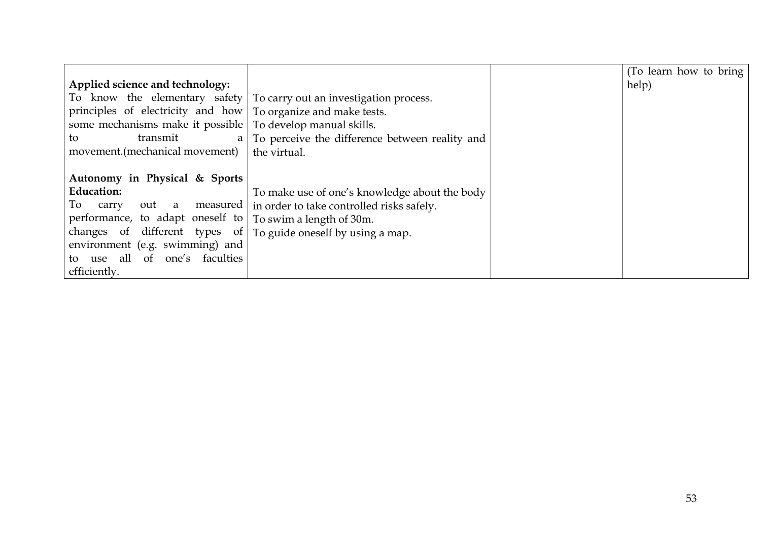| | | | |
|---|---|---|---|
| **Applied science and technology:**<br>To know the elementary safety principles of electricity and how some mechanisms make it possible to transmit a movement.(mechanical movement)<br><br>**Autonomy in Physical & Sports Education:**<br>To carry out a measured performance, to adapt oneself to changes of different types of environment (e.g. swimming) and to use all of one's faculties efficiently. | To carry out an investigation process.<br>To organize and make tests.<br>To develop manual skills.<br>To perceive the difference between reality and the virtual.<br><br>To make use of one's knowledge about the body in order to take controlled risks safely.<br>To swim a length of 30m.<br>To guide oneself by using a map. | | (To learn how to bring help) |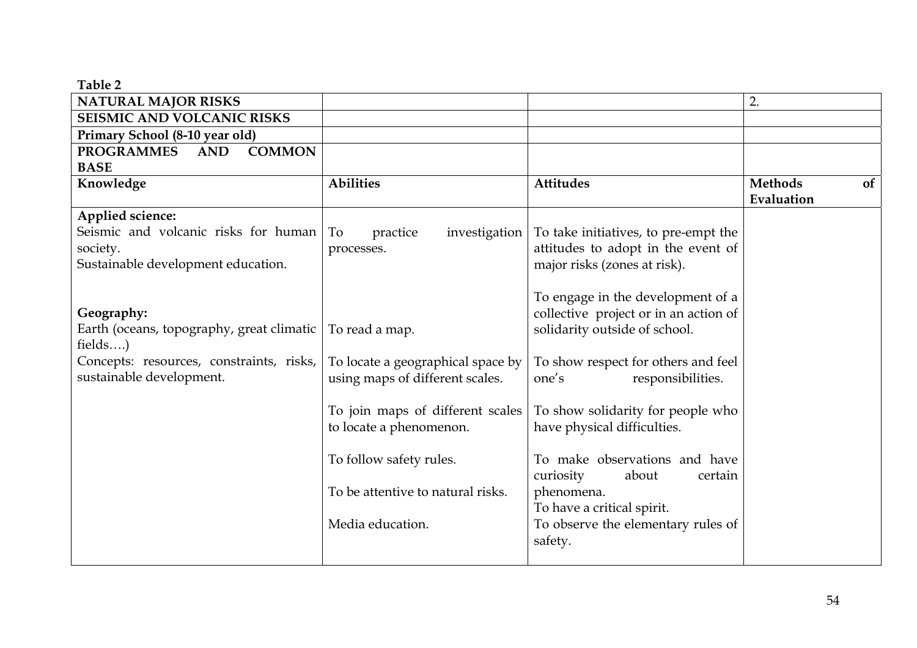**Table 2**

| NATURAL MAJOR RISKS | | | 2. |
|---|---|---|---|
| **SEISMIC AND VOLCANIC RISKS** | | | |
| **Primary School (8-10 year old)** | | | |
| **PROGRAMMES AND COMMON BASE** | | | |
| **Knowledge** | **Abilities** | **Attitudes** | **Methods of Evaluation** |
| **Applied science:**<br>Seismic and volcanic risks for human society.<br>Sustainable development education.<br><br>**Geography:**<br>Earth (oceans, topography, great climatic fields….)<br>Concepts: resources, constraints, risks, sustainable development. | To practice investigation processes.<br><br>To read a map.<br><br>To locate a geographical space by using maps of different scales.<br><br>To join maps of different scales to locate a phenomenon.<br><br>To follow safety rules.<br><br>To be attentive to natural risks.<br><br>Media education. | To take initiatives, to pre-empt the attitudes to adopt in the event of major risks (zones at risk).<br><br>To engage in the development of a collective project or in an action of solidarity outside of school.<br><br>To show respect for others and feel one's responsibilities.<br><br>To show solidarity for people who have physical difficulties.<br><br>To make observations and have curiosity about certain phenomena.<br>To have a critical spirit.<br>To observe the elementary rules of safety. | |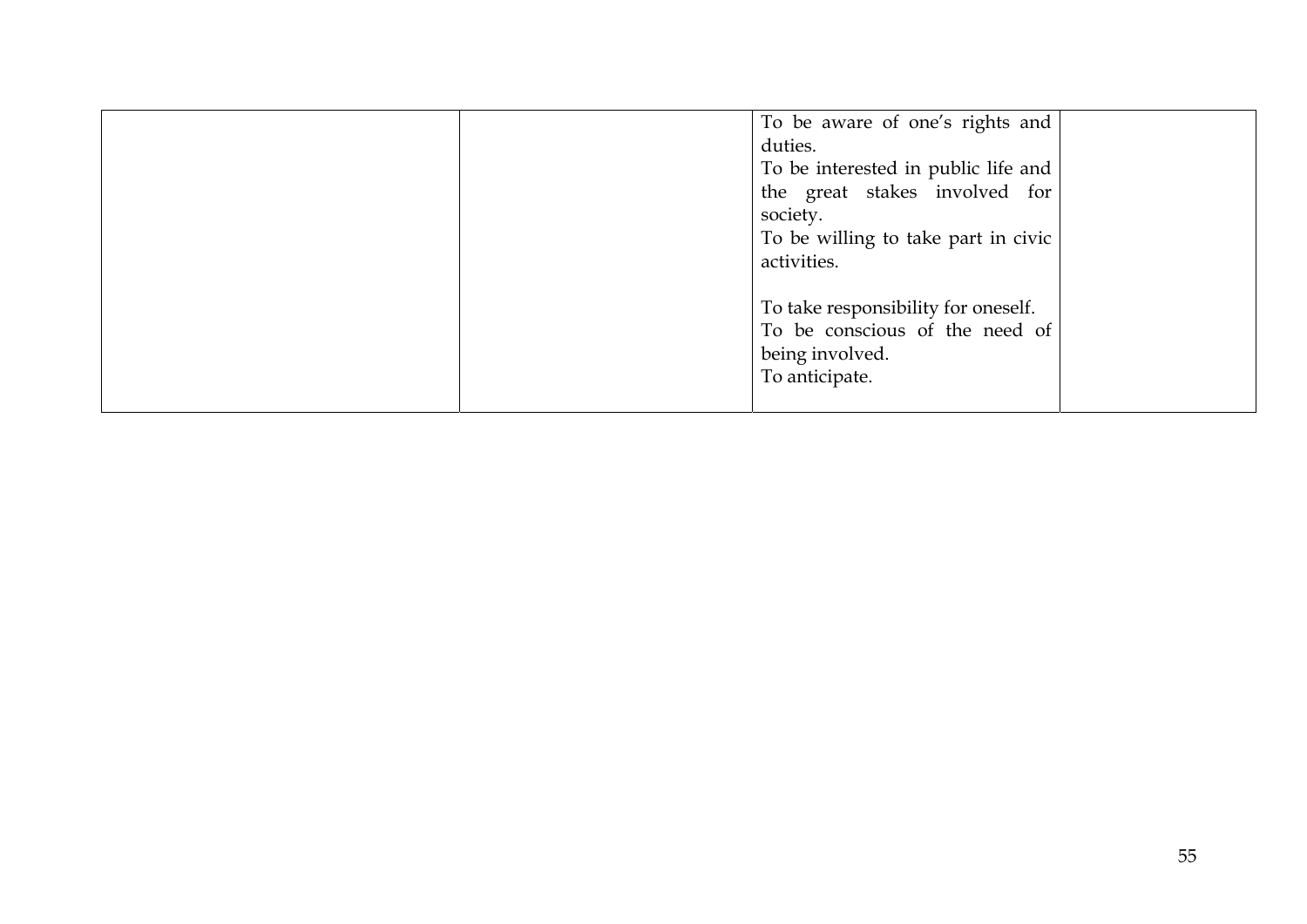|  |  |  |  |
|---|---|---|---|
|  |  | To be aware of one's rights and duties.<br>To be interested in public life and the great stakes involved for society.<br>To be willing to take part in civic activities.<br><br>To take responsibility for oneself.<br>To be conscious of the need of being involved.<br>To anticipate. |  |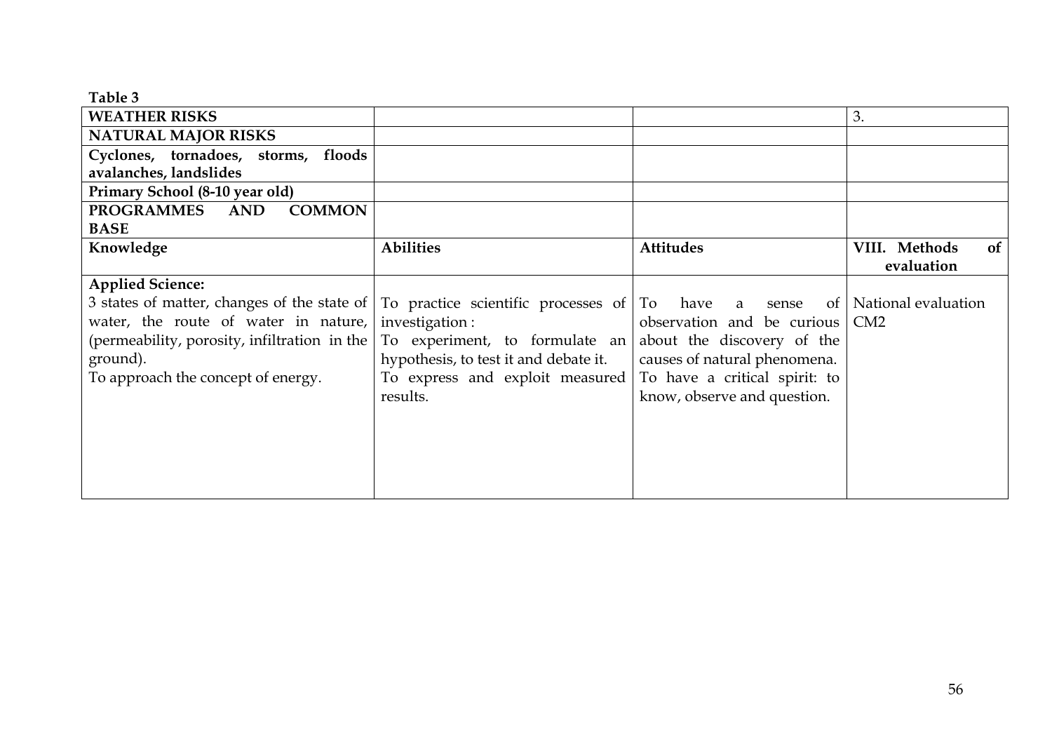**Table 3**

| WEATHER RISKS | | | 3. |
|---|---|---|---|
| **NATURAL MAJOR RISKS** | | | |
| **Cyclones, tornadoes, storms, floods avalanches, landslides** | | | |
| **Primary School (8-10 year old)** | | | |
| **PROGRAMMES AND COMMON BASE** | | | |
| **Knowledge** | **Abilities** | **Attitudes** | **VIII. Methods of evaluation** |
| **Applied Science:** 3 states of matter, changes of the state of water, the route of water in nature, (permeability, porosity, infiltration in the ground). To approach the concept of energy. | To practice scientific processes of investigation : To experiment, to formulate an hypothesis, to test it and debate it. To express and exploit measured results. | To have a sense of observation and be curious about the discovery of the causes of natural phenomena. To have a critical spirit: to know, observe and question. | National evaluation CM2 |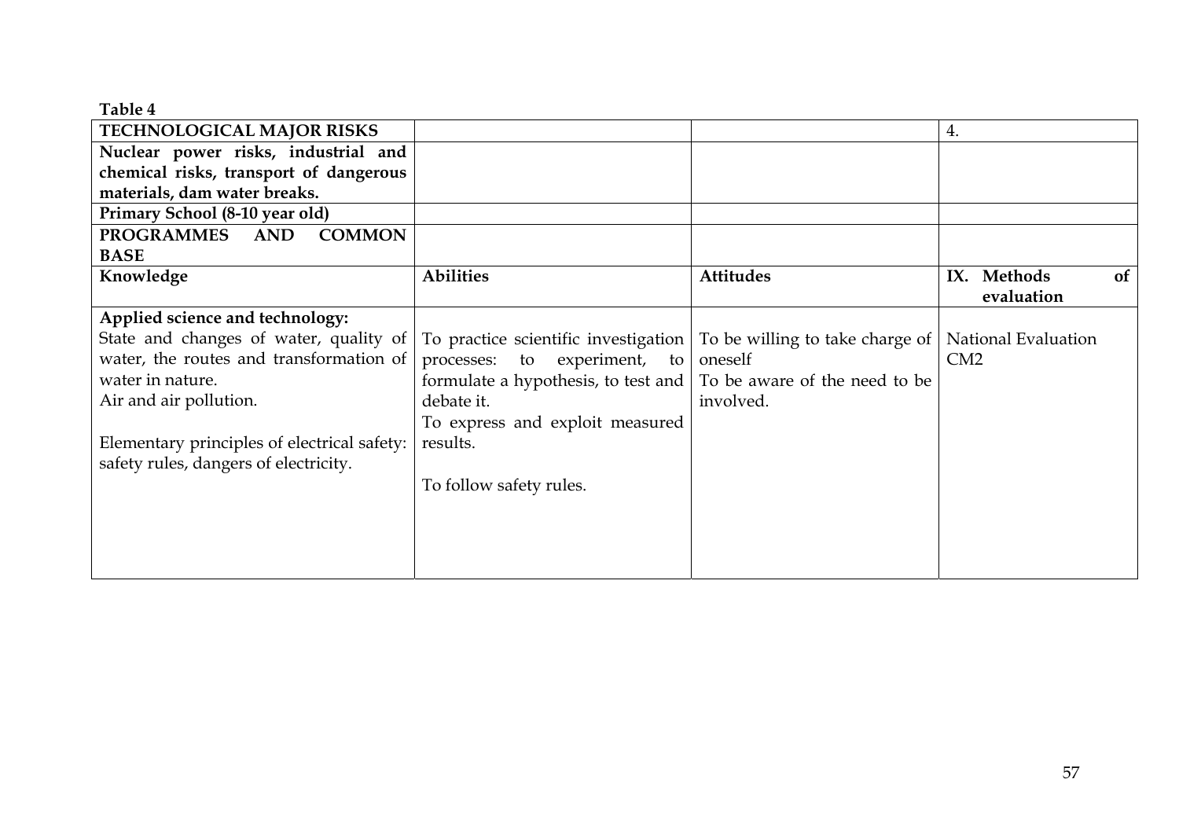**Table 4**

| TECHNOLOGICAL MAJOR RISKS | | | 4. |
|---|---|---|---|
| **Nuclear power risks, industrial and chemical risks, transport of dangerous materials, dam water breaks.** | | | |
| **Primary School (8-10 year old)** | | | |
| **PROGRAMMES AND COMMON BASE** | | | |
| **Knowledge** | **Abilities** | **Attitudes** | **IX. Methods of evaluation** |
| **Applied science and technology:** State and changes of water, quality of water, the routes and transformation of water in nature. Air and air pollution. Elementary principles of electrical safety: safety rules, dangers of electricity. | To practice scientific investigation processes: to experiment, to formulate a hypothesis, to test and debate it. To express and exploit measured results. To follow safety rules. | To be willing to take charge of oneself To be aware of the need to be involved. | National Evaluation CM2 |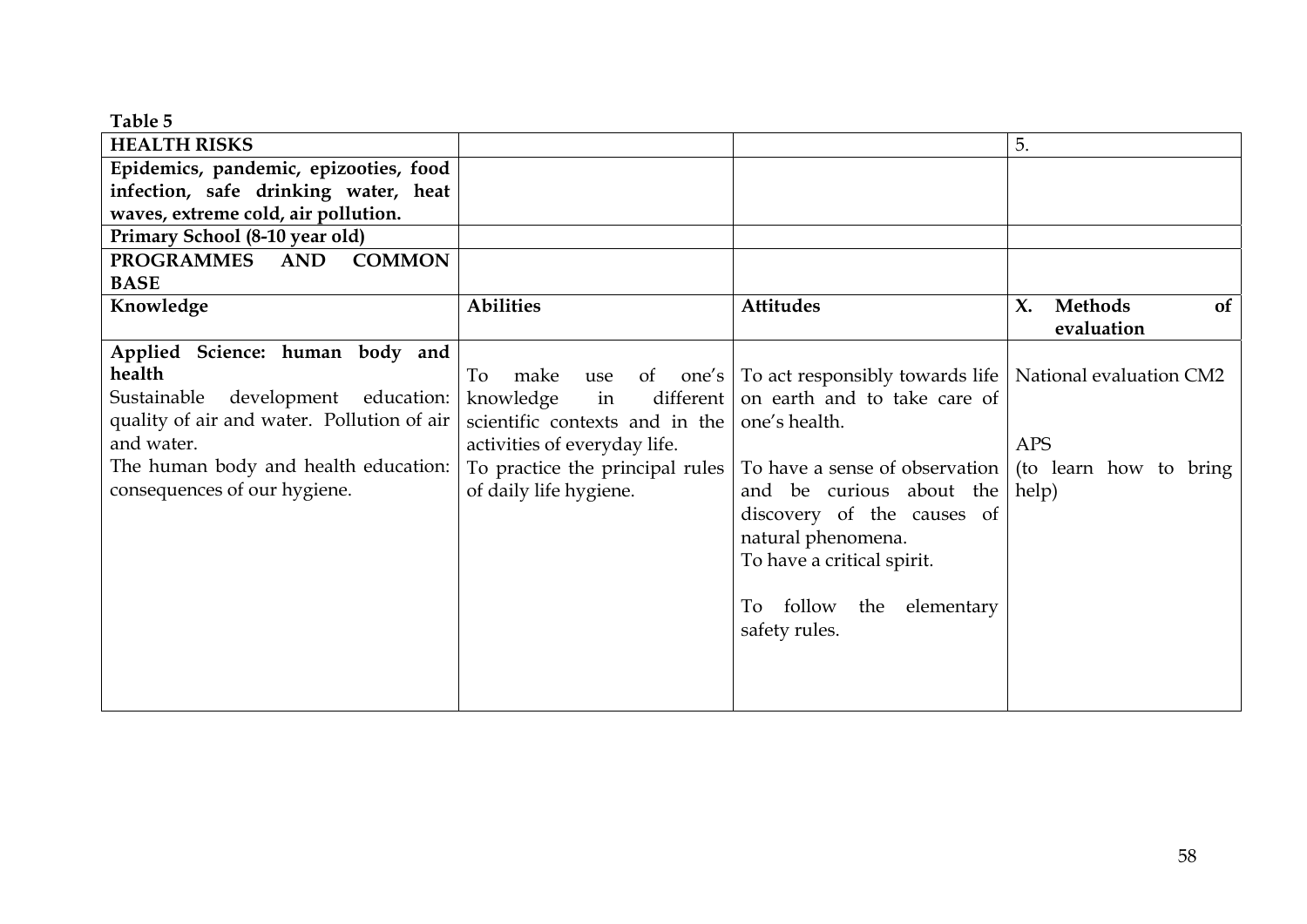**Table 5**

| **HEALTH RISKS** | | | 5. |
|---|---|---|---|
| **Epidemics, pandemic, epizooties, food infection, safe drinking water, heat waves, extreme cold, air pollution.** | | | |
| **Primary School (8-10 year old)** | | | |
| **PROGRAMMES AND COMMON BASE** | | | |
| **Knowledge** | **Abilities** | **Attitudes** | **X. Methods of evaluation** |
| **Applied Science: human body and health**<br>Sustainable development education: quality of air and water. Pollution of air and water.<br>The human body and health education: consequences of our hygiene. | To make use of one's knowledge in different scientific contexts and in the activities of everyday life.<br>To practice the principal rules of daily life hygiene. | To act responsibly towards life on earth and to take care of one's health.<br>To have a sense of observation and be curious about the discovery of the causes of natural phenomena.<br>To have a critical spirit.<br>To follow the elementary safety rules. | National evaluation CM2<br>APS<br>(to learn how to bring help) |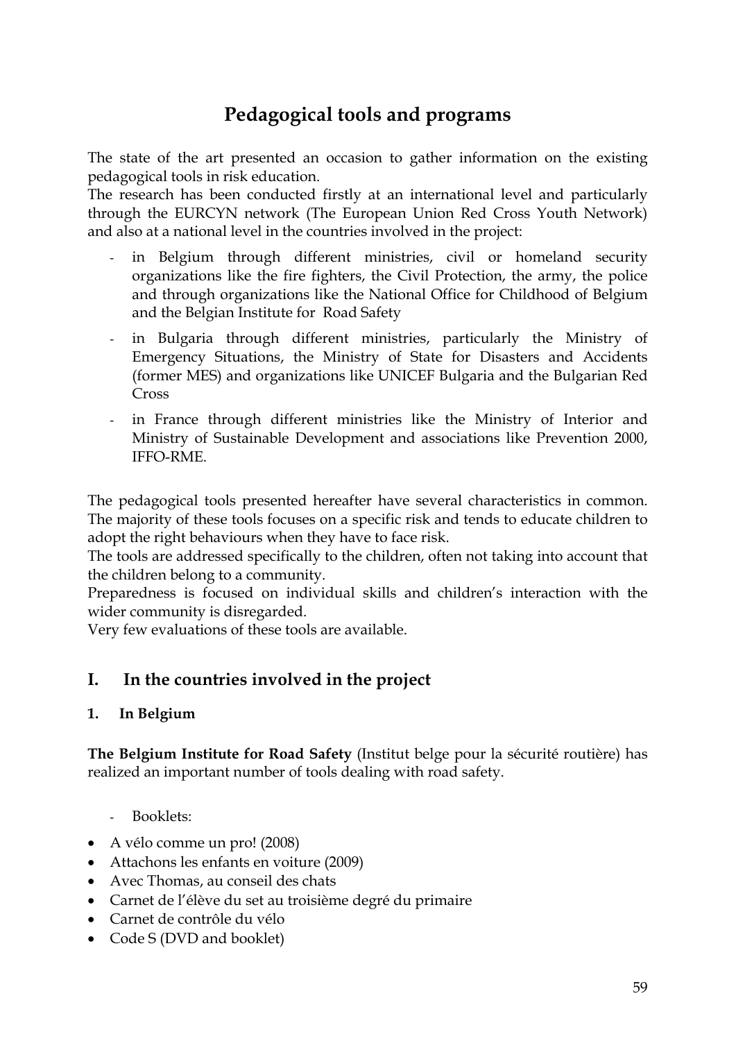# Pedagogical tools and programs

The state of the art presented an occasion to gather information on the existing pedagogical tools in risk education.

The research has been conducted firstly at an international level and particularly through the EURCYN network (The European Union Red Cross Youth Network) and also at a national level in the countries involved in the project:

- in Belgium through different ministries, civil or homeland security organizations like the fire fighters, the Civil Protection, the army, the police and through organizations like the National Office for Childhood of Belgium and the Belgian Institute for Road Safety
- in Bulgaria through different ministries, particularly the Ministry of Emergency Situations, the Ministry of State for Disasters and Accidents (former MES) and organizations like UNICEF Bulgaria and the Bulgarian Red Cross
- in France through different ministries like the Ministry of Interior and Ministry of Sustainable Development and associations like Prevention 2000, IFFO-RME.

The pedagogical tools presented hereafter have several characteristics in common. The majority of these tools focuses on a specific risk and tends to educate children to adopt the right behaviours when they have to face risk.

The tools are addressed specifically to the children, often not taking into account that the children belong to a community.

Preparedness is focused on individual skills and children's interaction with the wider community is disregarded.

Very few evaluations of these tools are available.

## I. In the countries involved in the project

### 1. In Belgium

**The Belgium Institute for Road Safety** (Institut belge pour la sécurité routière) has realized an important number of tools dealing with road safety.

- Booklets:

- A vélo comme un pro! (2008)
- Attachons les enfants en voiture (2009)
- Avec Thomas, au conseil des chats
- Carnet de l'élève du set au troisième degré du primaire
- Carnet de contrôle du vélo
- Code S (DVD and booklet)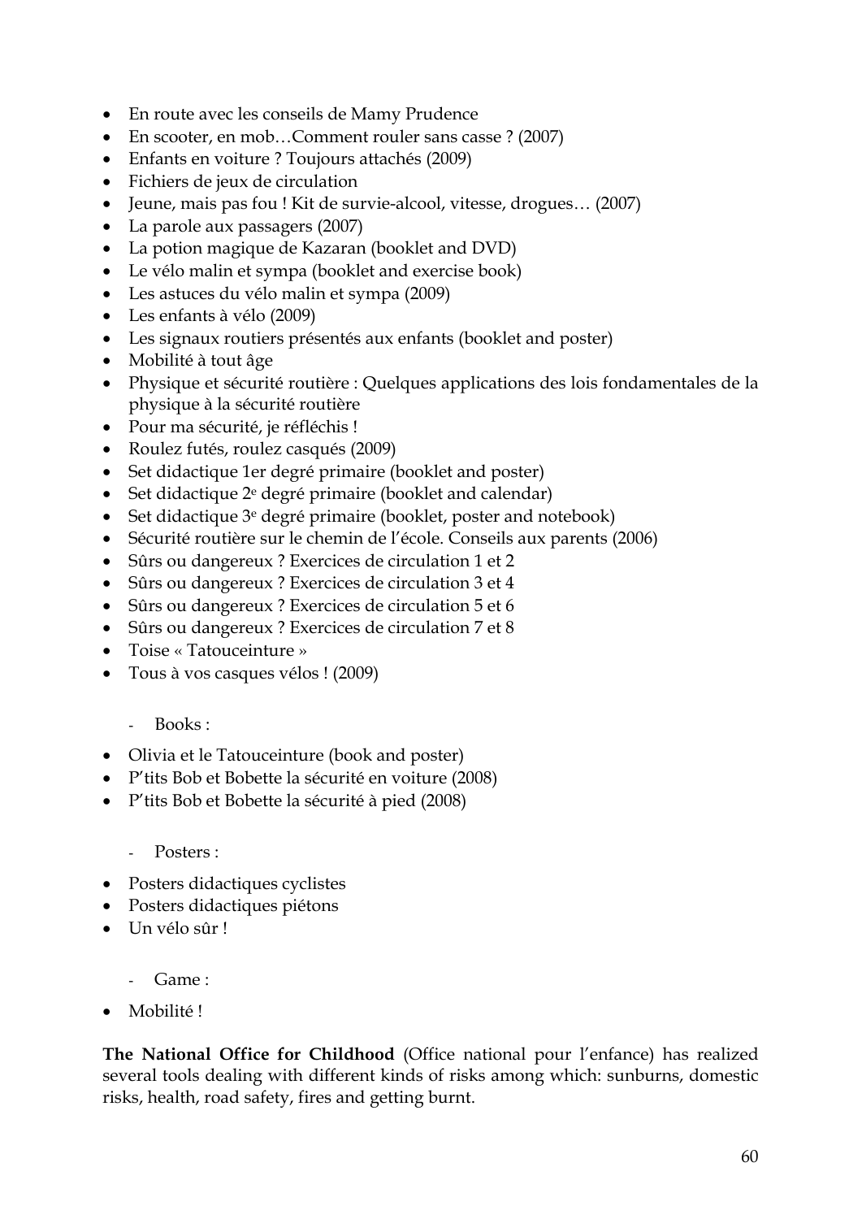- En route avec les conseils de Mamy Prudence
- En scooter, en mob…Comment rouler sans casse ? (2007)
- Enfants en voiture ? Toujours attachés (2009)
- Fichiers de jeux de circulation
- Jeune, mais pas fou ! Kit de survie-alcool, vitesse, drogues… (2007)
- La parole aux passagers (2007)
- La potion magique de Kazaran (booklet and DVD)
- Le vélo malin et sympa (booklet and exercise book)
- Les astuces du vélo malin et sympa (2009)
- Les enfants à vélo (2009)
- Les signaux routiers présentés aux enfants (booklet and poster)
- Mobilité à tout âge
- Physique et sécurité routière : Quelques applications des lois fondamentales de la physique à la sécurité routière
- Pour ma sécurité, je réfléchis !
- Roulez futés, roulez casqués (2009)
- Set didactique 1er degré primaire (booklet and poster)
- Set didactique 2e degré primaire (booklet and calendar)
- Set didactique 3e degré primaire (booklet, poster and notebook)
- Sécurité routière sur le chemin de l'école. Conseils aux parents (2006)
- Sûrs ou dangereux ? Exercices de circulation 1 et 2
- Sûrs ou dangereux ? Exercices de circulation 3 et 4
- Sûrs ou dangereux ? Exercices de circulation 5 et 6
- Sûrs ou dangereux ? Exercices de circulation 7 et 8
- Toise « Tatouceinture »
- Tous à vos casques vélos ! (2009)

  - Books :

- Olivia et le Tatouceinture (book and poster)
- P'tits Bob et Bobette la sécurité en voiture (2008)
- P'tits Bob et Bobette la sécurité à pied (2008)

  - Posters :

- Posters didactiques cyclistes
- Posters didactiques piétons
- Un vélo sûr !

  - Game :

- Mobilité !

**The National Office for Childhood** (Office national pour l'enfance) has realized several tools dealing with different kinds of risks among which: sunburns, domestic risks, health, road safety, fires and getting burnt.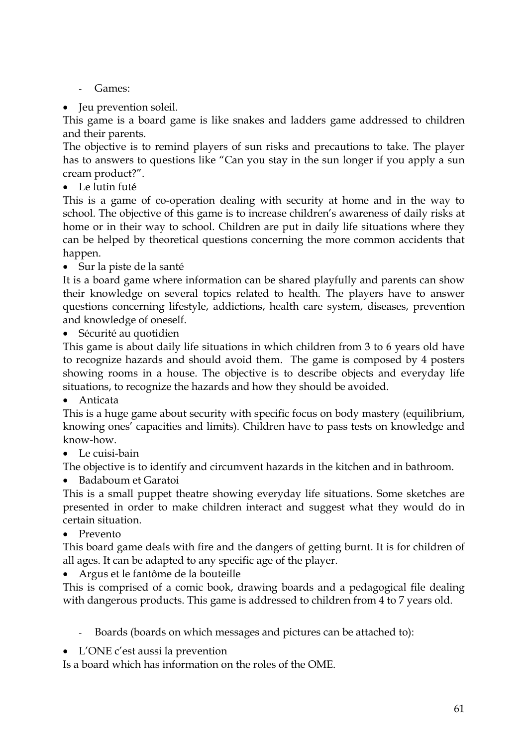- Games:

- Jeu prevention soleil.

This game is a board game is like snakes and ladders game addressed to children and their parents.

The objective is to remind players of sun risks and precautions to take. The player has to answers to questions like "Can you stay in the sun longer if you apply a sun cream product?".

- Le lutin futé

This is a game of co-operation dealing with security at home and in the way to school. The objective of this game is to increase children's awareness of daily risks at home or in their way to school. Children are put in daily life situations where they can be helped by theoretical questions concerning the more common accidents that happen.

- Sur la piste de la santé

It is a board game where information can be shared playfully and parents can show their knowledge on several topics related to health. The players have to answer questions concerning lifestyle, addictions, health care system, diseases, prevention and knowledge of oneself.

- Sécurité au quotidien

This game is about daily life situations in which children from 3 to 6 years old have to recognize hazards and should avoid them. The game is composed by 4 posters showing rooms in a house. The objective is to describe objects and everyday life situations, to recognize the hazards and how they should be avoided.

- Anticata

This is a huge game about security with specific focus on body mastery (equilibrium, knowing ones' capacities and limits). Children have to pass tests on knowledge and know-how.

- Le cuisi-bain

The objective is to identify and circumvent hazards in the kitchen and in bathroom.

- Badaboum et Garatoi

This is a small puppet theatre showing everyday life situations. Some sketches are presented in order to make children interact and suggest what they would do in certain situation.

- Prevento

This board game deals with fire and the dangers of getting burnt. It is for children of all ages. It can be adapted to any specific age of the player.

- Argus et le fantôme de la bouteille

This is comprised of a comic book, drawing boards and a pedagogical file dealing with dangerous products. This game is addressed to children from 4 to 7 years old.

- Boards (boards on which messages and pictures can be attached to):

- L'ONE c'est aussi la prevention

Is a board which has information on the roles of the OME.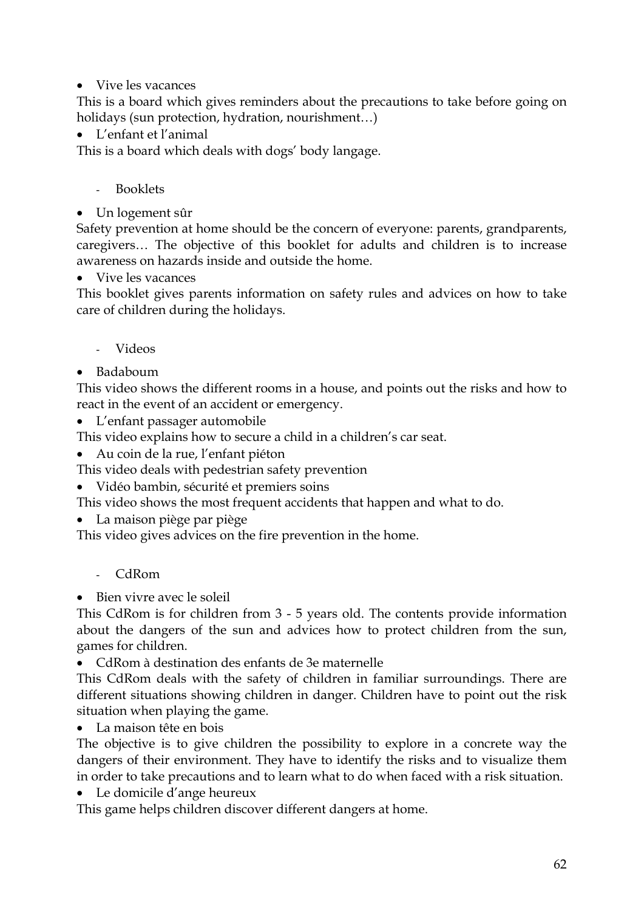- Vive les vacances

This is a board which gives reminders about the precautions to take before going on holidays (sun protection, hydration, nourishment…)

- L'enfant et l'animal

This is a board which deals with dogs' body langage.

- Booklets

- Un logement sûr

Safety prevention at home should be the concern of everyone: parents, grandparents, caregivers… The objective of this booklet for adults and children is to increase awareness on hazards inside and outside the home.

- Vive les vacances

This booklet gives parents information on safety rules and advices on how to take care of children during the holidays.

- Videos

- Badaboum

This video shows the different rooms in a house, and points out the risks and how to react in the event of an accident or emergency.

- L'enfant passager automobile

This video explains how to secure a child in a children's car seat.

- Au coin de la rue, l'enfant piéton

This video deals with pedestrian safety prevention

- Vidéo bambin, sécurité et premiers soins

This video shows the most frequent accidents that happen and what to do.

- La maison piège par piège

This video gives advices on the fire prevention in the home.

- CdRom

- Bien vivre avec le soleil

This CdRom is for children from 3 - 5 years old. The contents provide information about the dangers of the sun and advices how to protect children from the sun, games for children.

- CdRom à destination des enfants de 3e maternelle

This CdRom deals with the safety of children in familiar surroundings. There are different situations showing children in danger. Children have to point out the risk situation when playing the game.

- La maison tête en bois

The objective is to give children the possibility to explore in a concrete way the dangers of their environment. They have to identify the risks and to visualize them in order to take precautions and to learn what to do when faced with a risk situation.

- Le domicile d'ange heureux

This game helps children discover different dangers at home.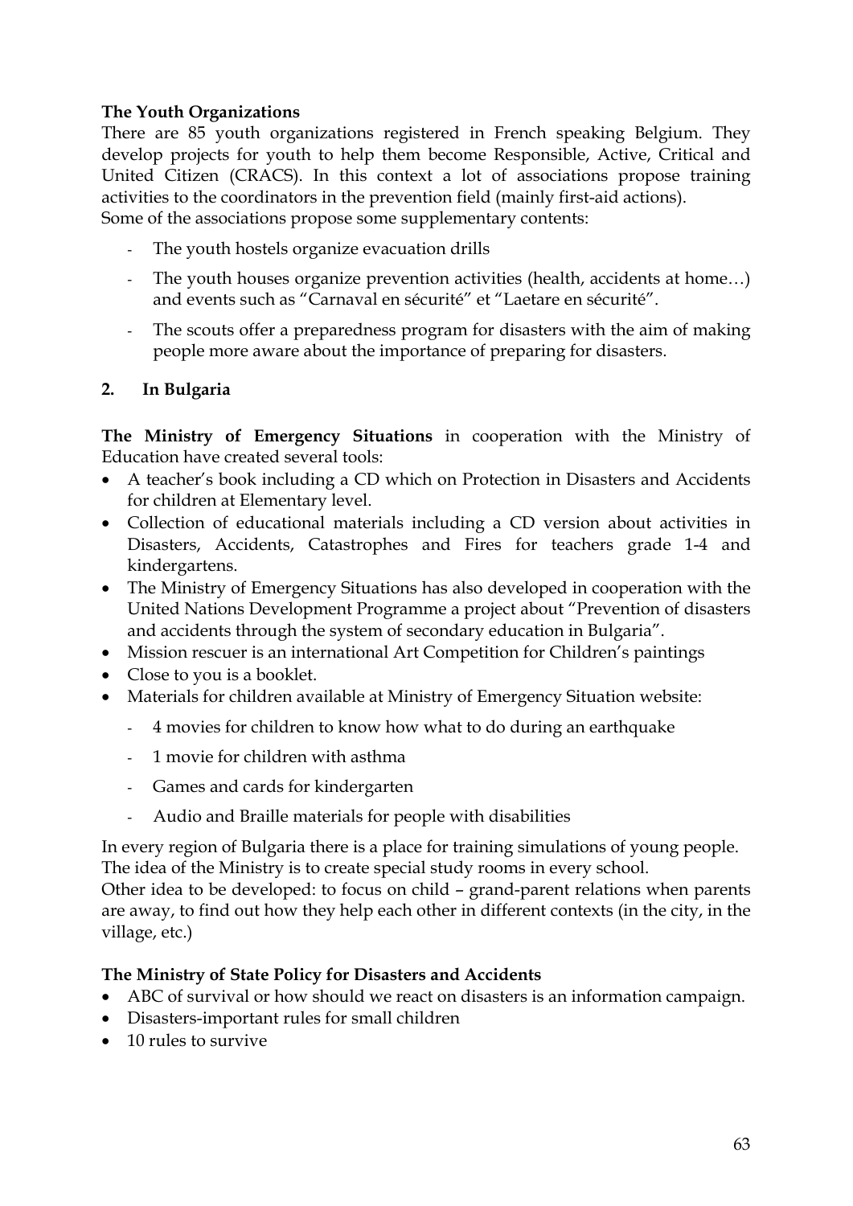**The Youth Organizations**

There are 85 youth organizations registered in French speaking Belgium. They develop projects for youth to help them become Responsible, Active, Critical and United Citizen (CRACS). In this context a lot of associations propose training activities to the coordinators in the prevention field (mainly first-aid actions).
Some of the associations propose some supplementary contents:

- The youth hostels organize evacuation drills
- The youth houses organize prevention activities (health, accidents at home…) and events such as "Carnaval en sécurité" et "Laetare en sécurité".
- The scouts offer a preparedness program for disasters with the aim of making people more aware about the importance of preparing for disasters.

**2. In Bulgaria**

**The Ministry of Emergency Situations** in cooperation with the Ministry of Education have created several tools:

- A teacher's book including a CD which on Protection in Disasters and Accidents for children at Elementary level.
- Collection of educational materials including a CD version about activities in Disasters, Accidents, Catastrophes and Fires for teachers grade 1-4 and kindergartens.
- The Ministry of Emergency Situations has also developed in cooperation with the United Nations Development Programme a project about "Prevention of disasters and accidents through the system of secondary education in Bulgaria".
- Mission rescuer is an international Art Competition for Children's paintings
- Close to you is a booklet.
- Materials for children available at Ministry of Emergency Situation website:
  - 4 movies for children to know how what to do during an earthquake
  - 1 movie for children with asthma
  - Games and cards for kindergarten
  - Audio and Braille materials for people with disabilities

In every region of Bulgaria there is a place for training simulations of young people.
The idea of the Ministry is to create special study rooms in every school.
Other idea to be developed: to focus on child – grand-parent relations when parents are away, to find out how they help each other in different contexts (in the city, in the village, etc.)

**The Ministry of State Policy for Disasters and Accidents**

- ABC of survival or how should we react on disasters is an information campaign.
- Disasters-important rules for small children
- 10 rules to survive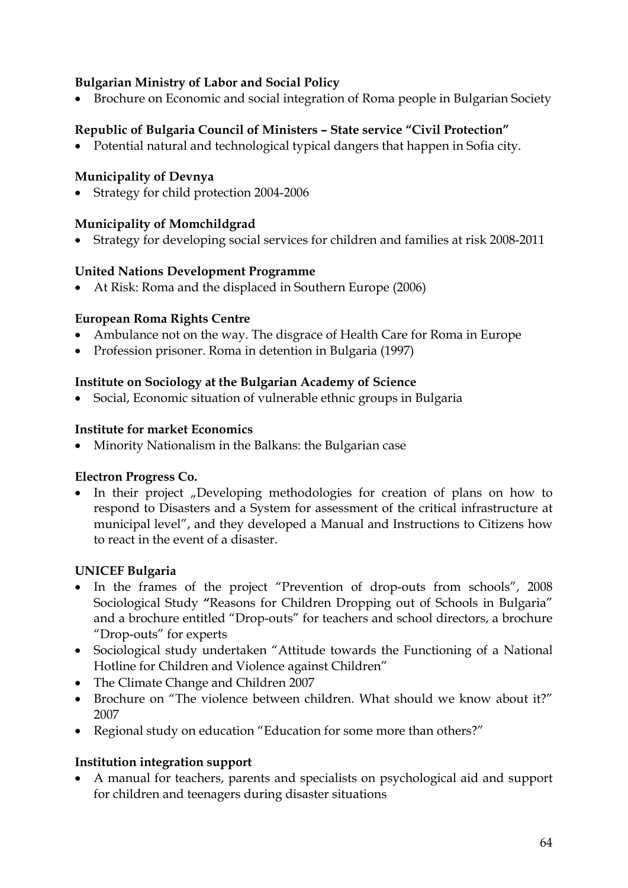**Bulgarian Ministry of Labor and Social Policy**

- Brochure on Economic and social integration of Roma people in Bulgarian Society

**Republic of Bulgaria Council of Ministers – State service "Civil Protection"**

- Potential natural and technological typical dangers that happen in Sofia city.

**Municipality of Devnya**

- Strategy for child protection 2004-2006

**Municipality of Momchildgrad**

- Strategy for developing social services for children and families at risk 2008-2011

**United Nations Development Programme**

- At Risk: Roma and the displaced in Southern Europe (2006)

**European Roma Rights Centre**

- Ambulance not on the way. The disgrace of Health Care for Roma in Europe
- Profession prisoner. Roma in detention in Bulgaria (1997)

**Institute on Sociology at the Bulgarian Academy of Science**

- Social, Economic situation of vulnerable ethnic groups in Bulgaria

**Institute for market Economics**

- Minority Nationalism in the Balkans: the Bulgarian case

**Electron Progress Co.**

- In their project „Developing methodologies for creation of plans on how to respond to Disasters and a System for assessment of the critical infrastructure at municipal level", and they developed a Manual and Instructions to Citizens how to react in the event of a disaster.

**UNICEF Bulgaria**

- In the frames of the project "Prevention of drop-outs from schools", 2008 Sociological Study **"**Reasons for Children Dropping out of Schools in Bulgaria" and a brochure entitled "Drop-outs" for teachers and school directors, a brochure "Drop-outs" for experts
- Sociological study undertaken "Attitude towards the Functioning of a National Hotline for Children and Violence against Children"
- The Climate Change and Children 2007
- Brochure on "The violence between children. What should we know about it?" 2007
- Regional study on education "Education for some more than others?"

**Institution integration support**

- A manual for teachers, parents and specialists on psychological aid and support for children and teenagers during disaster situations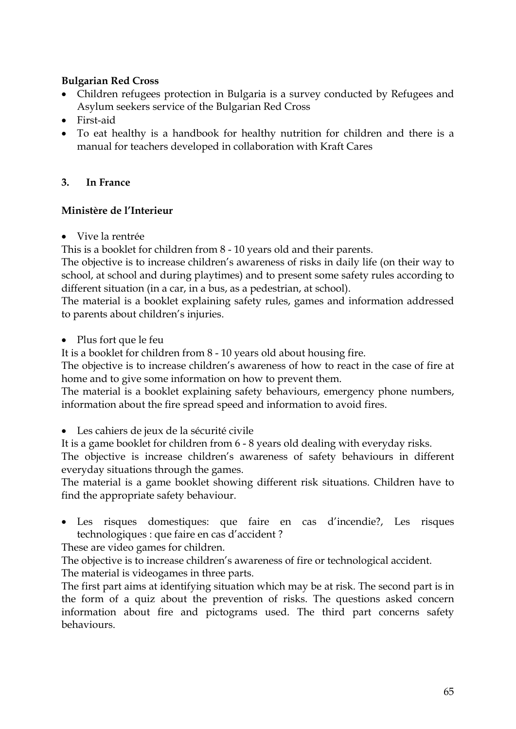**Bulgarian Red Cross**

- Children refugees protection in Bulgaria is a survey conducted by Refugees and Asylum seekers service of the Bulgarian Red Cross
- First-aid
- To eat healthy is a handbook for healthy nutrition for children and there is a manual for teachers developed in collaboration with Kraft Cares

### 3. In France

**Ministère de l'Interieur**

- Vive la rentrée

This is a booklet for children from 8 - 10 years old and their parents.

The objective is to increase children's awareness of risks in daily life (on their way to school, at school and during playtimes) and to present some safety rules according to different situation (in a car, in a bus, as a pedestrian, at school).

The material is a booklet explaining safety rules, games and information addressed to parents about children's injuries.

- Plus fort que le feu

It is a booklet for children from 8 - 10 years old about housing fire.

The objective is to increase children's awareness of how to react in the case of fire at home and to give some information on how to prevent them.

The material is a booklet explaining safety behaviours, emergency phone numbers, information about the fire spread speed and information to avoid fires.

- Les cahiers de jeux de la sécurité civile

It is a game booklet for children from 6 - 8 years old dealing with everyday risks.

The objective is increase children's awareness of safety behaviours in different everyday situations through the games.

The material is a game booklet showing different risk situations. Children have to find the appropriate safety behaviour.

- Les risques domestiques: que faire en cas d'incendie?, Les risques technologiques : que faire en cas d'accident ?

These are video games for children.

The objective is to increase children's awareness of fire or technological accident.

The material is videogames in three parts.

The first part aims at identifying situation which may be at risk. The second part is in the form of a quiz about the prevention of risks. The questions asked concern information about fire and pictograms used. The third part concerns safety behaviours.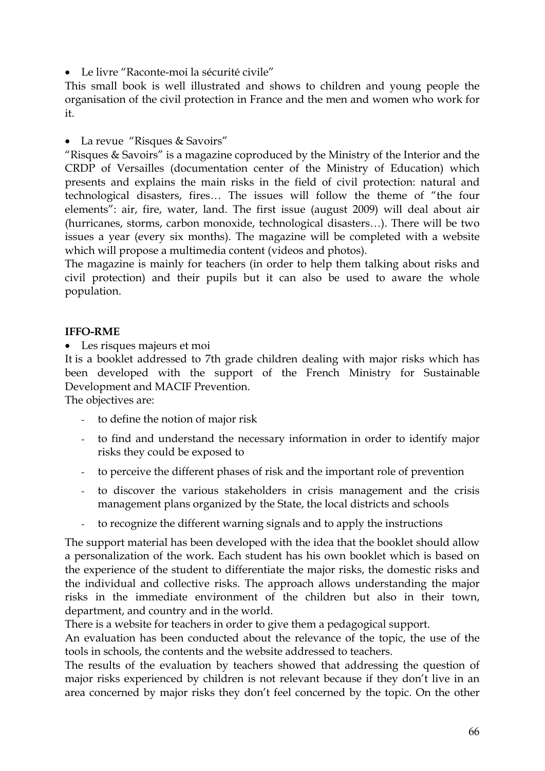- Le livre "Raconte-moi la sécurité civile"

This small book is well illustrated and shows to children and young people the organisation of the civil protection in France and the men and women who work for it.

- La revue "Risques & Savoirs"

"Risques & Savoirs" is a magazine coproduced by the Ministry of the Interior and the CRDP of Versailles (documentation center of the Ministry of Education) which presents and explains the main risks in the field of civil protection: natural and technological disasters, fires… The issues will follow the theme of "the four elements": air, fire, water, land. The first issue (august 2009) will deal about air (hurricanes, storms, carbon monoxide, technological disasters…). There will be two issues a year (every six months). The magazine will be completed with a website which will propose a multimedia content (videos and photos).
The magazine is mainly for teachers (in order to help them talking about risks and civil protection) and their pupils but it can also be used to aware the whole population.

**IFFO-RME**

- Les risques majeurs et moi

It is a booklet addressed to 7th grade children dealing with major risks which has been developed with the support of the French Ministry for Sustainable Development and MACIF Prevention.
The objectives are:

- to define the notion of major risk
- to find and understand the necessary information in order to identify major risks they could be exposed to
- to perceive the different phases of risk and the important role of prevention
- to discover the various stakeholders in crisis management and the crisis management plans organized by the State, the local districts and schools
- to recognize the different warning signals and to apply the instructions

The support material has been developed with the idea that the booklet should allow a personalization of the work. Each student has his own booklet which is based on the experience of the student to differentiate the major risks, the domestic risks and the individual and collective risks. The approach allows understanding the major risks in the immediate environment of the children but also in their town, department, and country and in the world.
There is a website for teachers in order to give them a pedagogical support.
An evaluation has been conducted about the relevance of the topic, the use of the tools in schools, the contents and the website addressed to teachers.
The results of the evaluation by teachers showed that addressing the question of major risks experienced by children is not relevant because if they don't live in an area concerned by major risks they don't feel concerned by the topic. On the other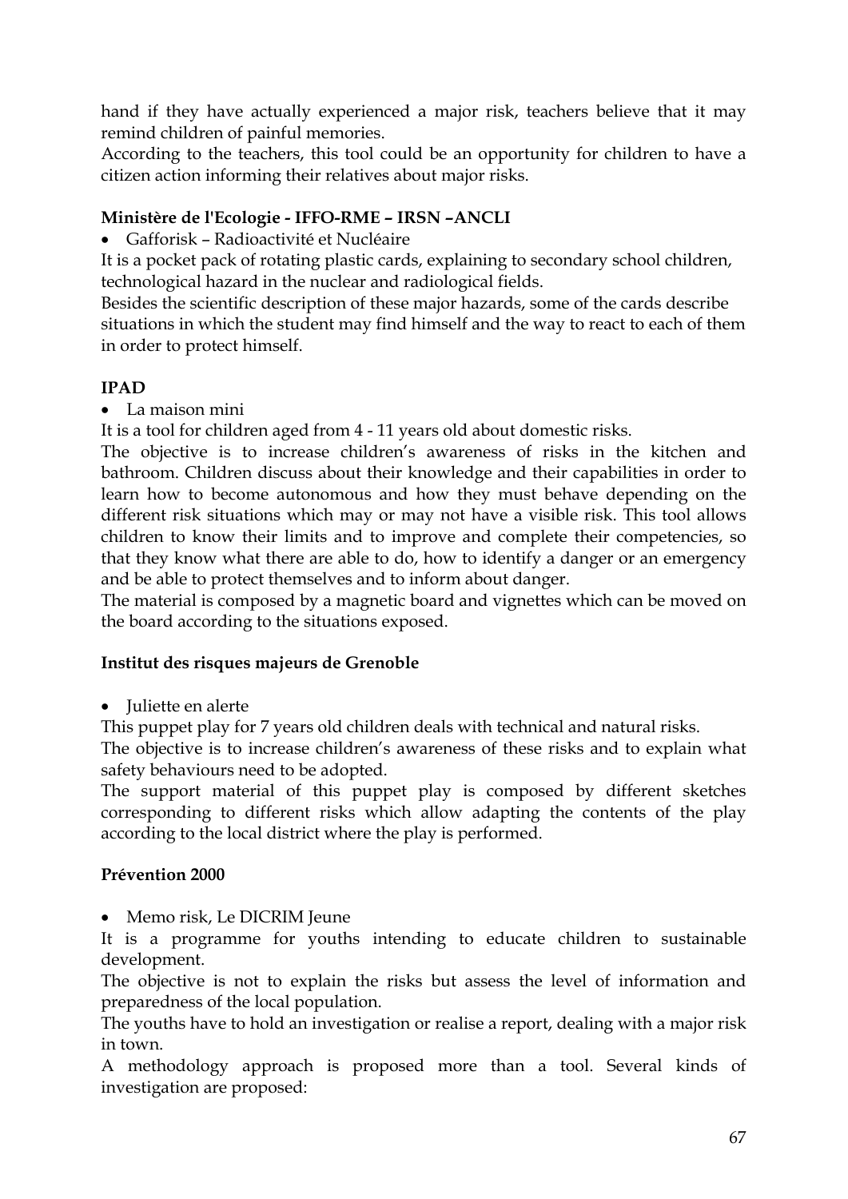hand if they have actually experienced a major risk, teachers believe that it may remind children of painful memories.
According to the teachers, this tool could be an opportunity for children to have a citizen action informing their relatives about major risks.

**Ministère de l'Ecologie - IFFO-RME – IRSN –ANCLI**

- Gafforisk – Radioactivité et Nucléaire

It is a pocket pack of rotating plastic cards, explaining to secondary school children, technological hazard in the nuclear and radiological fields.
Besides the scientific description of these major hazards, some of the cards describe situations in which the student may find himself and the way to react to each of them in order to protect himself.

**IPAD**

- La maison mini

It is a tool for children aged from 4 - 11 years old about domestic risks.
The objective is to increase children's awareness of risks in the kitchen and bathroom. Children discuss about their knowledge and their capabilities in order to learn how to become autonomous and how they must behave depending on the different risk situations which may or may not have a visible risk. This tool allows children to know their limits and to improve and complete their competencies, so that they know what there are able to do, how to identify a danger or an emergency and be able to protect themselves and to inform about danger.
The material is composed by a magnetic board and vignettes which can be moved on the board according to the situations exposed.

**Institut des risques majeurs de Grenoble**

- Juliette en alerte

This puppet play for 7 years old children deals with technical and natural risks.
The objective is to increase children's awareness of these risks and to explain what safety behaviours need to be adopted.
The support material of this puppet play is composed by different sketches corresponding to different risks which allow adapting the contents of the play according to the local district where the play is performed.

**Prévention 2000**

- Memo risk, Le DICRIM Jeune

It is a programme for youths intending to educate children to sustainable development.
The objective is not to explain the risks but assess the level of information and preparedness of the local population.
The youths have to hold an investigation or realise a report, dealing with a major risk in town.
A methodology approach is proposed more than a tool. Several kinds of investigation are proposed: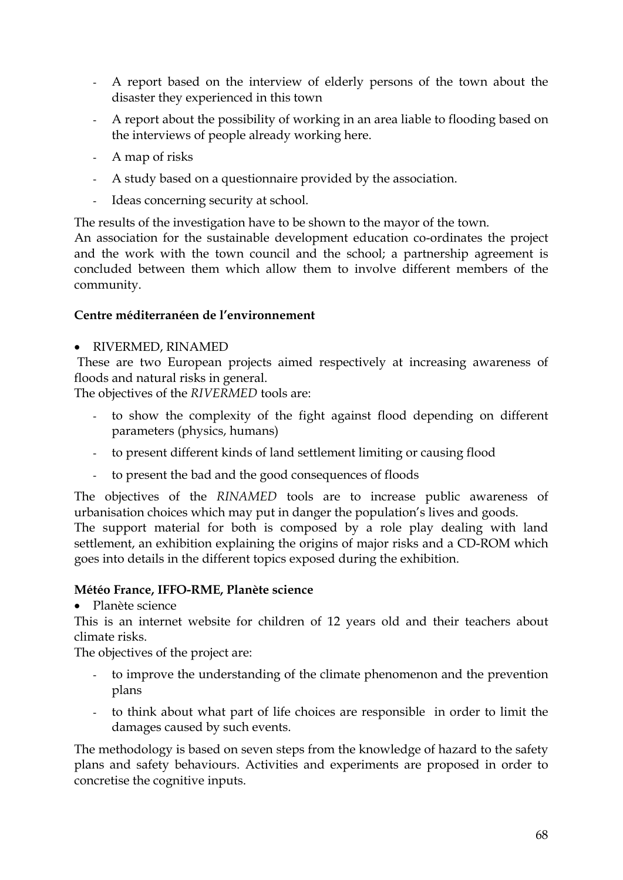- A report based on the interview of elderly persons of the town about the disaster they experienced in this town
- A report about the possibility of working in an area liable to flooding based on the interviews of people already working here.
- A map of risks
- A study based on a questionnaire provided by the association.
- Ideas concerning security at school.

The results of the investigation have to be shown to the mayor of the town.
An association for the sustainable development education co-ordinates the project and the work with the town council and the school; a partnership agreement is concluded between them which allow them to involve different members of the community.

**Centre méditerranéen de l'environnement**

- RIVERMED, RINAMED

These are two European projects aimed respectively at increasing awareness of floods and natural risks in general.
The objectives of the *RIVERMED* tools are:

- to show the complexity of the fight against flood depending on different parameters (physics, humans)
- to present different kinds of land settlement limiting or causing flood
- to present the bad and the good consequences of floods

The objectives of the *RINAMED* tools are to increase public awareness of urbanisation choices which may put in danger the population's lives and goods.
The support material for both is composed by a role play dealing with land settlement, an exhibition explaining the origins of major risks and a CD-ROM which goes into details in the different topics exposed during the exhibition.

**Météo France, IFFO-RME, Planète science**

- Planète science

This is an internet website for children of 12 years old and their teachers about climate risks.
The objectives of the project are:

- to improve the understanding of the climate phenomenon and the prevention plans
- to think about what part of life choices are responsible in order to limit the damages caused by such events.

The methodology is based on seven steps from the knowledge of hazard to the safety plans and safety behaviours. Activities and experiments are proposed in order to concretise the cognitive inputs.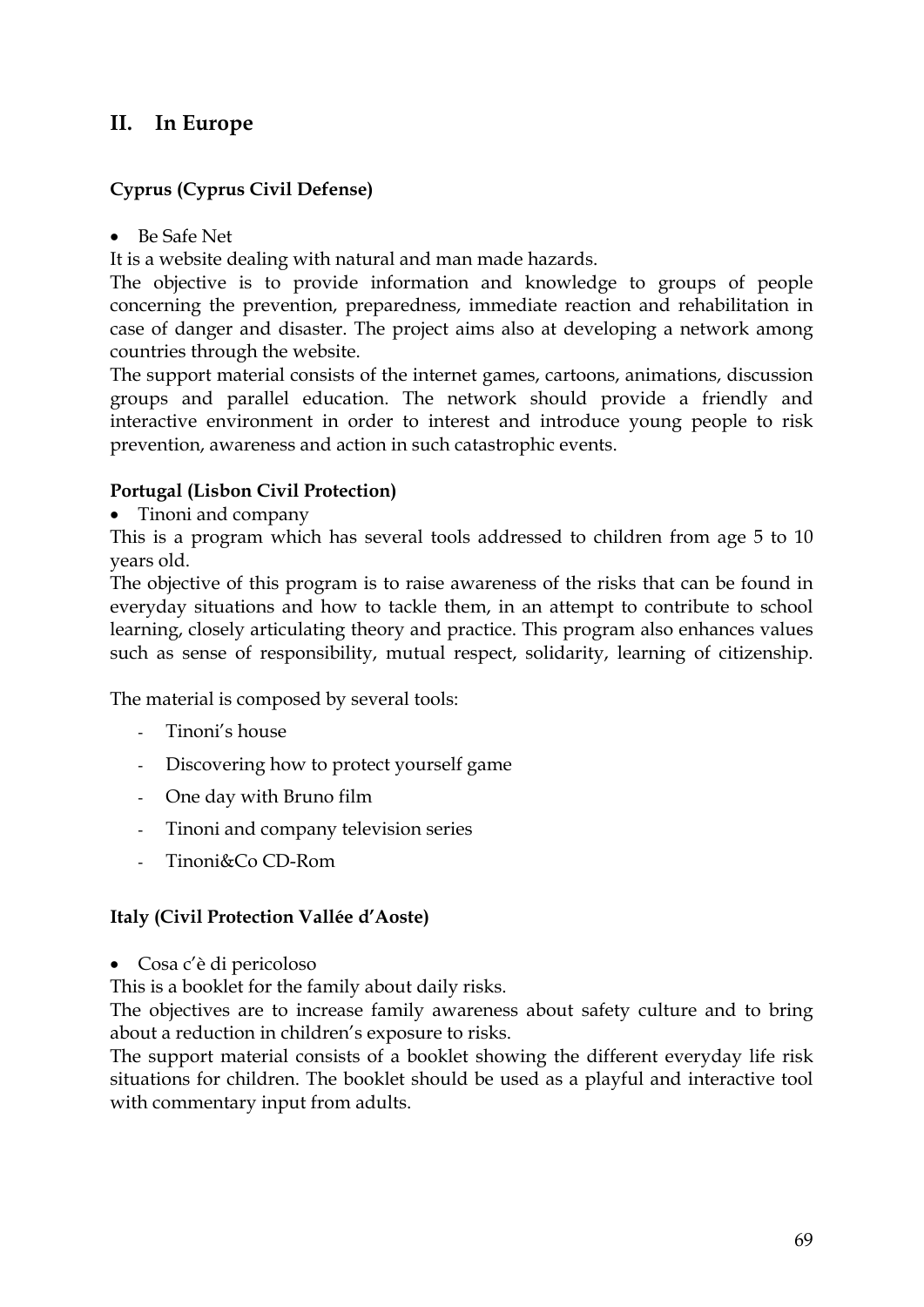## II. In Europe

**Cyprus (Cyprus Civil Defense)**

- Be Safe Net

It is a website dealing with natural and man made hazards.

The objective is to provide information and knowledge to groups of people concerning the prevention, preparedness, immediate reaction and rehabilitation in case of danger and disaster. The project aims also at developing a network among countries through the website.

The support material consists of the internet games, cartoons, animations, discussion groups and parallel education. The network should provide a friendly and interactive environment in order to interest and introduce young people to risk prevention, awareness and action in such catastrophic events.

**Portugal (Lisbon Civil Protection)**

- Tinoni and company

This is a program which has several tools addressed to children from age 5 to 10 years old.

The objective of this program is to raise awareness of the risks that can be found in everyday situations and how to tackle them, in an attempt to contribute to school learning, closely articulating theory and practice. This program also enhances values such as sense of responsibility, mutual respect, solidarity, learning of citizenship.

The material is composed by several tools:

- Tinoni's house
- Discovering how to protect yourself game
- One day with Bruno film
- Tinoni and company television series
- Tinoni&Co CD-Rom

**Italy (Civil Protection Vallée d'Aoste)**

- Cosa c'è di pericoloso

This is a booklet for the family about daily risks.

The objectives are to increase family awareness about safety culture and to bring about a reduction in children's exposure to risks.

The support material consists of a booklet showing the different everyday life risk situations for children. The booklet should be used as a playful and interactive tool with commentary input from adults.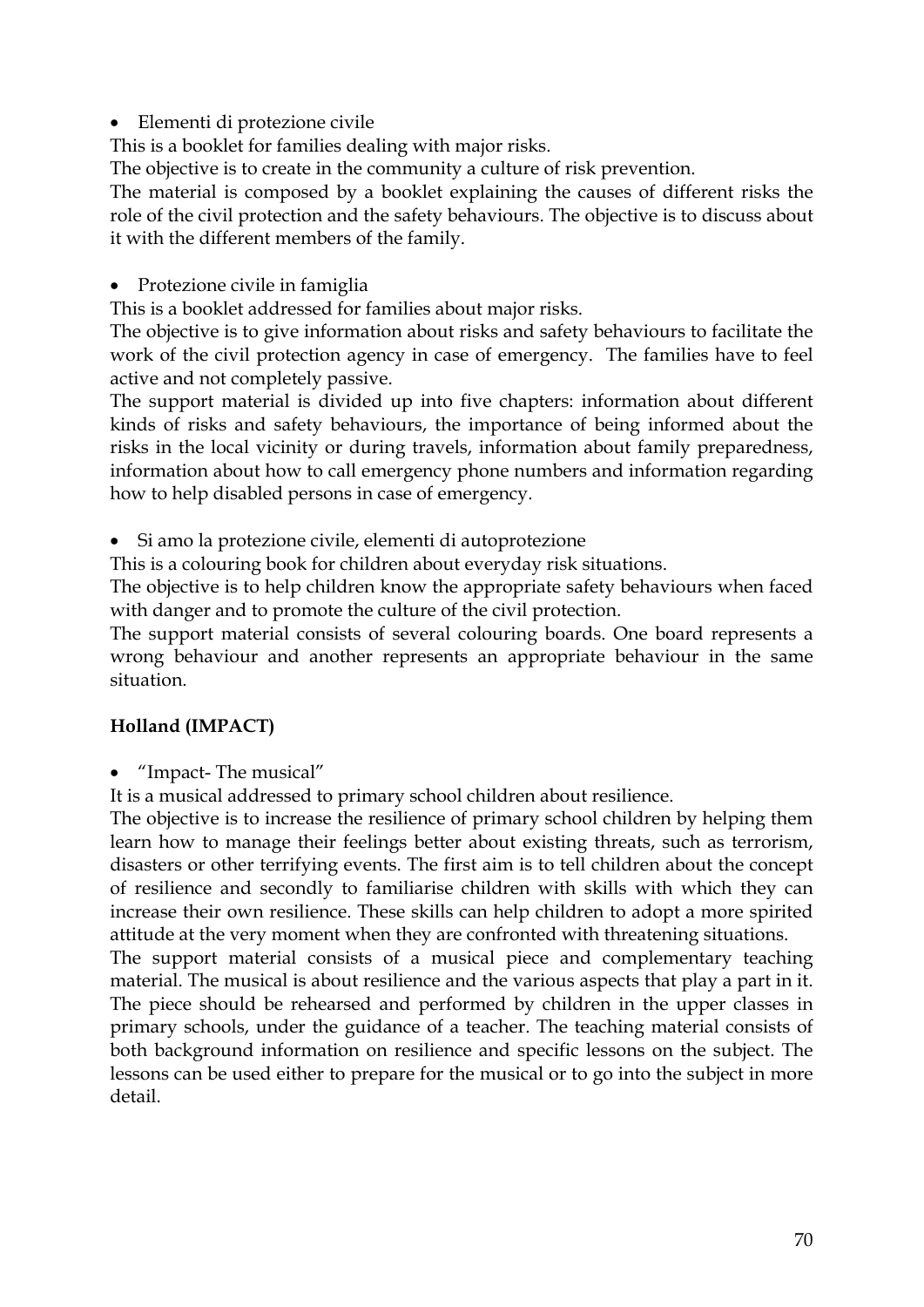- Elementi di protezione civile

This is a booklet for families dealing with major risks.

The objective is to create in the community a culture of risk prevention.

The material is composed by a booklet explaining the causes of different risks the role of the civil protection and the safety behaviours. The objective is to discuss about it with the different members of the family.

- Protezione civile in famiglia

This is a booklet addressed for families about major risks.

The objective is to give information about risks and safety behaviours to facilitate the work of the civil protection agency in case of emergency. The families have to feel active and not completely passive.

The support material is divided up into five chapters: information about different kinds of risks and safety behaviours, the importance of being informed about the risks in the local vicinity or during travels, information about family preparedness, information about how to call emergency phone numbers and information regarding how to help disabled persons in case of emergency.

- Si amo la protezione civile, elementi di autoprotezione

This is a colouring book for children about everyday risk situations.

The objective is to help children know the appropriate safety behaviours when faced with danger and to promote the culture of the civil protection.

The support material consists of several colouring boards. One board represents a wrong behaviour and another represents an appropriate behaviour in the same situation.

**Holland (IMPACT)**

- "Impact- The musical"

It is a musical addressed to primary school children about resilience.

The objective is to increase the resilience of primary school children by helping them learn how to manage their feelings better about existing threats, such as terrorism, disasters or other terrifying events. The first aim is to tell children about the concept of resilience and secondly to familiarise children with skills with which they can increase their own resilience. These skills can help children to adopt a more spirited attitude at the very moment when they are confronted with threatening situations.

The support material consists of a musical piece and complementary teaching material. The musical is about resilience and the various aspects that play a part in it. The piece should be rehearsed and performed by children in the upper classes in primary schools, under the guidance of a teacher. The teaching material consists of both background information on resilience and specific lessons on the subject. The lessons can be used either to prepare for the musical or to go into the subject in more detail.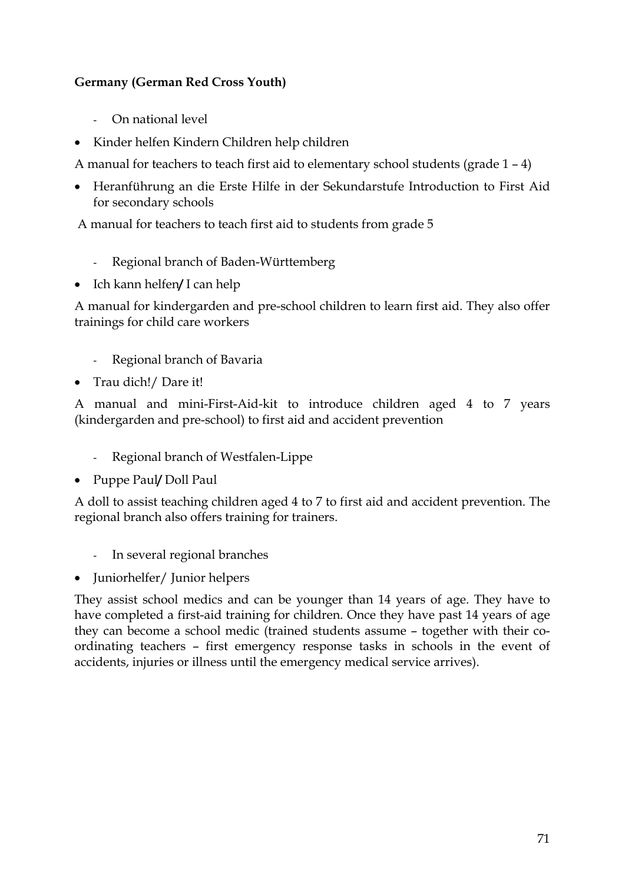**Germany (German Red Cross Youth)**

- On national level

- Kinder helfen Kindern Children help children

A manual for teachers to teach first aid to elementary school students (grade 1 – 4)

- Heranführung an die Erste Hilfe in der Sekundarstufe Introduction to First Aid for secondary schools

A manual for teachers to teach first aid to students from grade 5

- Regional branch of Baden-Württemberg

- Ich kann helfen/ I can help

A manual for kindergarden and pre-school children to learn first aid. They also offer trainings for child care workers

- Regional branch of Bavaria

- Trau dich!/ Dare it!

A manual and mini-First-Aid-kit to introduce children aged 4 to 7 years (kindergarden and pre-school) to first aid and accident prevention

- Regional branch of Westfalen-Lippe

- Puppe Paul/ Doll Paul

A doll to assist teaching children aged 4 to 7 to first aid and accident prevention. The regional branch also offers training for trainers.

- In several regional branches

- Juniorhelfer/ Junior helpers

They assist school medics and can be younger than 14 years of age. They have to have completed a first-aid training for children. Once they have past 14 years of age they can become a school medic (trained students assume – together with their co-ordinating teachers – first emergency response tasks in schools in the event of accidents, injuries or illness until the emergency medical service arrives).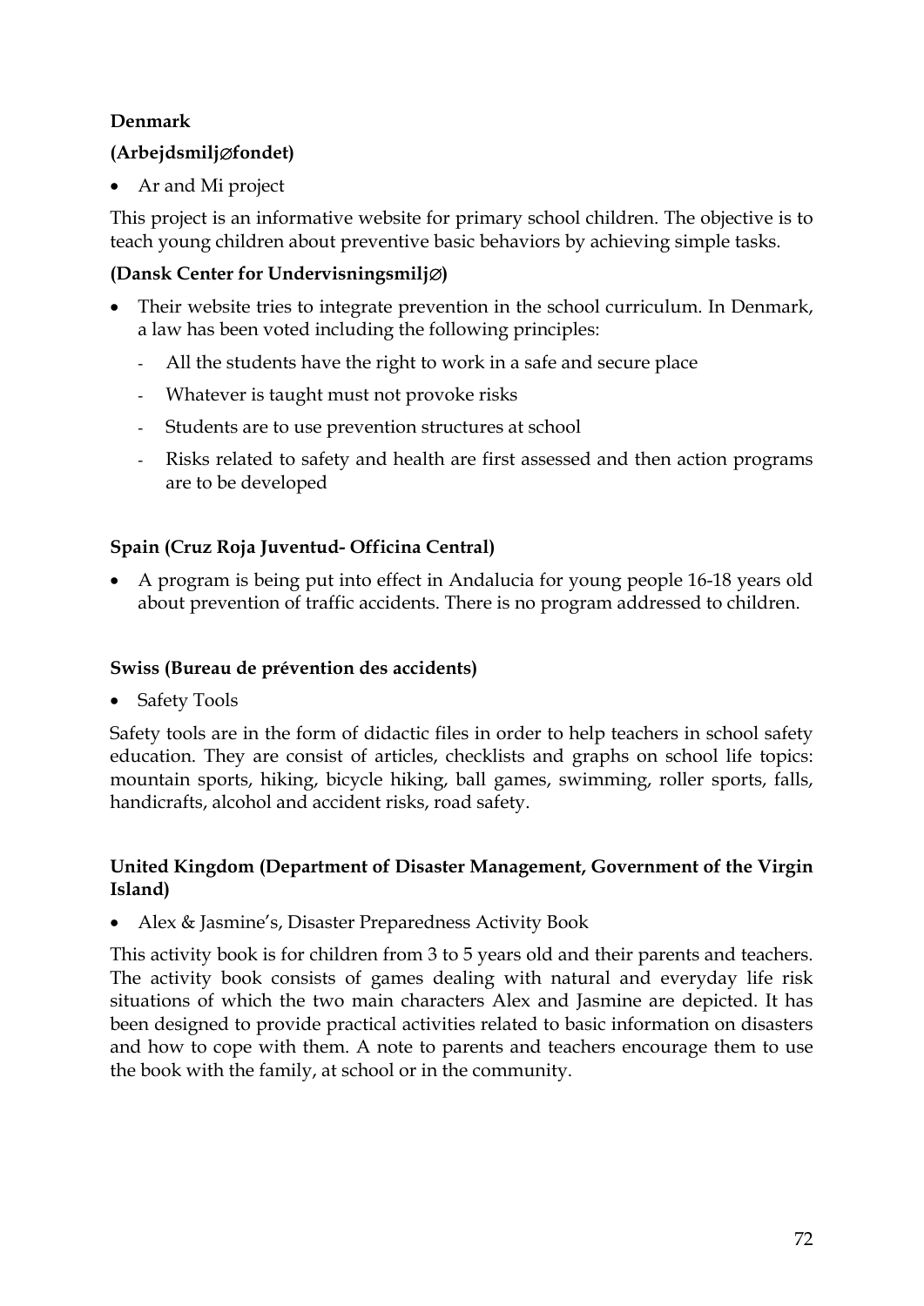**Denmark**

**(Arbejdsmilj∅fondet)**

- Ar and Mi project

This project is an informative website for primary school children. The objective is to teach young children about preventive basic behaviors by achieving simple tasks.

**(Dansk Center for Undervisningsmilj∅)**

- Their website tries to integrate prevention in the school curriculum. In Denmark, a law has been voted including the following principles:
  - All the students have the right to work in a safe and secure place
  - Whatever is taught must not provoke risks
  - Students are to use prevention structures at school
  - Risks related to safety and health are first assessed and then action programs are to be developed

**Spain (Cruz Roja Juventud- Officina Central)**

- A program is being put into effect in Andalucia for young people 16-18 years old about prevention of traffic accidents. There is no program addressed to children.

**Swiss (Bureau de prévention des accidents)**

- Safety Tools

Safety tools are in the form of didactic files in order to help teachers in school safety education. They are consist of articles, checklists and graphs on school life topics: mountain sports, hiking, bicycle hiking, ball games, swimming, roller sports, falls, handicrafts, alcohol and accident risks, road safety.

**United Kingdom (Department of Disaster Management, Government of the Virgin Island)**

- Alex & Jasmine's, Disaster Preparedness Activity Book

This activity book is for children from 3 to 5 years old and their parents and teachers. The activity book consists of games dealing with natural and everyday life risk situations of which the two main characters Alex and Jasmine are depicted. It has been designed to provide practical activities related to basic information on disasters and how to cope with them. A note to parents and teachers encourage them to use the book with the family, at school or in the community.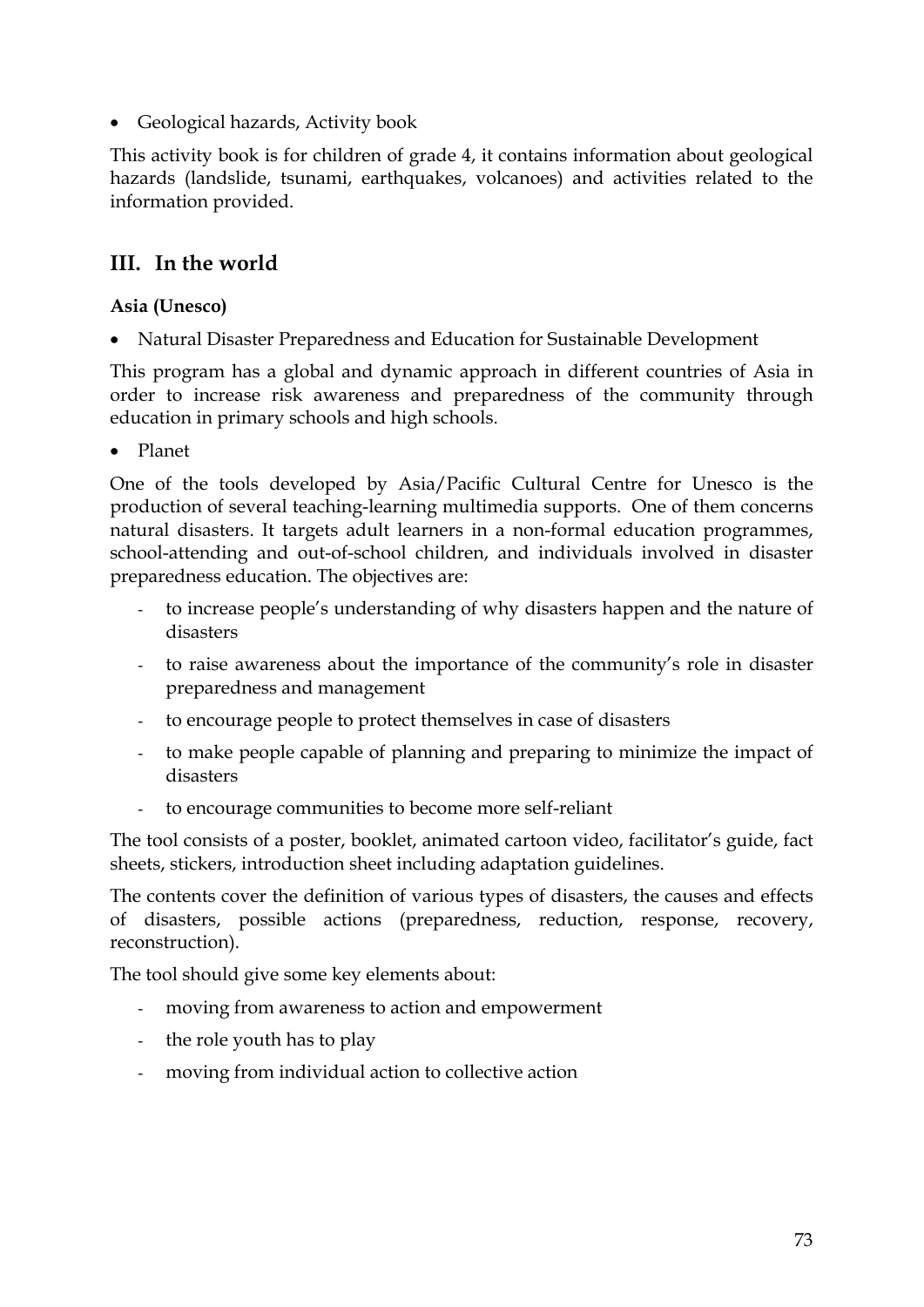- Geological hazards, Activity book

This activity book is for children of grade 4, it contains information about geological hazards (landslide, tsunami, earthquakes, volcanoes) and activities related to the information provided.

## III. In the world

**Asia (Unesco)**

- Natural Disaster Preparedness and Education for Sustainable Development

This program has a global and dynamic approach in different countries of Asia in order to increase risk awareness and preparedness of the community through education in primary schools and high schools.

- Planet

One of the tools developed by Asia/Pacific Cultural Centre for Unesco is the production of several teaching-learning multimedia supports. One of them concerns natural disasters. It targets adult learners in a non-formal education programmes, school-attending and out-of-school children, and individuals involved in disaster preparedness education. The objectives are:

- to increase people's understanding of why disasters happen and the nature of disasters
- to raise awareness about the importance of the community's role in disaster preparedness and management
- to encourage people to protect themselves in case of disasters
- to make people capable of planning and preparing to minimize the impact of disasters
- to encourage communities to become more self-reliant

The tool consists of a poster, booklet, animated cartoon video, facilitator's guide, fact sheets, stickers, introduction sheet including adaptation guidelines.

The contents cover the definition of various types of disasters, the causes and effects of disasters, possible actions (preparedness, reduction, response, recovery, reconstruction).

The tool should give some key elements about:

- moving from awareness to action and empowerment
- the role youth has to play
- moving from individual action to collective action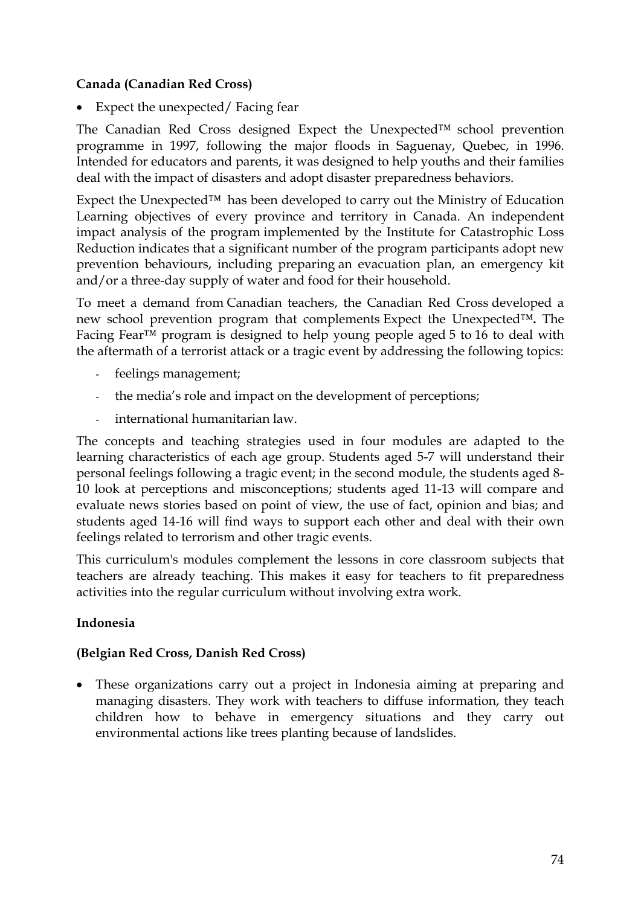**Canada (Canadian Red Cross)**

- Expect the unexpected/ Facing fear

The Canadian Red Cross designed Expect the Unexpected™ school prevention programme in 1997, following the major floods in Saguenay, Quebec, in 1996. Intended for educators and parents, it was designed to help youths and their families deal with the impact of disasters and adopt disaster preparedness behaviors.

Expect the Unexpected™ has been developed to carry out the Ministry of Education Learning objectives of every province and territory in Canada. An independent impact analysis of the program implemented by the Institute for Catastrophic Loss Reduction indicates that a significant number of the program participants adopt new prevention behaviours, including preparing an evacuation plan, an emergency kit and/or a three-day supply of water and food for their household.

To meet a demand from Canadian teachers, the Canadian Red Cross developed a new school prevention program that complements Expect the Unexpected™**.** The Facing Fear™ program is designed to help young people aged 5 to 16 to deal with the aftermath of a terrorist attack or a tragic event by addressing the following topics:

- feelings management;
- the media's role and impact on the development of perceptions;
- international humanitarian law.

The concepts and teaching strategies used in four modules are adapted to the learning characteristics of each age group. Students aged 5-7 will understand their personal feelings following a tragic event; in the second module, the students aged 8-10 look at perceptions and misconceptions; students aged 11-13 will compare and evaluate news stories based on point of view, the use of fact, opinion and bias; and students aged 14-16 will find ways to support each other and deal with their own feelings related to terrorism and other tragic events.

This curriculum's modules complement the lessons in core classroom subjects that teachers are already teaching. This makes it easy for teachers to fit preparedness activities into the regular curriculum without involving extra work.

**Indonesia**

**(Belgian Red Cross, Danish Red Cross)**

- These organizations carry out a project in Indonesia aiming at preparing and managing disasters. They work with teachers to diffuse information, they teach children how to behave in emergency situations and they carry out environmental actions like trees planting because of landslides.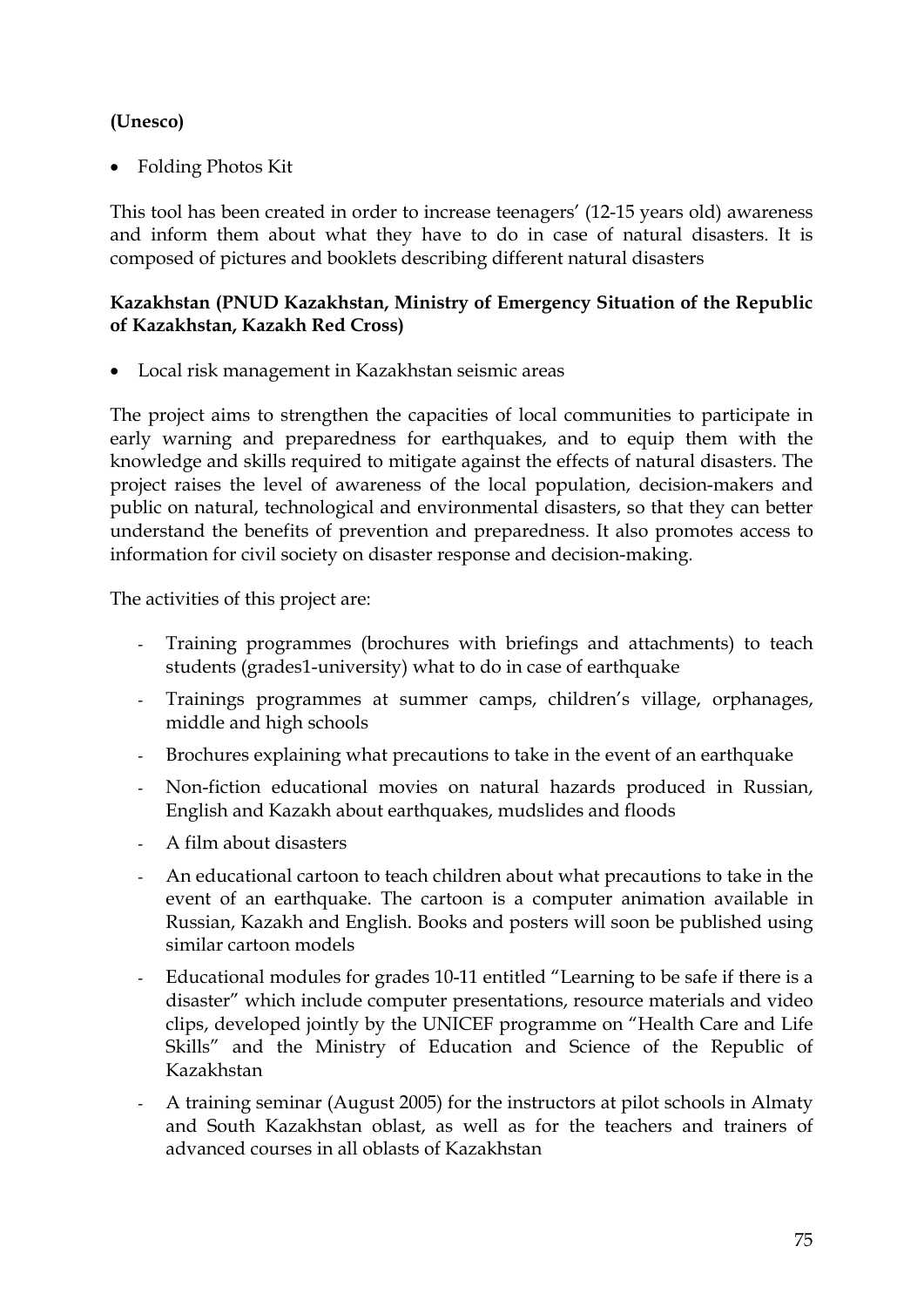**(Unesco)**

- Folding Photos Kit

This tool has been created in order to increase teenagers' (12-15 years old) awareness and inform them about what they have to do in case of natural disasters. It is composed of pictures and booklets describing different natural disasters

**Kazakhstan (PNUD Kazakhstan, Ministry of Emergency Situation of the Republic of Kazakhstan, Kazakh Red Cross)**

- Local risk management in Kazakhstan seismic areas

The project aims to strengthen the capacities of local communities to participate in early warning and preparedness for earthquakes, and to equip them with the knowledge and skills required to mitigate against the effects of natural disasters. The project raises the level of awareness of the local population, decision-makers and public on natural, technological and environmental disasters, so that they can better understand the benefits of prevention and preparedness. It also promotes access to information for civil society on disaster response and decision-making.

The activities of this project are:

- Training programmes (brochures with briefings and attachments) to teach students (grades1-university) what to do in case of earthquake
- Trainings programmes at summer camps, children's village, orphanages, middle and high schools
- Brochures explaining what precautions to take in the event of an earthquake
- Non-fiction educational movies on natural hazards produced in Russian, English and Kazakh about earthquakes, mudslides and floods
- A film about disasters
- An educational cartoon to teach children about what precautions to take in the event of an earthquake. The cartoon is a computer animation available in Russian, Kazakh and English. Books and posters will soon be published using similar cartoon models
- Educational modules for grades 10-11 entitled "Learning to be safe if there is a disaster" which include computer presentations, resource materials and video clips, developed jointly by the UNICEF programme on "Health Care and Life Skills" and the Ministry of Education and Science of the Republic of Kazakhstan
- A training seminar (August 2005) for the instructors at pilot schools in Almaty and South Kazakhstan oblast, as well as for the teachers and trainers of advanced courses in all oblasts of Kazakhstan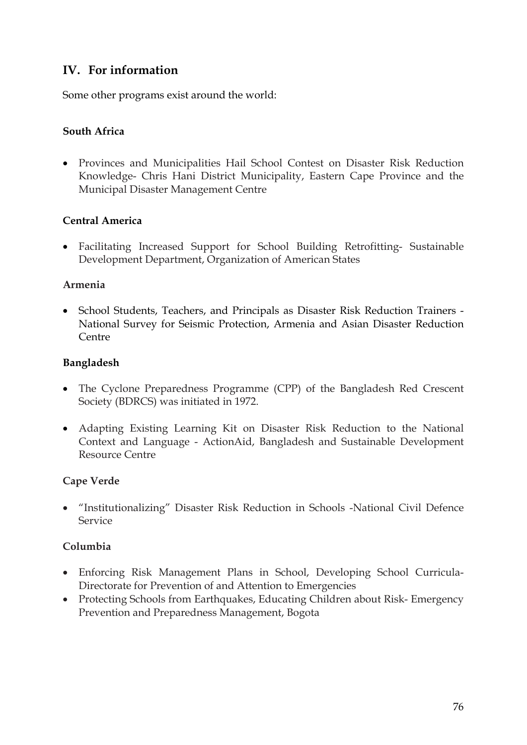## IV. For information

Some other programs exist around the world:

**South Africa**

- Provinces and Municipalities Hail School Contest on Disaster Risk Reduction Knowledge- Chris Hani District Municipality, Eastern Cape Province and the Municipal Disaster Management Centre

**Central America**

- Facilitating Increased Support for School Building Retrofitting- Sustainable Development Department, Organization of American States

**Armenia**

- School Students, Teachers, and Principals as Disaster Risk Reduction Trainers - National Survey for Seismic Protection, Armenia and Asian Disaster Reduction Centre

**Bangladesh**

- The Cyclone Preparedness Programme (CPP) of the Bangladesh Red Crescent Society (BDRCS) was initiated in 1972.
- Adapting Existing Learning Kit on Disaster Risk Reduction to the National Context and Language - ActionAid, Bangladesh and Sustainable Development Resource Centre

**Cape Verde**

- "Institutionalizing" Disaster Risk Reduction in Schools -National Civil Defence Service

**Columbia**

- Enforcing Risk Management Plans in School, Developing School Curricula- Directorate for Prevention of and Attention to Emergencies
- Protecting Schools from Earthquakes, Educating Children about Risk- Emergency Prevention and Preparedness Management, Bogota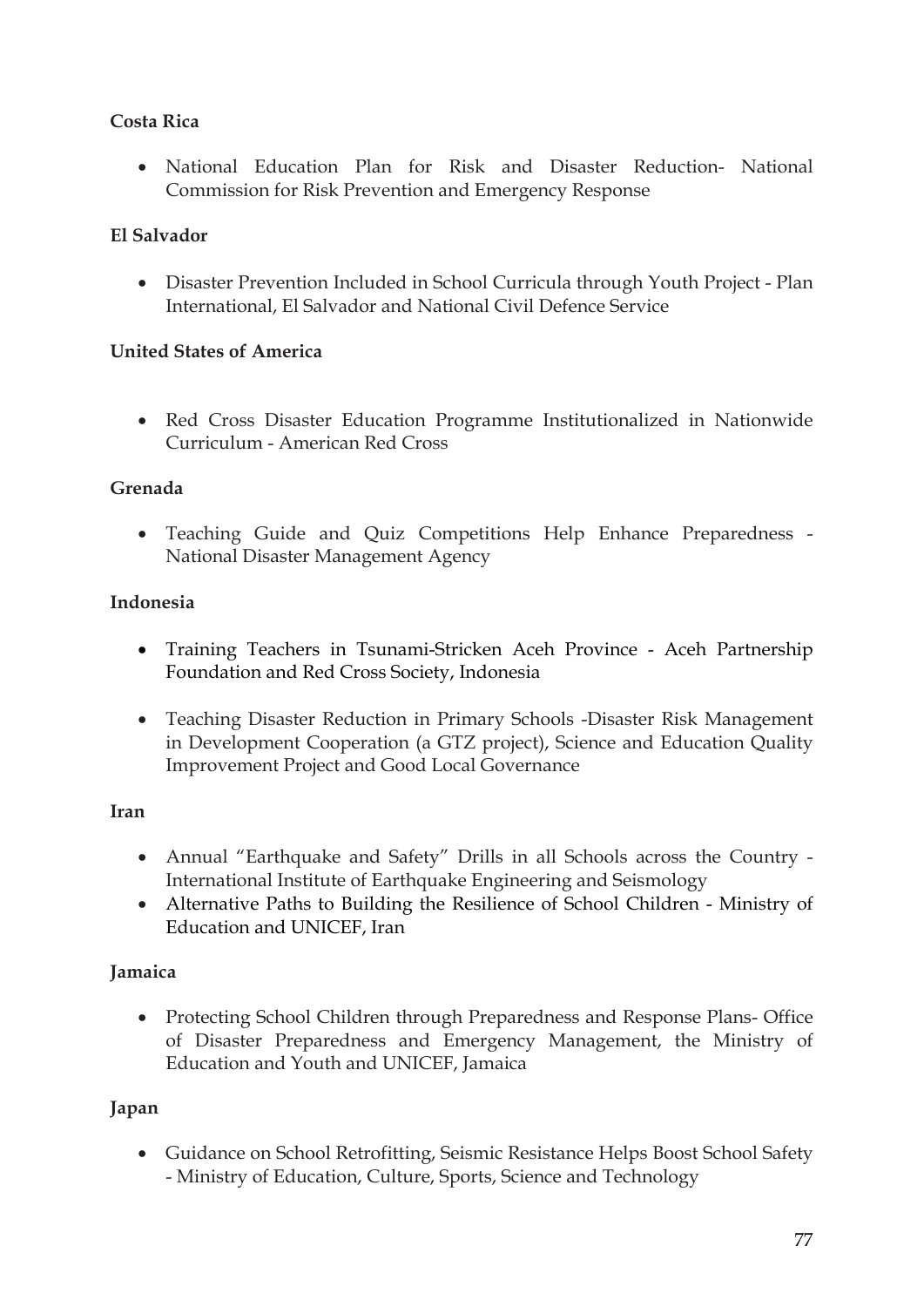**Costa Rica**

- National Education Plan for Risk and Disaster Reduction- National Commission for Risk Prevention and Emergency Response

**El Salvador**

- Disaster Prevention Included in School Curricula through Youth Project - Plan International, El Salvador and National Civil Defence Service

**United States of America**

- Red Cross Disaster Education Programme Institutionalized in Nationwide Curriculum - American Red Cross

**Grenada**

- Teaching Guide and Quiz Competitions Help Enhance Preparedness - National Disaster Management Agency

**Indonesia**

- Training Teachers in Tsunami-Stricken Aceh Province - Aceh Partnership Foundation and Red Cross Society, Indonesia

- Teaching Disaster Reduction in Primary Schools -Disaster Risk Management in Development Cooperation (a GTZ project), Science and Education Quality Improvement Project and Good Local Governance

**Iran**

- Annual "Earthquake and Safety" Drills in all Schools across the Country - International Institute of Earthquake Engineering and Seismology
- Alternative Paths to Building the Resilience of School Children - Ministry of Education and UNICEF, Iran

**Jamaica**

- Protecting School Children through Preparedness and Response Plans- Office of Disaster Preparedness and Emergency Management, the Ministry of Education and Youth and UNICEF, Jamaica

**Japan**

- Guidance on School Retrofitting, Seismic Resistance Helps Boost School Safety - Ministry of Education, Culture, Sports, Science and Technology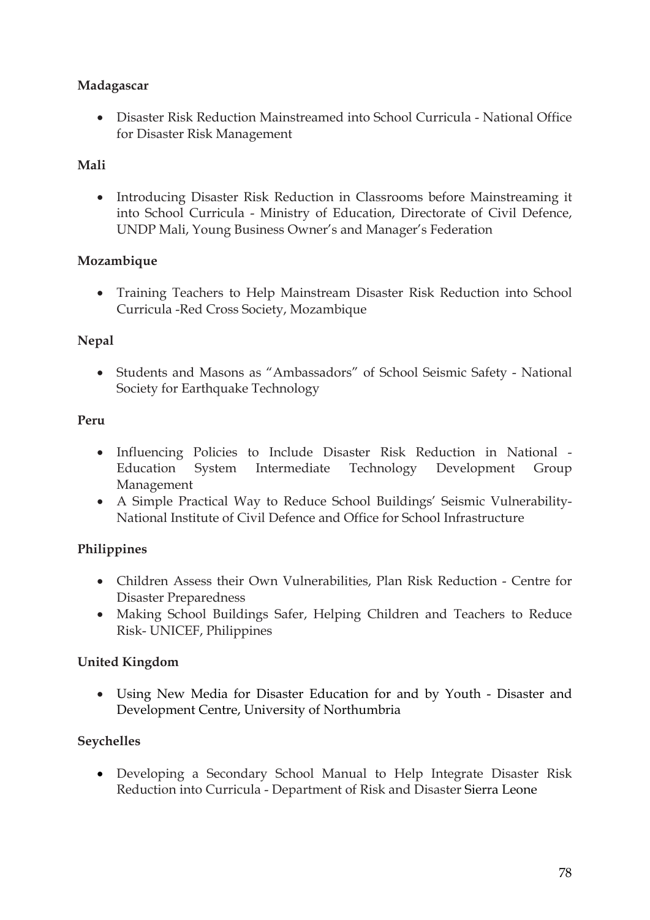**Madagascar**

- Disaster Risk Reduction Mainstreamed into School Curricula - National Office for Disaster Risk Management

**Mali**

- Introducing Disaster Risk Reduction in Classrooms before Mainstreaming it into School Curricula - Ministry of Education, Directorate of Civil Defence, UNDP Mali, Young Business Owner's and Manager's Federation

**Mozambique**

- Training Teachers to Help Mainstream Disaster Risk Reduction into School Curricula -Red Cross Society, Mozambique

**Nepal**

- Students and Masons as "Ambassadors" of School Seismic Safety - National Society for Earthquake Technology

**Peru**

- Influencing Policies to Include Disaster Risk Reduction in National - Education System Intermediate Technology Development Group Management
- A Simple Practical Way to Reduce School Buildings' Seismic Vulnerability- National Institute of Civil Defence and Office for School Infrastructure

**Philippines**

- Children Assess their Own Vulnerabilities, Plan Risk Reduction - Centre for Disaster Preparedness
- Making School Buildings Safer, Helping Children and Teachers to Reduce Risk- UNICEF, Philippines

**United Kingdom**

- Using New Media for Disaster Education for and by Youth - Disaster and Development Centre, University of Northumbria

**Seychelles**

- Developing a Secondary School Manual to Help Integrate Disaster Risk Reduction into Curricula - Department of Risk and Disaster Sierra Leone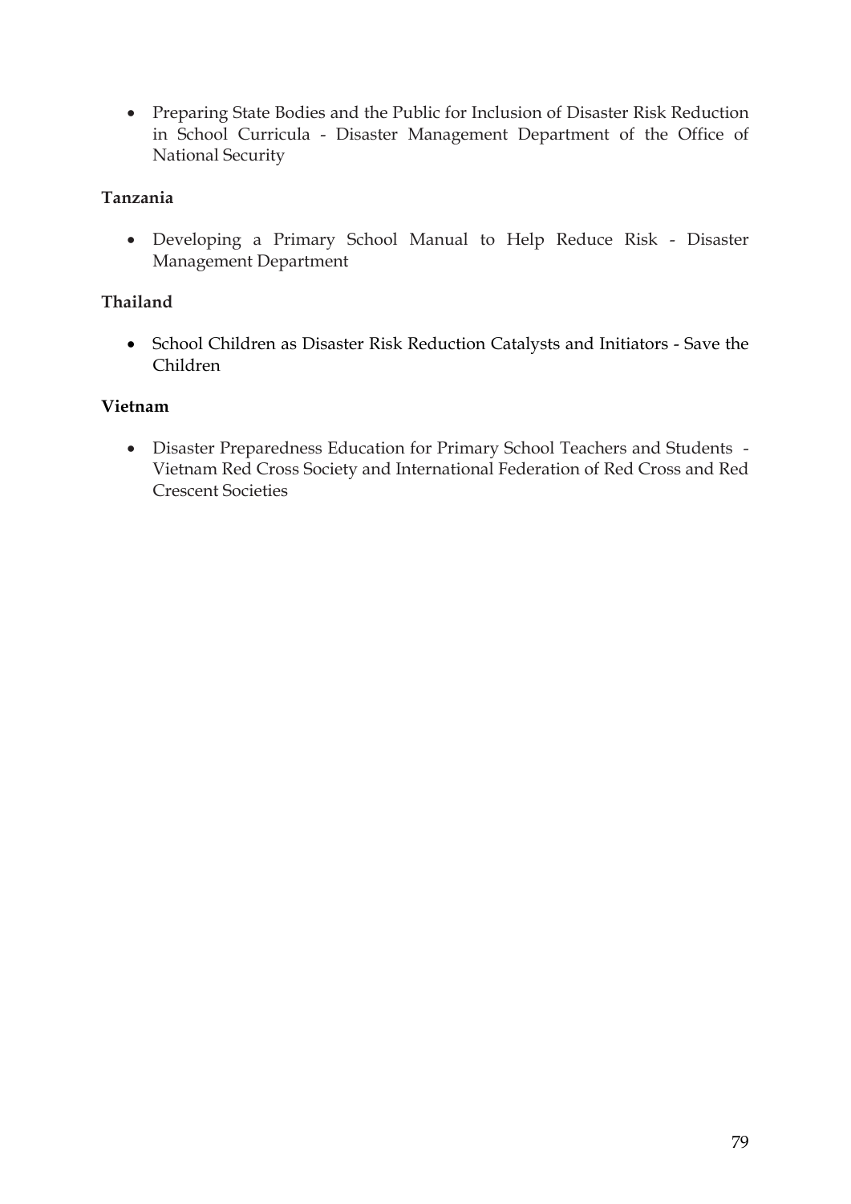- Preparing State Bodies and the Public for Inclusion of Disaster Risk Reduction in School Curricula - Disaster Management Department of the Office of National Security

**Tanzania**

- Developing a Primary School Manual to Help Reduce Risk - Disaster Management Department

**Thailand**

- School Children as Disaster Risk Reduction Catalysts and Initiators - Save the Children

**Vietnam**

- Disaster Preparedness Education for Primary School Teachers and Students - Vietnam Red Cross Society and International Federation of Red Cross and Red Crescent Societies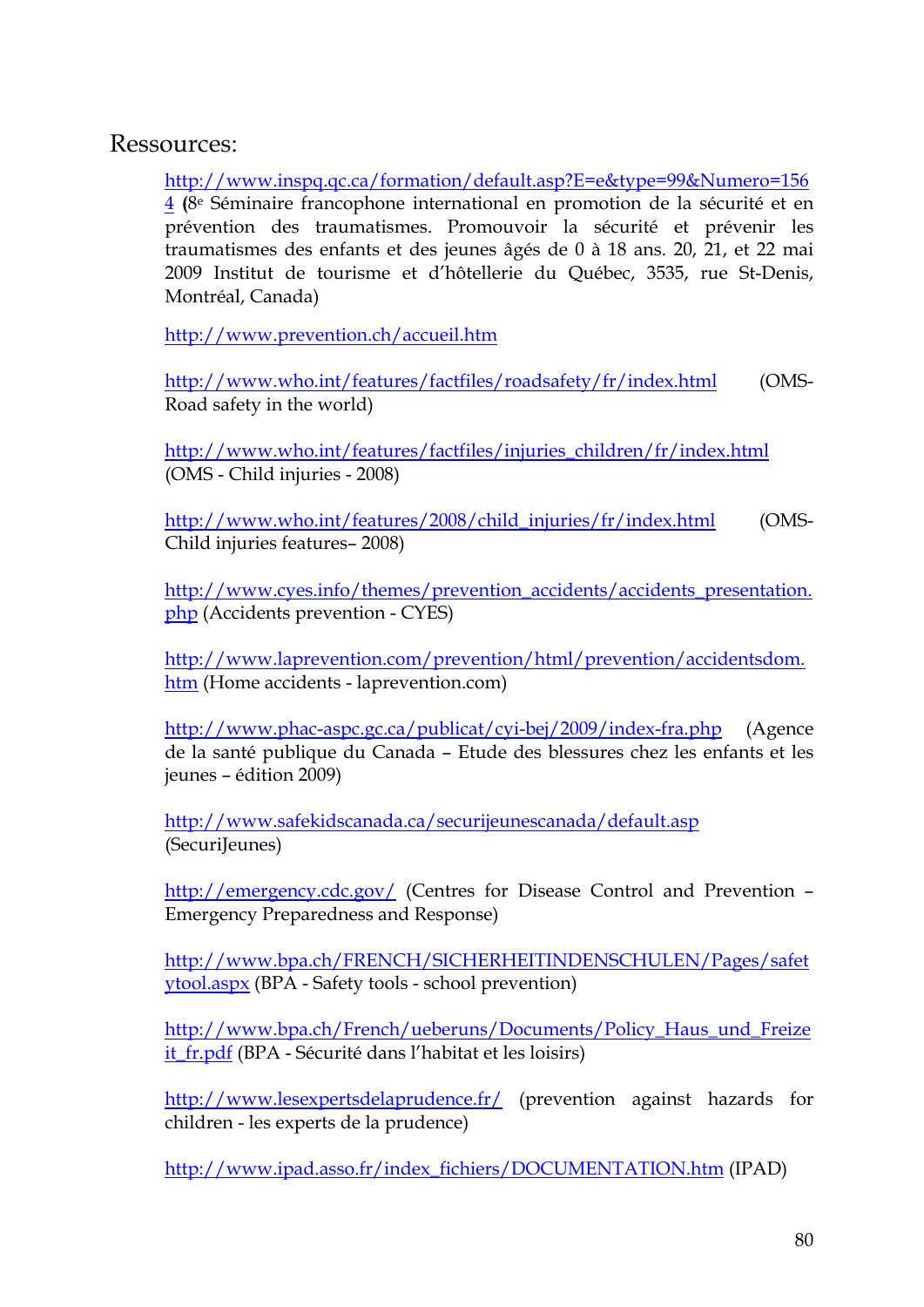## Ressources:

http://www.inspq.qc.ca/formation/default.asp?E=e&type=99&Numero=1564 **(**8[e] Séminaire francophone international en promotion de la sécurité et en prévention des traumatismes. Promouvoir la sécurité et prévenir les traumatismes des enfants et des jeunes âgés de 0 à 18 ans. 20, 21, et 22 mai 2009 Institut de tourisme et d'hôtellerie du Québec, 3535, rue St-Denis, Montréal, Canada)

http://www.prevention.ch/accueil.htm

http://www.who.int/features/factfiles/roadsafety/fr/index.html (OMS-Road safety in the world)

http://www.who.int/features/factfiles/injuries_children/fr/index.html (OMS - Child injuries - 2008)

http://www.who.int/features/2008/child_injuries/fr/index.html (OMS-Child injuries features– 2008)

http://www.cyes.info/themes/prevention_accidents/accidents_presentation.php (Accidents prevention - CYES)

http://www.laprevention.com/prevention/html/prevention/accidentsdom.htm (Home accidents - laprevention.com)

http://www.phac-aspc.gc.ca/publicat/cyi-bej/2009/index-fra.php (Agence de la santé publique du Canada – Etude des blessures chez les enfants et les jeunes – édition 2009)

http://www.safekidscanada.ca/securijeunescanada/default.asp (SecuriJeunes)

http://emergency.cdc.gov/ (Centres for Disease Control and Prevention – Emergency Preparedness and Response)

http://www.bpa.ch/FRENCH/SICHERHEITINDENSCHULEN/Pages/safetytool.aspx (BPA - Safety tools - school prevention)

http://www.bpa.ch/French/ueberuns/Documents/Policy_Haus_und_Freizeit_fr.pdf (BPA - Sécurité dans l'habitat et les loisirs)

http://www.lesexpertsdelaprudence.fr/ (prevention against hazards for children - les experts de la prudence)

http://www.ipad.asso.fr/index_fichiers/DOCUMENTATION.htm (IPAD)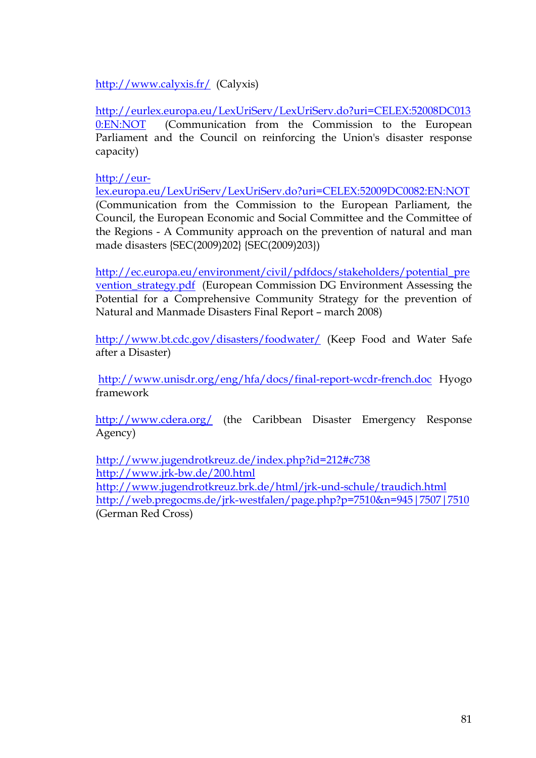http://www.calyxis.fr/ (Calyxis)

http://eurlex.europa.eu/LexUriServ/LexUriServ.do?uri=CELEX:52008DC0130:EN:NOT (Communication from the Commission to the European Parliament and the Council on reinforcing the Union's disaster response capacity)

http://eur-lex.europa.eu/LexUriServ/LexUriServ.do?uri=CELEX:52009DC0082:EN:NOT (Communication from the Commission to the European Parliament, the Council, the European Economic and Social Committee and the Committee of the Regions - A Community approach on the prevention of natural and man made disasters {SEC(2009)202} {SEC(2009)203})

http://ec.europa.eu/environment/civil/pdfdocs/stakeholders/potential_prevention_strategy.pdf (European Commission DG Environment Assessing the Potential for a Comprehensive Community Strategy for the prevention of Natural and Manmade Disasters Final Report – march 2008)

http://www.bt.cdc.gov/disasters/foodwater/ (Keep Food and Water Safe after a Disaster)

http://www.unisdr.org/eng/hfa/docs/final-report-wcdr-french.doc Hyogo framework

http://www.cdera.org/ (the Caribbean Disaster Emergency Response Agency)

http://www.jugendrotkreuz.de/index.php?id=212#c738
http://www.jrk-bw.de/200.html
http://www.jugendrotkreuz.brk.de/html/jrk-und-schule/traudich.html
http://web.pregocms.de/jrk-westfalen/page.php?p=7510&n=945|7507|7510
(German Red Cross)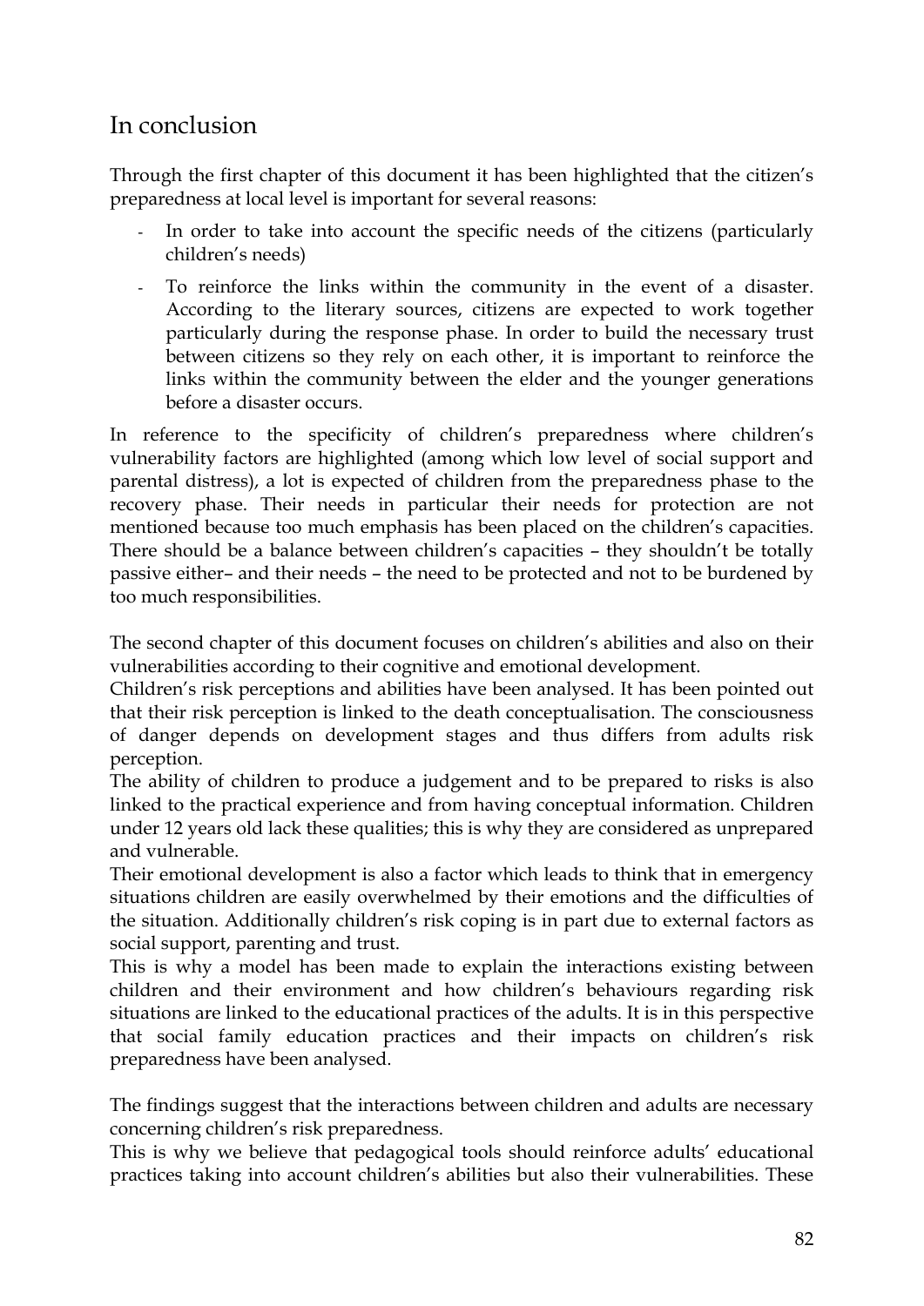## In conclusion

Through the first chapter of this document it has been highlighted that the citizen's preparedness at local level is important for several reasons:

- In order to take into account the specific needs of the citizens (particularly children's needs)
- To reinforce the links within the community in the event of a disaster. According to the literary sources, citizens are expected to work together particularly during the response phase. In order to build the necessary trust between citizens so they rely on each other, it is important to reinforce the links within the community between the elder and the younger generations before a disaster occurs.

In reference to the specificity of children's preparedness where children's vulnerability factors are highlighted (among which low level of social support and parental distress), a lot is expected of children from the preparedness phase to the recovery phase. Their needs in particular their needs for protection are not mentioned because too much emphasis has been placed on the children's capacities. There should be a balance between children's capacities – they shouldn't be totally passive either– and their needs – the need to be protected and not to be burdened by too much responsibilities.

The second chapter of this document focuses on children's abilities and also on their vulnerabilities according to their cognitive and emotional development.
Children's risk perceptions and abilities have been analysed. It has been pointed out that their risk perception is linked to the death conceptualisation. The consciousness of danger depends on development stages and thus differs from adults risk perception.
The ability of children to produce a judgement and to be prepared to risks is also linked to the practical experience and from having conceptual information. Children under 12 years old lack these qualities; this is why they are considered as unprepared and vulnerable.
Their emotional development is also a factor which leads to think that in emergency situations children are easily overwhelmed by their emotions and the difficulties of the situation. Additionally children's risk coping is in part due to external factors as social support, parenting and trust.
This is why a model has been made to explain the interactions existing between children and their environment and how children's behaviours regarding risk situations are linked to the educational practices of the adults. It is in this perspective that social family education practices and their impacts on children's risk preparedness have been analysed.

The findings suggest that the interactions between children and adults are necessary concerning children's risk preparedness.
This is why we believe that pedagogical tools should reinforce adults' educational practices taking into account children's abilities but also their vulnerabilities. These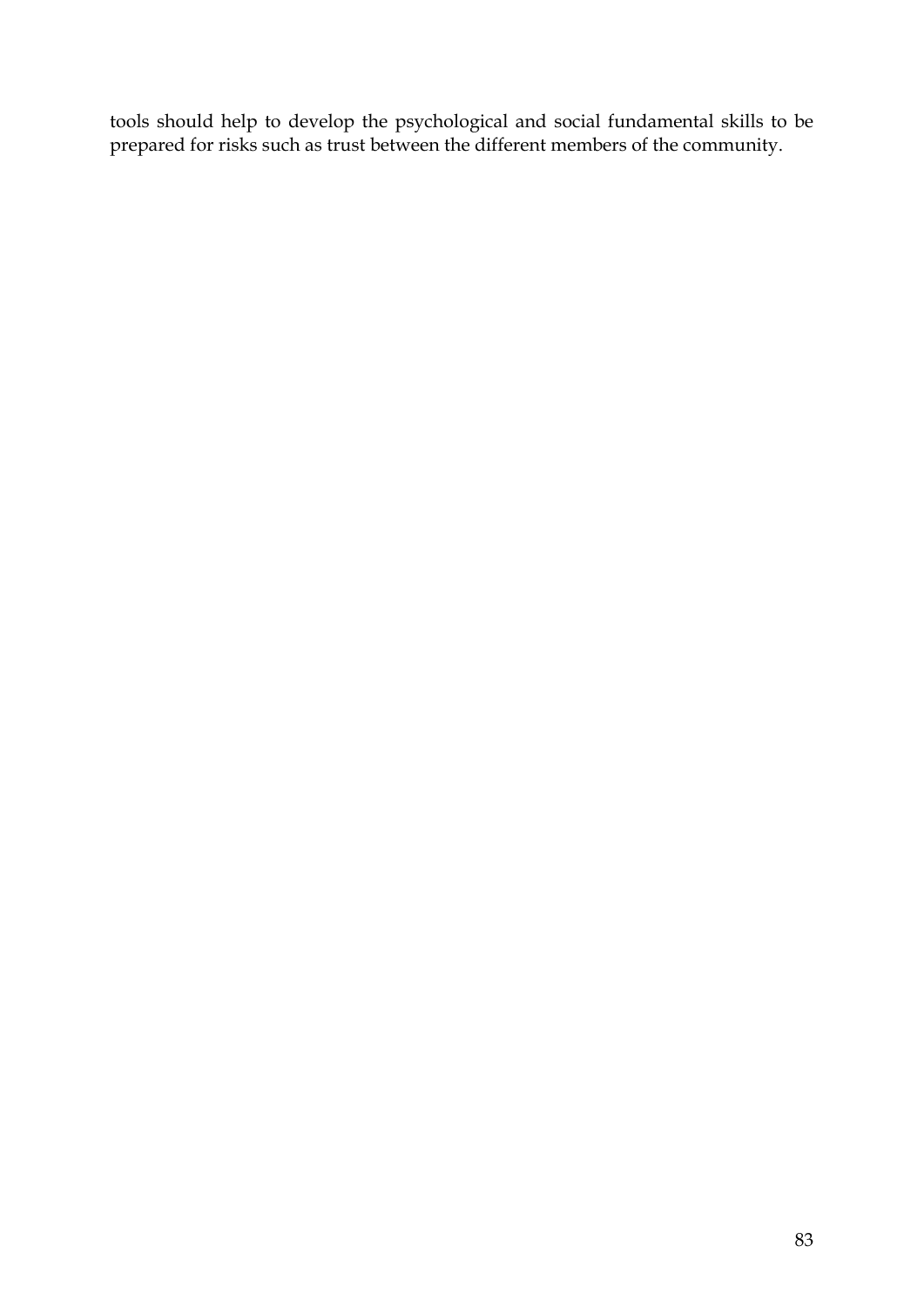tools should help to develop the psychological and social fundamental skills to be prepared for risks such as trust between the different members of the community.